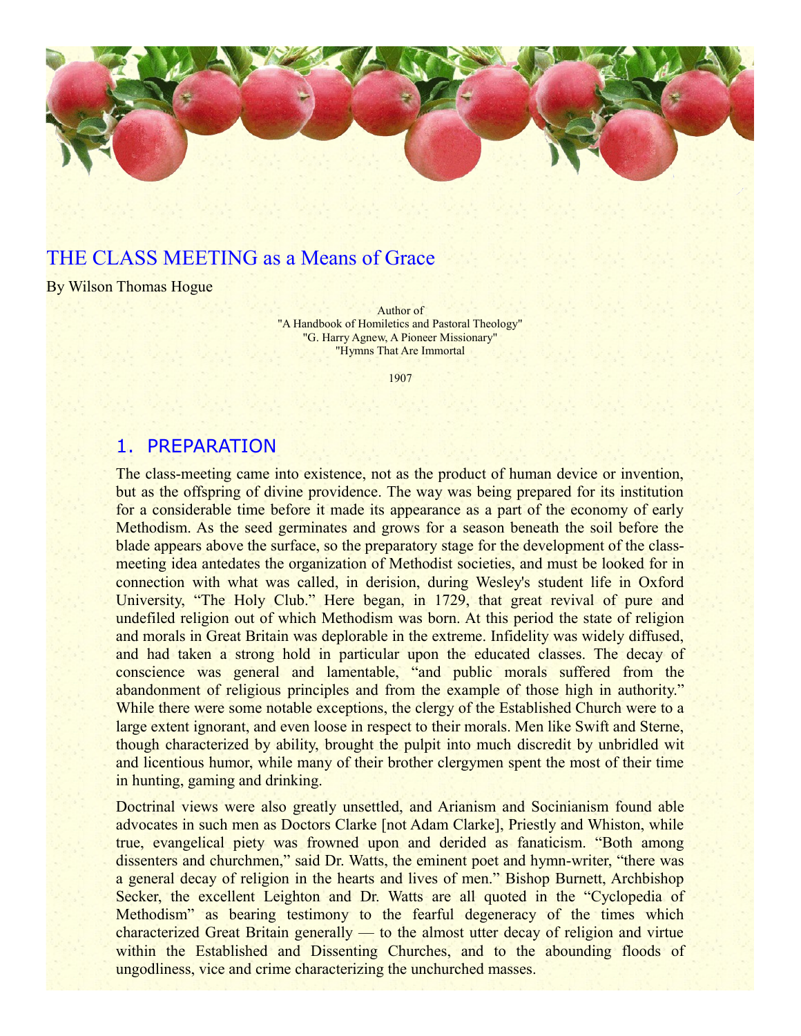# THE CLASS MEETING as a Means of Grace

By Wilson Thomas Hogue

Author of
"A Handbook of Homiletics and Pastoral Theology"
"G. Harry Agnew, A Pioneer Missionary"
"Hymns That Are Immortal

1907

## 1. PREPARATION

The class-meeting came into existence, not as the product of human device or invention, but as the offspring of divine providence. The way was being prepared for its institution for a considerable time before it made its appearance as a part of the economy of early Methodism. As the seed germinates and grows for a season beneath the soil before the blade appears above the surface, so the preparatory stage for the development of the class-meeting idea antedates the organization of Methodist societies, and must be looked for in connection with what was called, in derision, during Wesley's student life in Oxford University, "The Holy Club." Here began, in 1729, that great revival of pure and undefiled religion out of which Methodism was born. At this period the state of religion and morals in Great Britain was deplorable in the extreme. Infidelity was widely diffused, and had taken a strong hold in particular upon the educated classes. The decay of conscience was general and lamentable, "and public morals suffered from the abandonment of religious principles and from the example of those high in authority." While there were some notable exceptions, the clergy of the Established Church were to a large extent ignorant, and even loose in respect to their morals. Men like Swift and Sterne, though characterized by ability, brought the pulpit into much discredit by unbridled wit and licentious humor, while many of their brother clergymen spent the most of their time in hunting, gaming and drinking.

Doctrinal views were also greatly unsettled, and Arianism and Socinianism found able advocates in such men as Doctors Clarke [not Adam Clarke], Priestly and Whiston, while true, evangelical piety was frowned upon and derided as fanaticism. "Both among dissenters and churchmen," said Dr. Watts, the eminent poet and hymn-writer, "there was a general decay of religion in the hearts and lives of men." Bishop Burnett, Archbishop Secker, the excellent Leighton and Dr. Watts are all quoted in the "Cyclopedia of Methodism" as bearing testimony to the fearful degeneracy of the times which characterized Great Britain generally — to the almost utter decay of religion and virtue within the Established and Dissenting Churches, and to the abounding floods of ungodliness, vice and crime characterizing the unchurched masses.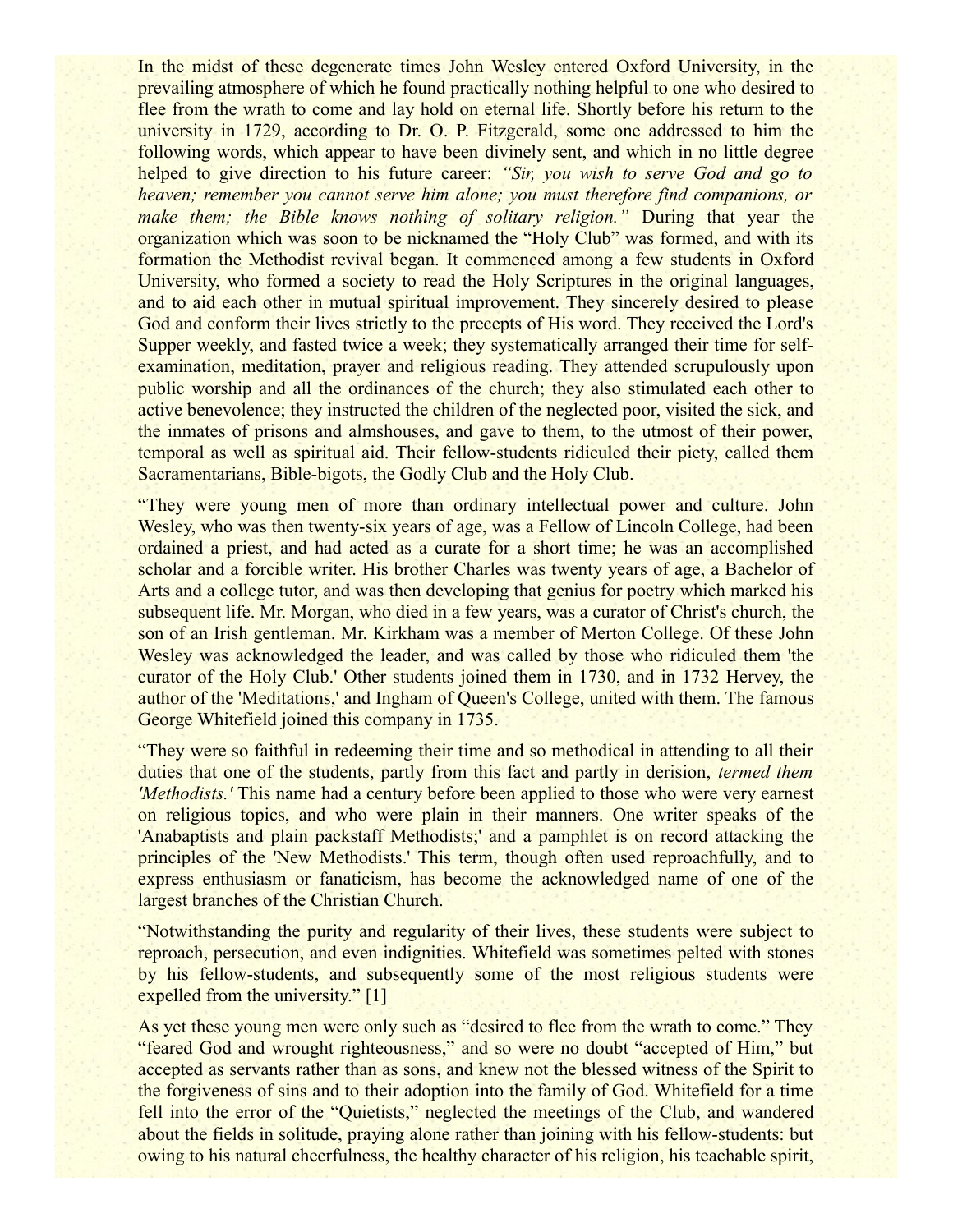In the midst of these degenerate times John Wesley entered Oxford University, in the prevailing atmosphere of which he found practically nothing helpful to one who desired to flee from the wrath to come and lay hold on eternal life. Shortly before his return to the university in 1729, according to Dr. O. P. Fitzgerald, some one addressed to him the following words, which appear to have been divinely sent, and which in no little degree helped to give direction to his future career: *"Sir, you wish to serve God and go to heaven; remember you cannot serve him alone; you must therefore find companions, or make them; the Bible knows nothing of solitary religion."* During that year the organization which was soon to be nicknamed the "Holy Club" was formed, and with its formation the Methodist revival began. It commenced among a few students in Oxford University, who formed a society to read the Holy Scriptures in the original languages, and to aid each other in mutual spiritual improvement. They sincerely desired to please God and conform their lives strictly to the precepts of His word. They received the Lord's Supper weekly, and fasted twice a week; they systematically arranged their time for self-examination, meditation, prayer and religious reading. They attended scrupulously upon public worship and all the ordinances of the church; they also stimulated each other to active benevolence; they instructed the children of the neglected poor, visited the sick, and the inmates of prisons and almshouses, and gave to them, to the utmost of their power, temporal as well as spiritual aid. Their fellow-students ridiculed their piety, called them Sacramentarians, Bible-bigots, the Godly Club and the Holy Club.

"They were young men of more than ordinary intellectual power and culture. John Wesley, who was then twenty-six years of age, was a Fellow of Lincoln College, had been ordained a priest, and had acted as a curate for a short time; he was an accomplished scholar and a forcible writer. His brother Charles was twenty years of age, a Bachelor of Arts and a college tutor, and was then developing that genius for poetry which marked his subsequent life. Mr. Morgan, who died in a few years, was a curator of Christ's church, the son of an Irish gentleman. Mr. Kirkham was a member of Merton College. Of these John Wesley was acknowledged the leader, and was called by those who ridiculed them 'the curator of the Holy Club.' Other students joined them in 1730, and in 1732 Hervey, the author of the 'Meditations,' and Ingham of Queen's College, united with them. The famous George Whitefield joined this company in 1735.

"They were so faithful in redeeming their time and so methodical in attending to all their duties that one of the students, partly from this fact and partly in derision, *termed them 'Methodists.'* This name had a century before been applied to those who were very earnest on religious topics, and who were plain in their manners. One writer speaks of the 'Anabaptists and plain packstaff Methodists;' and a pamphlet is on record attacking the principles of the 'New Methodists.' This term, though often used reproachfully, and to express enthusiasm or fanaticism, has become the acknowledged name of one of the largest branches of the Christian Church.

"Notwithstanding the purity and regularity of their lives, these students were subject to reproach, persecution, and even indignities. Whitefield was sometimes pelted with stones by his fellow-students, and subsequently some of the most religious students were expelled from the university." [1]

As yet these young men were only such as "desired to flee from the wrath to come." They "feared God and wrought righteousness," and so were no doubt "accepted of Him," but accepted as servants rather than as sons, and knew not the blessed witness of the Spirit to the forgiveness of sins and to their adoption into the family of God. Whitefield for a time fell into the error of the "Quietists," neglected the meetings of the Club, and wandered about the fields in solitude, praying alone rather than joining with his fellow-students: but owing to his natural cheerfulness, the healthy character of his religion, his teachable spirit,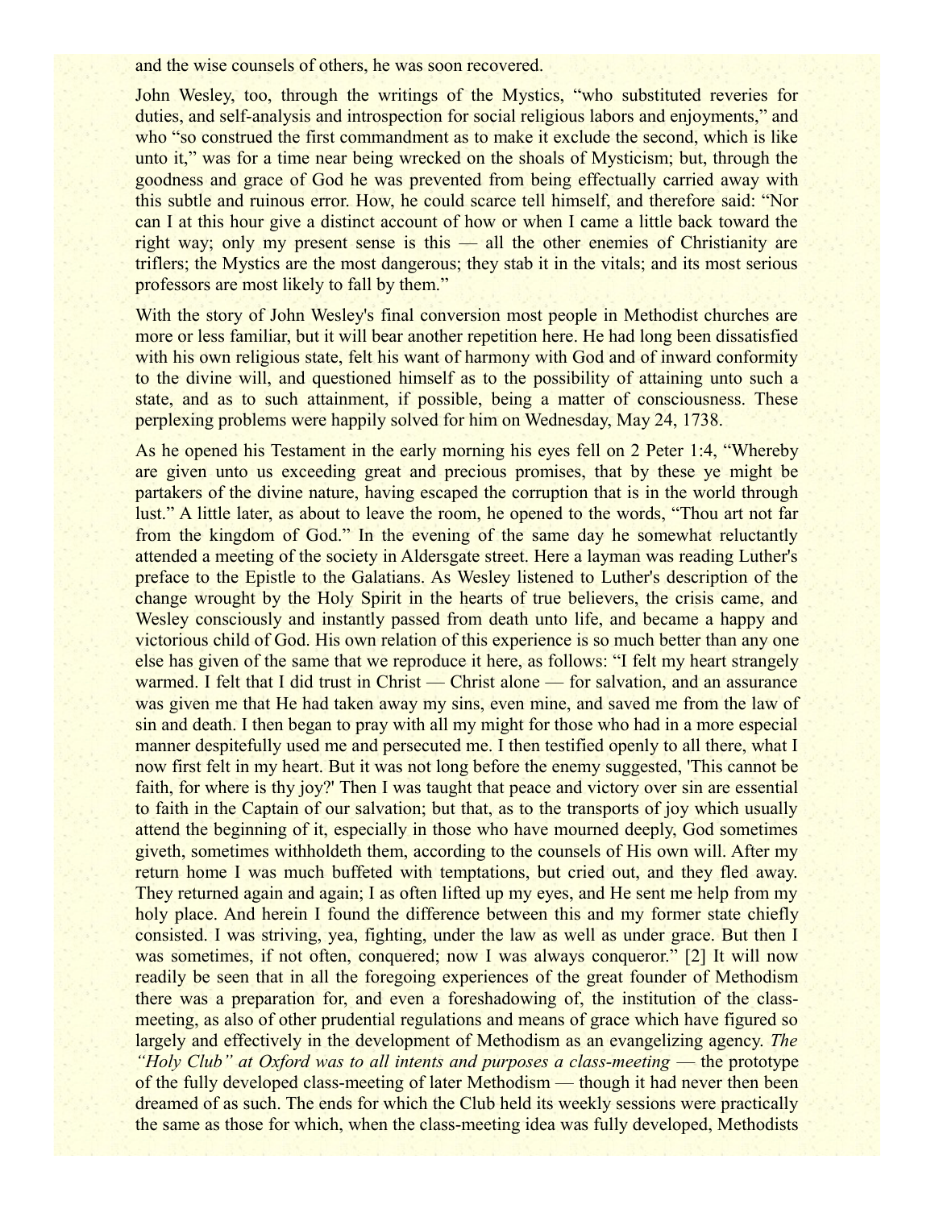and the wise counsels of others, he was soon recovered.

John Wesley, too, through the writings of the Mystics, "who substituted reveries for duties, and self-analysis and introspection for social religious labors and enjoyments," and who "so construed the first commandment as to make it exclude the second, which is like unto it," was for a time near being wrecked on the shoals of Mysticism; but, through the goodness and grace of God he was prevented from being effectually carried away with this subtle and ruinous error. How, he could scarce tell himself, and therefore said: "Nor can I at this hour give a distinct account of how or when I came a little back toward the right way; only my present sense is this — all the other enemies of Christianity are triflers; the Mystics are the most dangerous; they stab it in the vitals; and its most serious professors are most likely to fall by them."

With the story of John Wesley's final conversion most people in Methodist churches are more or less familiar, but it will bear another repetition here. He had long been dissatisfied with his own religious state, felt his want of harmony with God and of inward conformity to the divine will, and questioned himself as to the possibility of attaining unto such a state, and as to such attainment, if possible, being a matter of consciousness. These perplexing problems were happily solved for him on Wednesday, May 24, 1738.

As he opened his Testament in the early morning his eyes fell on 2 Peter 1:4, "Whereby are given unto us exceeding great and precious promises, that by these ye might be partakers of the divine nature, having escaped the corruption that is in the world through lust." A little later, as about to leave the room, he opened to the words, "Thou art not far from the kingdom of God." In the evening of the same day he somewhat reluctantly attended a meeting of the society in Aldersgate street. Here a layman was reading Luther's preface to the Epistle to the Galatians. As Wesley listened to Luther's description of the change wrought by the Holy Spirit in the hearts of true believers, the crisis came, and Wesley consciously and instantly passed from death unto life, and became a happy and victorious child of God. His own relation of this experience is so much better than any one else has given of the same that we reproduce it here, as follows: "I felt my heart strangely warmed. I felt that I did trust in Christ — Christ alone — for salvation, and an assurance was given me that He had taken away my sins, even mine, and saved me from the law of sin and death. I then began to pray with all my might for those who had in a more especial manner despitefully used me and persecuted me. I then testified openly to all there, what I now first felt in my heart. But it was not long before the enemy suggested, 'This cannot be faith, for where is thy joy?' Then I was taught that peace and victory over sin are essential to faith in the Captain of our salvation; but that, as to the transports of joy which usually attend the beginning of it, especially in those who have mourned deeply, God sometimes giveth, sometimes withholdeth them, according to the counsels of His own will. After my return home I was much buffeted with temptations, but cried out, and they fled away. They returned again and again; I as often lifted up my eyes, and He sent me help from my holy place. And herein I found the difference between this and my former state chiefly consisted. I was striving, yea, fighting, under the law as well as under grace. But then I was sometimes, if not often, conquered; now I was always conqueror." [2] It will now readily be seen that in all the foregoing experiences of the great founder of Methodism there was a preparation for, and even a foreshadowing of, the institution of the class-meeting, as also of other prudential regulations and means of grace which have figured so largely and effectively in the development of Methodism as an evangelizing agency. *The "Holy Club" at Oxford was to all intents and purposes a class-meeting* — the prototype of the fully developed class-meeting of later Methodism — though it had never then been dreamed of as such. The ends for which the Club held its weekly sessions were practically the same as those for which, when the class-meeting idea was fully developed, Methodists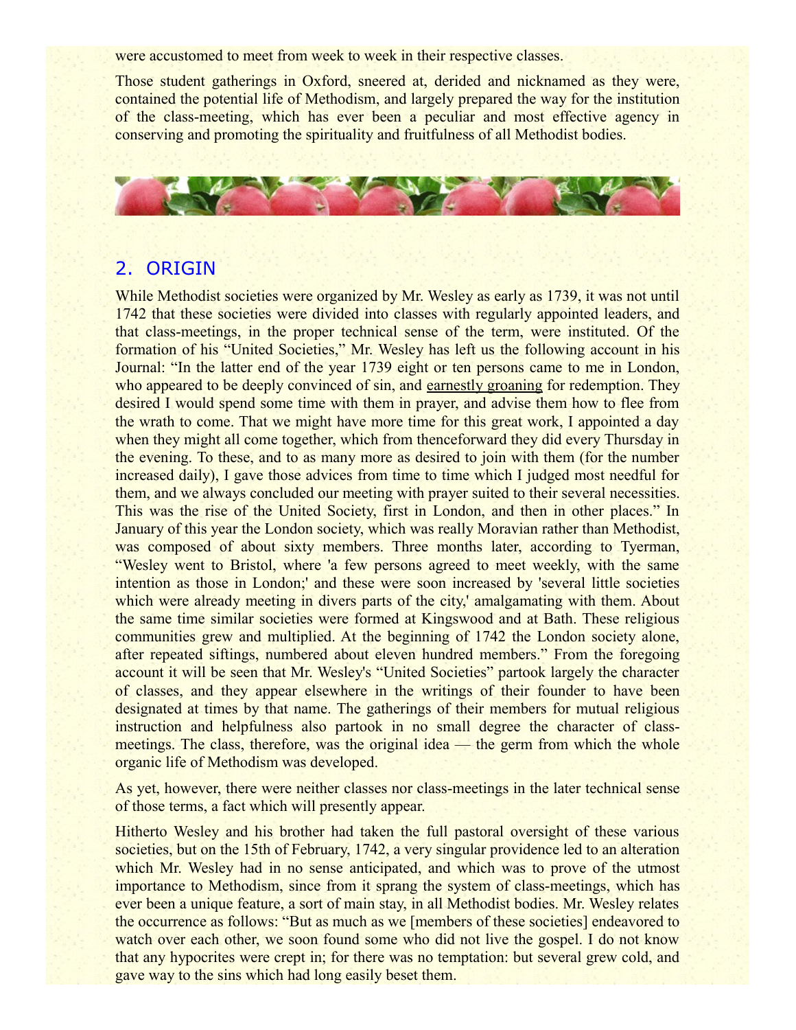were accustomed to meet from week to week in their respective classes.

Those student gatherings in Oxford, sneered at, derided and nicknamed as they were, contained the potential life of Methodism, and largely prepared the way for the institution of the class-meeting, which has ever been a peculiar and most effective agency in conserving and promoting the spirituality and fruitfulness of all Methodist bodies.

## 2. ORIGIN

While Methodist societies were organized by Mr. Wesley as early as 1739, it was not until 1742 that these societies were divided into classes with regularly appointed leaders, and that class-meetings, in the proper technical sense of the term, were instituted. Of the formation of his "United Societies," Mr. Wesley has left us the following account in his Journal: "In the latter end of the year 1739 eight or ten persons came to me in London, who appeared to be deeply convinced of sin, and earnestly groaning for redemption. They desired I would spend some time with them in prayer, and advise them how to flee from the wrath to come. That we might have more time for this great work, I appointed a day when they might all come together, which from thenceforward they did every Thursday in the evening. To these, and to as many more as desired to join with them (for the number increased daily), I gave those advices from time to time which I judged most needful for them, and we always concluded our meeting with prayer suited to their several necessities. This was the rise of the United Society, first in London, and then in other places." In January of this year the London society, which was really Moravian rather than Methodist, was composed of about sixty members. Three months later, according to Tyerman, "Wesley went to Bristol, where 'a few persons agreed to meet weekly, with the same intention as those in London;' and these were soon increased by 'several little societies which were already meeting in divers parts of the city,' amalgamating with them. About the same time similar societies were formed at Kingswood and at Bath. These religious communities grew and multiplied. At the beginning of 1742 the London society alone, after repeated siftings, numbered about eleven hundred members." From the foregoing account it will be seen that Mr. Wesley's "United Societies" partook largely the character of classes, and they appear elsewhere in the writings of their founder to have been designated at times by that name. The gatherings of their members for mutual religious instruction and helpfulness also partook in no small degree the character of class-meetings. The class, therefore, was the original idea — the germ from which the whole organic life of Methodism was developed.

As yet, however, there were neither classes nor class-meetings in the later technical sense of those terms, a fact which will presently appear.

Hitherto Wesley and his brother had taken the full pastoral oversight of these various societies, but on the 15th of February, 1742, a very singular providence led to an alteration which Mr. Wesley had in no sense anticipated, and which was to prove of the utmost importance to Methodism, since from it sprang the system of class-meetings, which has ever been a unique feature, a sort of main stay, in all Methodist bodies. Mr. Wesley relates the occurrence as follows: "But as much as we [members of these societies] endeavored to watch over each other, we soon found some who did not live the gospel. I do not know that any hypocrites were crept in; for there was no temptation: but several grew cold, and gave way to the sins which had long easily beset them.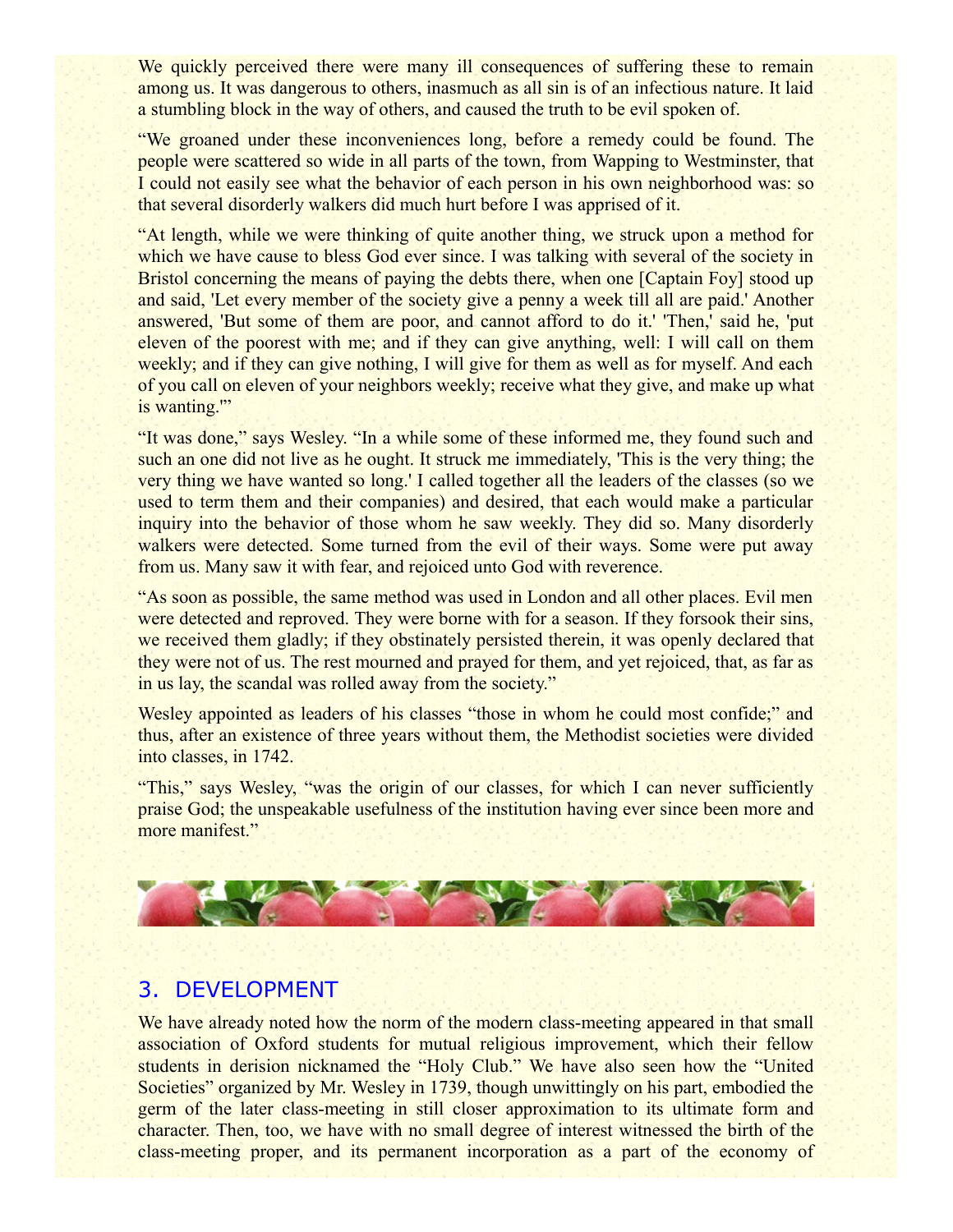We quickly perceived there were many ill consequences of suffering these to remain among us. It was dangerous to others, inasmuch as all sin is of an infectious nature. It laid a stumbling block in the way of others, and caused the truth to be evil spoken of.

“We groaned under these inconveniences long, before a remedy could be found. The people were scattered so wide in all parts of the town, from Wapping to Westminster, that I could not easily see what the behavior of each person in his own neighborhood was: so that several disorderly walkers did much hurt before I was apprised of it.

“At length, while we were thinking of quite another thing, we struck upon a method for which we have cause to bless God ever since. I was talking with several of the society in Bristol concerning the means of paying the debts there, when one [Captain Foy] stood up and said, 'Let every member of the society give a penny a week till all are paid.' Another answered, 'But some of them are poor, and cannot afford to do it.' 'Then,' said he, 'put eleven of the poorest with me; and if they can give anything, well: I will call on them weekly; and if they can give nothing, I will give for them as well as for myself. And each of you call on eleven of your neighbors weekly; receive what they give, and make up what is wanting.'”

“It was done,” says Wesley. “In a while some of these informed me, they found such and such an one did not live as he ought. It struck me immediately, 'This is the very thing; the very thing we have wanted so long.' I called together all the leaders of the classes (so we used to term them and their companies) and desired, that each would make a particular inquiry into the behavior of those whom he saw weekly. They did so. Many disorderly walkers were detected. Some turned from the evil of their ways. Some were put away from us. Many saw it with fear, and rejoiced unto God with reverence.

“As soon as possible, the same method was used in London and all other places. Evil men were detected and reproved. They were borne with for a season. If they forsook their sins, we received them gladly; if they obstinately persisted therein, it was openly declared that they were not of us. The rest mourned and prayed for them, and yet rejoiced, that, as far as in us lay, the scandal was rolled away from the society.”

Wesley appointed as leaders of his classes “those in whom he could most confide;” and thus, after an existence of three years without them, the Methodist societies were divided into classes, in 1742.

“This,” says Wesley, “was the origin of our classes, for which I can never sufficiently praise God; the unspeakable usefulness of the institution having ever since been more and more manifest.”

## 3. DEVELOPMENT

We have already noted how the norm of the modern class-meeting appeared in that small association of Oxford students for mutual religious improvement, which their fellow students in derision nicknamed the “Holy Club.” We have also seen how the “United Societies” organized by Mr. Wesley in 1739, though unwittingly on his part, embodied the germ of the later class-meeting in still closer approximation to its ultimate form and character. Then, too, we have with no small degree of interest witnessed the birth of the class-meeting proper, and its permanent incorporation as a part of the economy of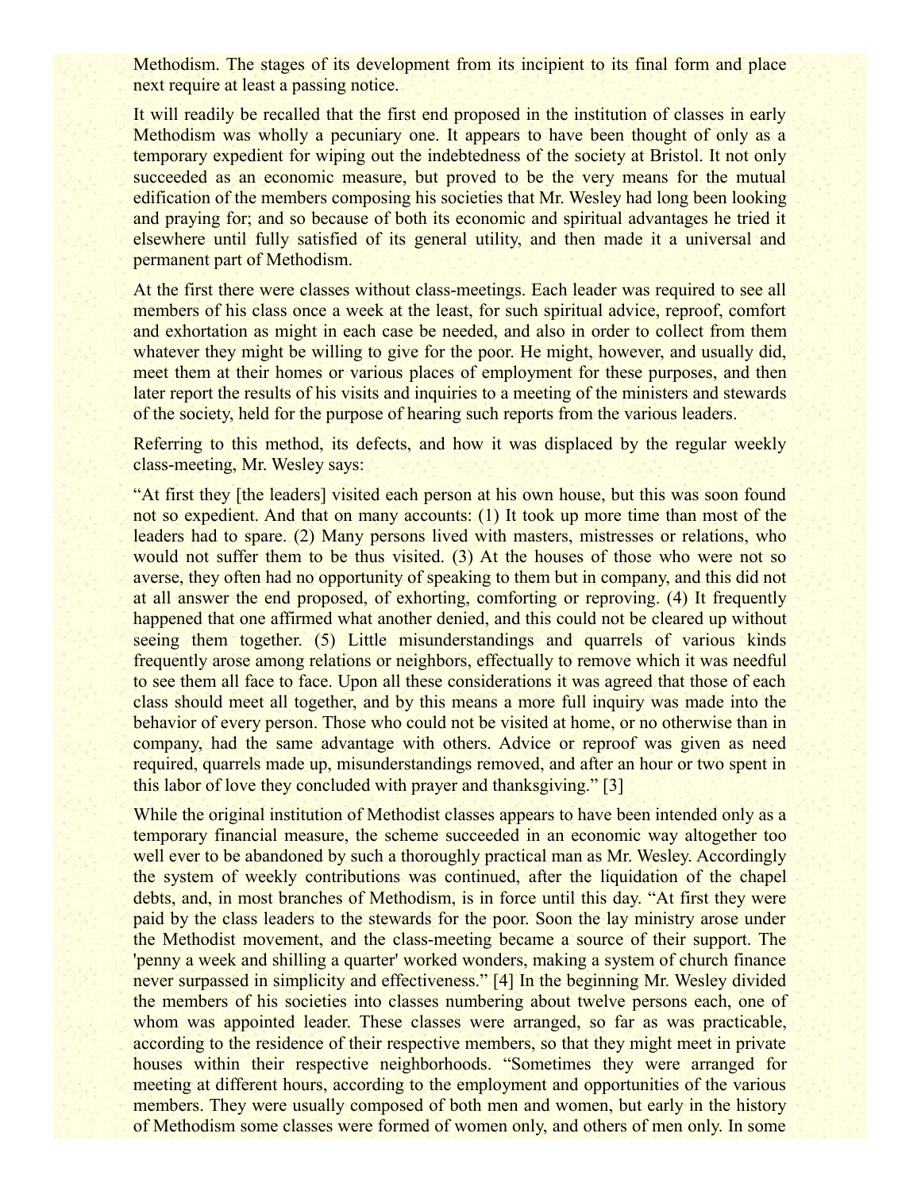Methodism. The stages of its development from its incipient to its final form and place next require at least a passing notice.

It will readily be recalled that the first end proposed in the institution of classes in early Methodism was wholly a pecuniary one. It appears to have been thought of only as a temporary expedient for wiping out the indebtedness of the society at Bristol. It not only succeeded as an economic measure, but proved to be the very means for the mutual edification of the members composing his societies that Mr. Wesley had long been looking and praying for; and so because of both its economic and spiritual advantages he tried it elsewhere until fully satisfied of its general utility, and then made it a universal and permanent part of Methodism.

At the first there were classes without class-meetings. Each leader was required to see all members of his class once a week at the least, for such spiritual advice, reproof, comfort and exhortation as might in each case be needed, and also in order to collect from them whatever they might be willing to give for the poor. He might, however, and usually did, meet them at their homes or various places of employment for these purposes, and then later report the results of his visits and inquiries to a meeting of the ministers and stewards of the society, held for the purpose of hearing such reports from the various leaders.

Referring to this method, its defects, and how it was displaced by the regular weekly class-meeting, Mr. Wesley says:

"At first they [the leaders] visited each person at his own house, but this was soon found not so expedient. And that on many accounts: (1) It took up more time than most of the leaders had to spare. (2) Many persons lived with masters, mistresses or relations, who would not suffer them to be thus visited. (3) At the houses of those who were not so averse, they often had no opportunity of speaking to them but in company, and this did not at all answer the end proposed, of exhorting, comforting or reproving. (4) It frequently happened that one affirmed what another denied, and this could not be cleared up without seeing them together. (5) Little misunderstandings and quarrels of various kinds frequently arose among relations or neighbors, effectually to remove which it was needful to see them all face to face. Upon all these considerations it was agreed that those of each class should meet all together, and by this means a more full inquiry was made into the behavior of every person. Those who could not be visited at home, or no otherwise than in company, had the same advantage with others. Advice or reproof was given as need required, quarrels made up, misunderstandings removed, and after an hour or two spent in this labor of love they concluded with prayer and thanksgiving." [3]

While the original institution of Methodist classes appears to have been intended only as a temporary financial measure, the scheme succeeded in an economic way altogether too well ever to be abandoned by such a thoroughly practical man as Mr. Wesley. Accordingly the system of weekly contributions was continued, after the liquidation of the chapel debts, and, in most branches of Methodism, is in force until this day. "At first they were paid by the class leaders to the stewards for the poor. Soon the lay ministry arose under the Methodist movement, and the class-meeting became a source of their support. The 'penny a week and shilling a quarter' worked wonders, making a system of church finance never surpassed in simplicity and effectiveness." [4] In the beginning Mr. Wesley divided the members of his societies into classes numbering about twelve persons each, one of whom was appointed leader. These classes were arranged, so far as was practicable, according to the residence of their respective members, so that they might meet in private houses within their respective neighborhoods. "Sometimes they were arranged for meeting at different hours, according to the employment and opportunities of the various members. They were usually composed of both men and women, but early in the history of Methodism some classes were formed of women only, and others of men only. In some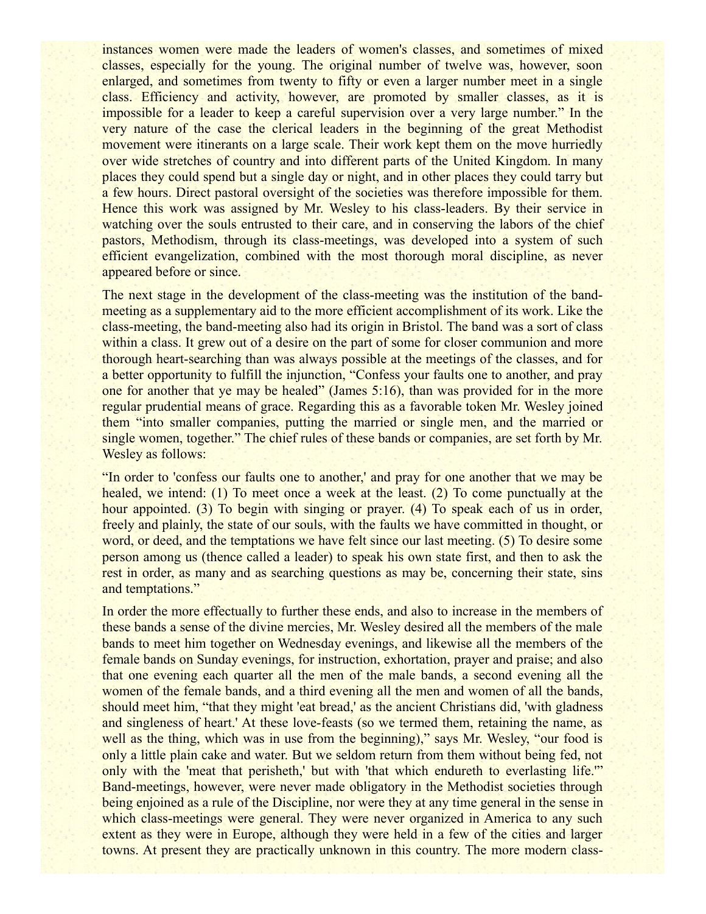instances women were made the leaders of women's classes, and sometimes of mixed classes, especially for the young. The original number of twelve was, however, soon enlarged, and sometimes from twenty to fifty or even a larger number meet in a single class. Efficiency and activity, however, are promoted by smaller classes, as it is impossible for a leader to keep a careful supervision over a very large number." In the very nature of the case the clerical leaders in the beginning of the great Methodist movement were itinerants on a large scale. Their work kept them on the move hurriedly over wide stretches of country and into different parts of the United Kingdom. In many places they could spend but a single day or night, and in other places they could tarry but a few hours. Direct pastoral oversight of the societies was therefore impossible for them. Hence this work was assigned by Mr. Wesley to his class-leaders. By their service in watching over the souls entrusted to their care, and in conserving the labors of the chief pastors, Methodism, through its class-meetings, was developed into a system of such efficient evangelization, combined with the most thorough moral discipline, as never appeared before or since.

The next stage in the development of the class-meeting was the institution of the band-meeting as a supplementary aid to the more efficient accomplishment of its work. Like the class-meeting, the band-meeting also had its origin in Bristol. The band was a sort of class within a class. It grew out of a desire on the part of some for closer communion and more thorough heart-searching than was always possible at the meetings of the classes, and for a better opportunity to fulfill the injunction, "Confess your faults one to another, and pray one for another that ye may be healed" (James 5:16), than was provided for in the more regular prudential means of grace. Regarding this as a favorable token Mr. Wesley joined them "into smaller companies, putting the married or single men, and the married or single women, together." The chief rules of these bands or companies, are set forth by Mr. Wesley as follows:

"In order to 'confess our faults one to another,' and pray for one another that we may be healed, we intend: (1) To meet once a week at the least. (2) To come punctually at the hour appointed. (3) To begin with singing or prayer. (4) To speak each of us in order, freely and plainly, the state of our souls, with the faults we have committed in thought, or word, or deed, and the temptations we have felt since our last meeting. (5) To desire some person among us (thence called a leader) to speak his own state first, and then to ask the rest in order, as many and as searching questions as may be, concerning their state, sins and temptations."

In order the more effectually to further these ends, and also to increase in the members of these bands a sense of the divine mercies, Mr. Wesley desired all the members of the male bands to meet him together on Wednesday evenings, and likewise all the members of the female bands on Sunday evenings, for instruction, exhortation, prayer and praise; and also that one evening each quarter all the men of the male bands, a second evening all the women of the female bands, and a third evening all the men and women of all the bands, should meet him, "that they might 'eat bread,' as the ancient Christians did, 'with gladness and singleness of heart.' At these love-feasts (so we termed them, retaining the name, as well as the thing, which was in use from the beginning)," says Mr. Wesley, "our food is only a little plain cake and water. But we seldom return from them without being fed, not only with the 'meat that perisheth,' but with 'that which endureth to everlasting life.'" Band-meetings, however, were never made obligatory in the Methodist societies through being enjoined as a rule of the Discipline, nor were they at any time general in the sense in which class-meetings were general. They were never organized in America to any such extent as they were in Europe, although they were held in a few of the cities and larger towns. At present they are practically unknown in this country. The more modern class-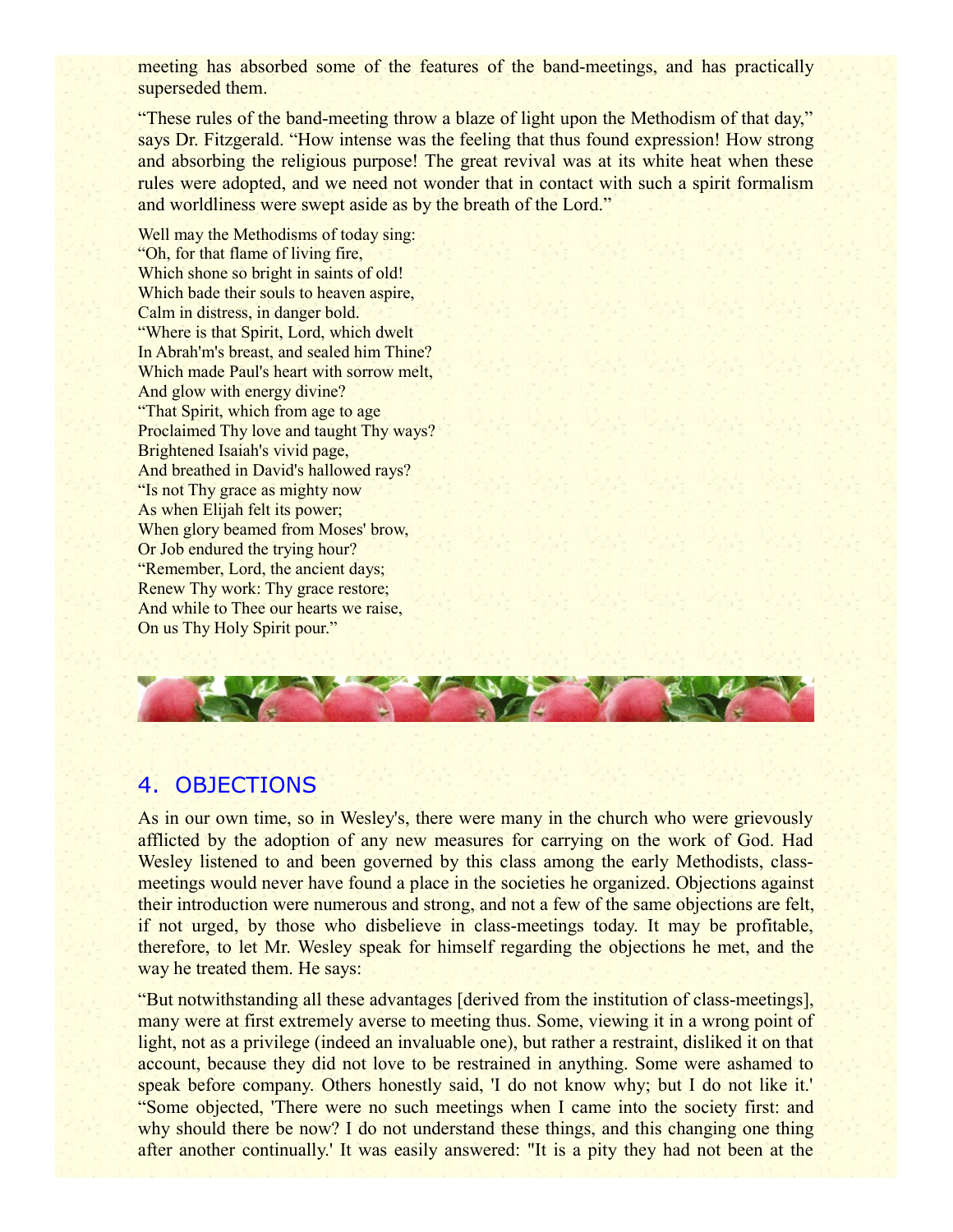meeting has absorbed some of the features of the band-meetings, and has practically superseded them.

"These rules of the band-meeting throw a blaze of light upon the Methodism of that day," says Dr. Fitzgerald. "How intense was the feeling that thus found expression! How strong and absorbing the religious purpose! The great revival was at its white heat when these rules were adopted, and we need not wonder that in contact with such a spirit formalism and worldliness were swept aside as by the breath of the Lord."

Well may the Methodisms of today sing:
"Oh, for that flame of living fire,
Which shone so bright in saints of old!
Which bade their souls to heaven aspire,
Calm in distress, in danger bold.
"Where is that Spirit, Lord, which dwelt
In Abrah'm's breast, and sealed him Thine?
Which made Paul's heart with sorrow melt,
And glow with energy divine?
"That Spirit, which from age to age
Proclaimed Thy love and taught Thy ways?
Brightened Isaiah's vivid page,
And breathed in David's hallowed rays?
"Is not Thy grace as mighty now
As when Elijah felt its power;
When glory beamed from Moses' brow,
Or Job endured the trying hour?
"Remember, Lord, the ancient days;
Renew Thy work: Thy grace restore;
And while to Thee our hearts we raise,
On us Thy Holy Spirit pour."

## 4. OBJECTIONS

As in our own time, so in Wesley's, there were many in the church who were grievously afflicted by the adoption of any new measures for carrying on the work of God. Had Wesley listened to and been governed by this class among the early Methodists, class-meetings would never have found a place in the societies he organized. Objections against their introduction were numerous and strong, and not a few of the same objections are felt, if not urged, by those who disbelieve in class-meetings today. It may be profitable, therefore, to let Mr. Wesley speak for himself regarding the objections he met, and the way he treated them. He says:

"But notwithstanding all these advantages [derived from the institution of class-meetings], many were at first extremely averse to meeting thus. Some, viewing it in a wrong point of light, not as a privilege (indeed an invaluable one), but rather a restraint, disliked it on that account, because they did not love to be restrained in anything. Some were ashamed to speak before company. Others honestly said, 'I do not know why; but I do not like it.'
"Some objected, 'There were no such meetings when I came into the society first: and why should there be now? I do not understand these things, and this changing one thing after another continually.' It was easily answered: "It is a pity they had not been at the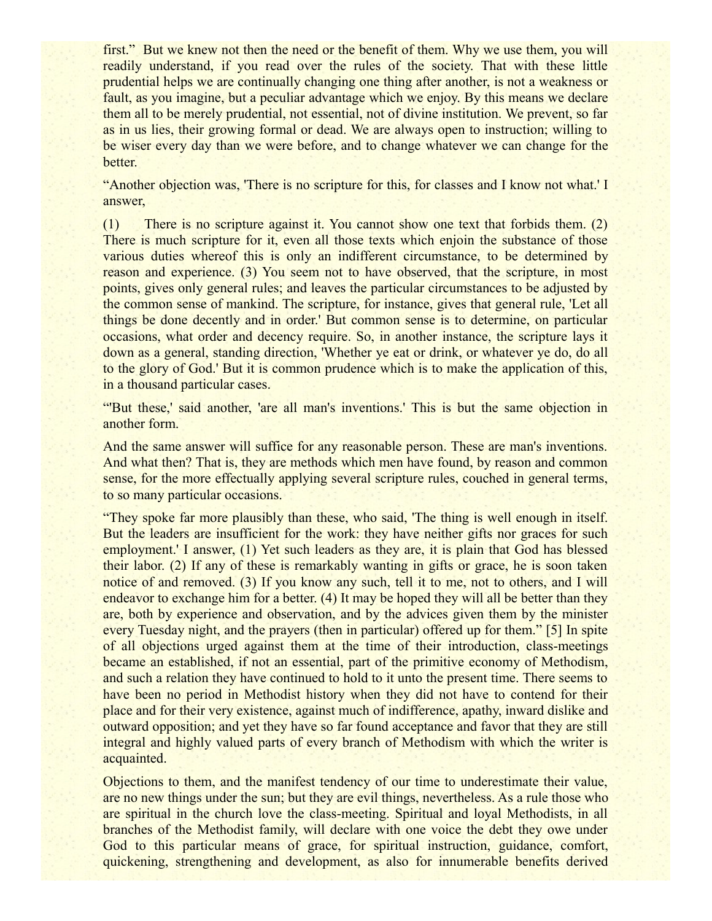first." But we knew not then the need or the benefit of them. Why we use them, you will readily understand, if you read over the rules of the society. That with these little prudential helps we are continually changing one thing after another, is not a weakness or fault, as you imagine, but a peculiar advantage which we enjoy. By this means we declare them all to be merely prudential, not essential, not of divine institution. We prevent, so far as in us lies, their growing formal or dead. We are always open to instruction; willing to be wiser every day than we were before, and to change whatever we can change for the better.

"Another objection was, 'There is no scripture for this, for classes and I know not what.' I answer,

(1) There is no scripture against it. You cannot show one text that forbids them. (2) There is much scripture for it, even all those texts which enjoin the substance of those various duties whereof this is only an indifferent circumstance, to be determined by reason and experience. (3) You seem not to have observed, that the scripture, in most points, gives only general rules; and leaves the particular circumstances to be adjusted by the common sense of mankind. The scripture, for instance, gives that general rule, 'Let all things be done decently and in order.' But common sense is to determine, on particular occasions, what order and decency require. So, in another instance, the scripture lays it down as a general, standing direction, 'Whether ye eat or drink, or whatever ye do, do all to the glory of God.' But it is common prudence which is to make the application of this, in a thousand particular cases.

"'But these,' said another, 'are all man's inventions.' This is but the same objection in another form.

And the same answer will suffice for any reasonable person. These are man's inventions. And what then? That is, they are methods which men have found, by reason and common sense, for the more effectually applying several scripture rules, couched in general terms, to so many particular occasions.

"They spoke far more plausibly than these, who said, 'The thing is well enough in itself. But the leaders are insufficient for the work: they have neither gifts nor graces for such employment.' I answer, (1) Yet such leaders as they are, it is plain that God has blessed their labor. (2) If any of these is remarkably wanting in gifts or grace, he is soon taken notice of and removed. (3) If you know any such, tell it to me, not to others, and I will endeavor to exchange him for a better. (4) It may be hoped they will all be better than they are, both by experience and observation, and by the advices given them by the minister every Tuesday night, and the prayers (then in particular) offered up for them." [5] In spite of all objections urged against them at the time of their introduction, class-meetings became an established, if not an essential, part of the primitive economy of Methodism, and such a relation they have continued to hold to it unto the present time. There seems to have been no period in Methodist history when they did not have to contend for their place and for their very existence, against much of indifference, apathy, inward dislike and outward opposition; and yet they have so far found acceptance and favor that they are still integral and highly valued parts of every branch of Methodism with which the writer is acquainted.

Objections to them, and the manifest tendency of our time to underestimate their value, are no new things under the sun; but they are evil things, nevertheless. As a rule those who are spiritual in the church love the class-meeting. Spiritual and loyal Methodists, in all branches of the Methodist family, will declare with one voice the debt they owe under God to this particular means of grace, for spiritual instruction, guidance, comfort, quickening, strengthening and development, as also for innumerable benefits derived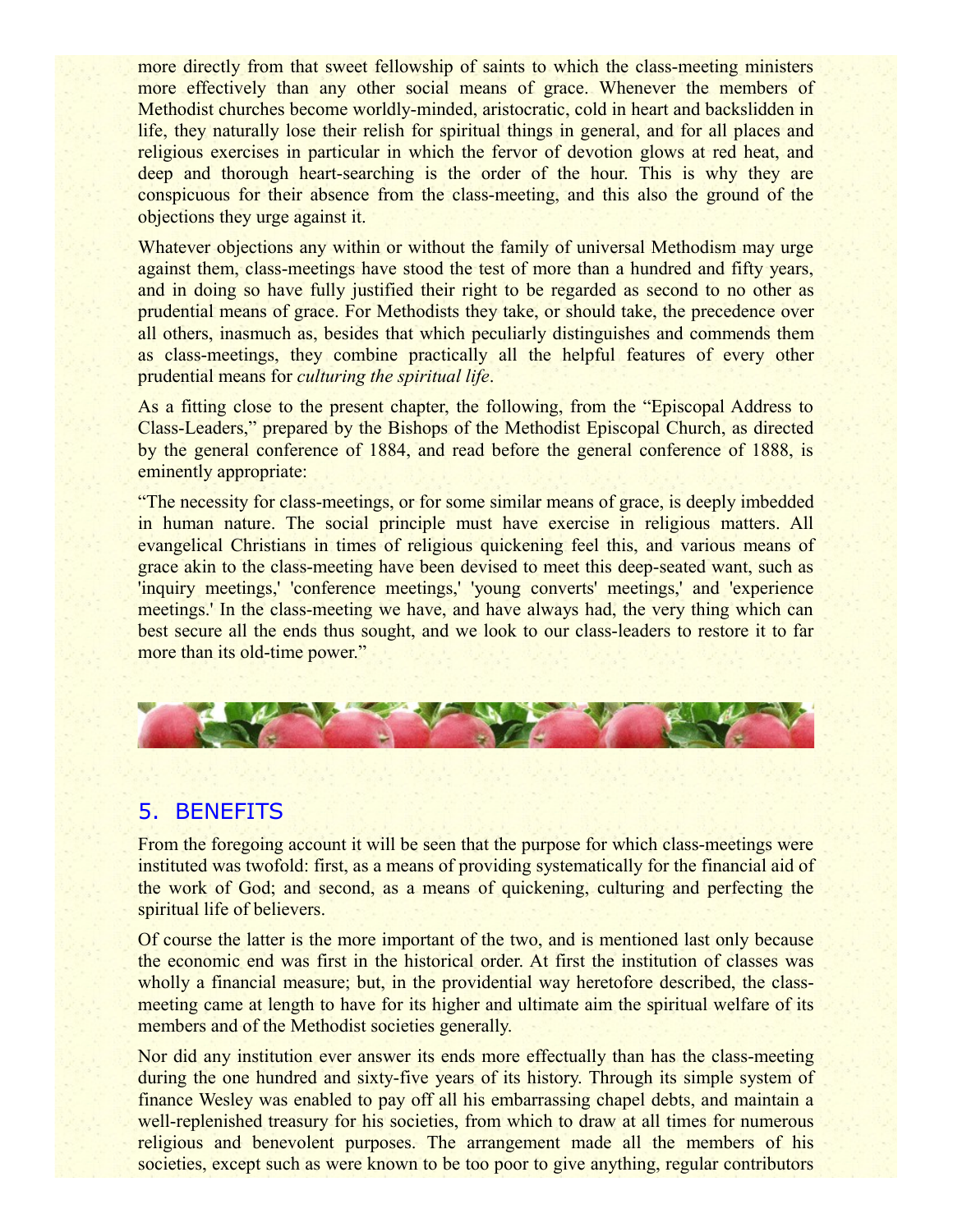more directly from that sweet fellowship of saints to which the class-meeting ministers more effectively than any other social means of grace. Whenever the members of Methodist churches become worldly-minded, aristocratic, cold in heart and backslidden in life, they naturally lose their relish for spiritual things in general, and for all places and religious exercises in particular in which the fervor of devotion glows at red heat, and deep and thorough heart-searching is the order of the hour. This is why they are conspicuous for their absence from the class-meeting, and this also the ground of the objections they urge against it.

Whatever objections any within or without the family of universal Methodism may urge against them, class-meetings have stood the test of more than a hundred and fifty years, and in doing so have fully justified their right to be regarded as second to no other as prudential means of grace. For Methodists they take, or should take, the precedence over all others, inasmuch as, besides that which peculiarly distinguishes and commends them as class-meetings, they combine practically all the helpful features of every other prudential means for *culturing the spiritual life*.

As a fitting close to the present chapter, the following, from the "Episcopal Address to Class-Leaders," prepared by the Bishops of the Methodist Episcopal Church, as directed by the general conference of 1884, and read before the general conference of 1888, is eminently appropriate:

"The necessity for class-meetings, or for some similar means of grace, is deeply imbedded in human nature. The social principle must have exercise in religious matters. All evangelical Christians in times of religious quickening feel this, and various means of grace akin to the class-meeting have been devised to meet this deep-seated want, such as 'inquiry meetings,' 'conference meetings,' 'young converts' meetings,' and 'experience meetings.' In the class-meeting we have, and have always had, the very thing which can best secure all the ends thus sought, and we look to our class-leaders to restore it to far more than its old-time power."

## 5. BENEFITS

From the foregoing account it will be seen that the purpose for which class-meetings were instituted was twofold: first, as a means of providing systematically for the financial aid of the work of God; and second, as a means of quickening, culturing and perfecting the spiritual life of believers.

Of course the latter is the more important of the two, and is mentioned last only because the economic end was first in the historical order. At first the institution of classes was wholly a financial measure; but, in the providential way heretofore described, the class-meeting came at length to have for its higher and ultimate aim the spiritual welfare of its members and of the Methodist societies generally.

Nor did any institution ever answer its ends more effectually than has the class-meeting during the one hundred and sixty-five years of its history. Through its simple system of finance Wesley was enabled to pay off all his embarrassing chapel debts, and maintain a well-replenished treasury for his societies, from which to draw at all times for numerous religious and benevolent purposes. The arrangement made all the members of his societies, except such as were known to be too poor to give anything, regular contributors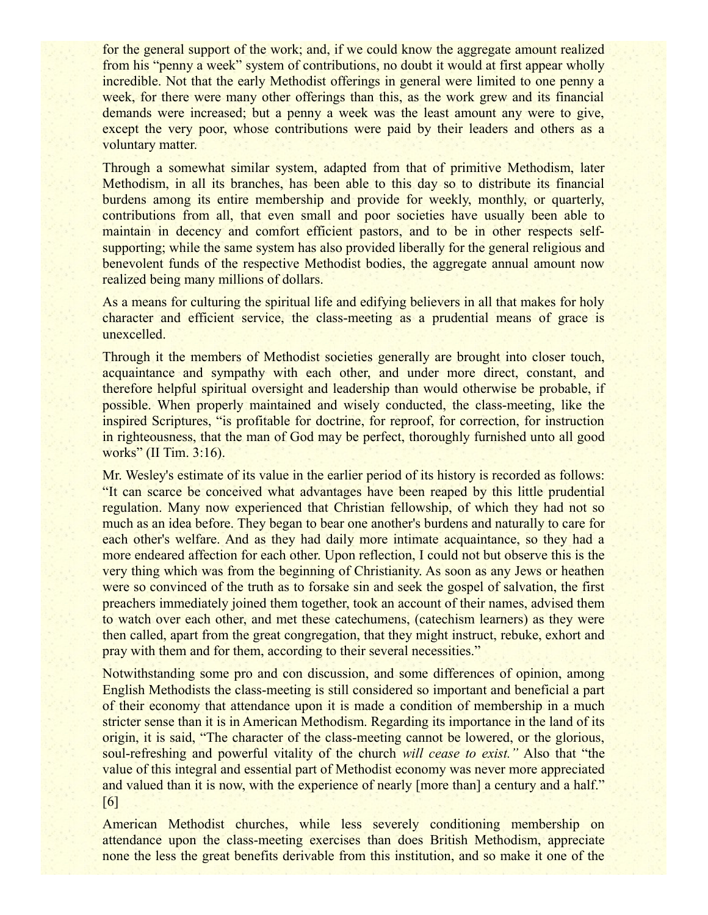for the general support of the work; and, if we could know the aggregate amount realized from his "penny a week" system of contributions, no doubt it would at first appear wholly incredible. Not that the early Methodist offerings in general were limited to one penny a week, for there were many other offerings than this, as the work grew and its financial demands were increased; but a penny a week was the least amount any were to give, except the very poor, whose contributions were paid by their leaders and others as a voluntary matter.

Through a somewhat similar system, adapted from that of primitive Methodism, later Methodism, in all its branches, has been able to this day so to distribute its financial burdens among its entire membership and provide for weekly, monthly, or quarterly, contributions from all, that even small and poor societies have usually been able to maintain in decency and comfort efficient pastors, and to be in other respects self-supporting; while the same system has also provided liberally for the general religious and benevolent funds of the respective Methodist bodies, the aggregate annual amount now realized being many millions of dollars.

As a means for culturing the spiritual life and edifying believers in all that makes for holy character and efficient service, the class-meeting as a prudential means of grace is unexcelled.

Through it the members of Methodist societies generally are brought into closer touch, acquaintance and sympathy with each other, and under more direct, constant, and therefore helpful spiritual oversight and leadership than would otherwise be probable, if possible. When properly maintained and wisely conducted, the class-meeting, like the inspired Scriptures, "is profitable for doctrine, for reproof, for correction, for instruction in righteousness, that the man of God may be perfect, thoroughly furnished unto all good works" (II Tim. 3:16).

Mr. Wesley's estimate of its value in the earlier period of its history is recorded as follows: "It can scarce be conceived what advantages have been reaped by this little prudential regulation. Many now experienced that Christian fellowship, of which they had not so much as an idea before. They began to bear one another's burdens and naturally to care for each other's welfare. And as they had daily more intimate acquaintance, so they had a more endeared affection for each other. Upon reflection, I could not but observe this is the very thing which was from the beginning of Christianity. As soon as any Jews or heathen were so convinced of the truth as to forsake sin and seek the gospel of salvation, the first preachers immediately joined them together, took an account of their names, advised them to watch over each other, and met these catechumens, (catechism learners) as they were then called, apart from the great congregation, that they might instruct, rebuke, exhort and pray with them and for them, according to their several necessities."

Notwithstanding some pro and con discussion, and some differences of opinion, among English Methodists the class-meeting is still considered so important and beneficial a part of their economy that attendance upon it is made a condition of membership in a much stricter sense than it is in American Methodism. Regarding its importance in the land of its origin, it is said, "The character of the class-meeting cannot be lowered, or the glorious, soul-refreshing and powerful vitality of the church *will cease to exist."* Also that "the value of this integral and essential part of Methodist economy was never more appreciated and valued than it is now, with the experience of nearly [more than] a century and a half." [6]

American Methodist churches, while less severely conditioning membership on attendance upon the class-meeting exercises than does British Methodism, appreciate none the less the great benefits derivable from this institution, and so make it one of the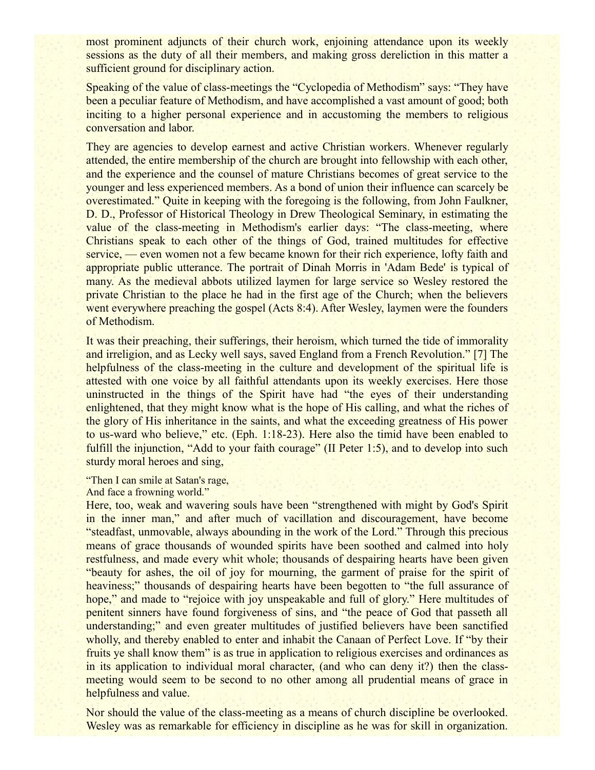most prominent adjuncts of their church work, enjoining attendance upon its weekly sessions as the duty of all their members, and making gross dereliction in this matter a sufficient ground for disciplinary action.

Speaking of the value of class-meetings the “Cyclopedia of Methodism” says: “They have been a peculiar feature of Methodism, and have accomplished a vast amount of good; both inciting to a higher personal experience and in accustoming the members to religious conversation and labor.

They are agencies to develop earnest and active Christian workers. Whenever regularly attended, the entire membership of the church are brought into fellowship with each other, and the experience and the counsel of mature Christians becomes of great service to the younger and less experienced members. As a bond of union their influence can scarcely be overestimated.” Quite in keeping with the foregoing is the following, from John Faulkner, D. D., Professor of Historical Theology in Drew Theological Seminary, in estimating the value of the class-meeting in Methodism's earlier days: “The class-meeting, where Christians speak to each other of the things of God, trained multitudes for effective service, — even women not a few became known for their rich experience, lofty faith and appropriate public utterance. The portrait of Dinah Morris in 'Adam Bede' is typical of many. As the medieval abbots utilized laymen for large service so Wesley restored the private Christian to the place he had in the first age of the Church; when the believers went everywhere preaching the gospel (Acts 8:4). After Wesley, laymen were the founders of Methodism.

It was their preaching, their sufferings, their heroism, which turned the tide of immorality and irreligion, and as Lecky well says, saved England from a French Revolution.” [7] The helpfulness of the class-meeting in the culture and development of the spiritual life is attested with one voice by all faithful attendants upon its weekly exercises. Here those uninstructed in the things of the Spirit have had “the eyes of their understanding enlightened, that they might know what is the hope of His calling, and what the riches of the glory of His inheritance in the saints, and what the exceeding greatness of His power to us-ward who believe,” etc. (Eph. 1:18-23). Here also the timid have been enabled to fulfill the injunction, “Add to your faith courage” (II Peter 1:5), and to develop into such sturdy moral heroes and sing,

“Then I can smile at Satan's rage,
And face a frowning world.”

Here, too, weak and wavering souls have been “strengthened with might by God's Spirit in the inner man,” and after much of vacillation and discouragement, have become “steadfast, unmovable, always abounding in the work of the Lord.” Through this precious means of grace thousands of wounded spirits have been soothed and calmed into holy restfulness, and made every whit whole; thousands of despairing hearts have been given “beauty for ashes, the oil of joy for mourning, the garment of praise for the spirit of heaviness;” thousands of despairing hearts have been begotten to “the full assurance of hope,” and made to “rejoice with joy unspeakable and full of glory.” Here multitudes of penitent sinners have found forgiveness of sins, and “the peace of God that passeth all understanding;” and even greater multitudes of justified believers have been sanctified wholly, and thereby enabled to enter and inhabit the Canaan of Perfect Love. If “by their fruits ye shall know them” is as true in application to religious exercises and ordinances as in its application to individual moral character, (and who can deny it?) then the class-meeting would seem to be second to no other among all prudential means of grace in helpfulness and value.

Nor should the value of the class-meeting as a means of church discipline be overlooked. Wesley was as remarkable for efficiency in discipline as he was for skill in organization.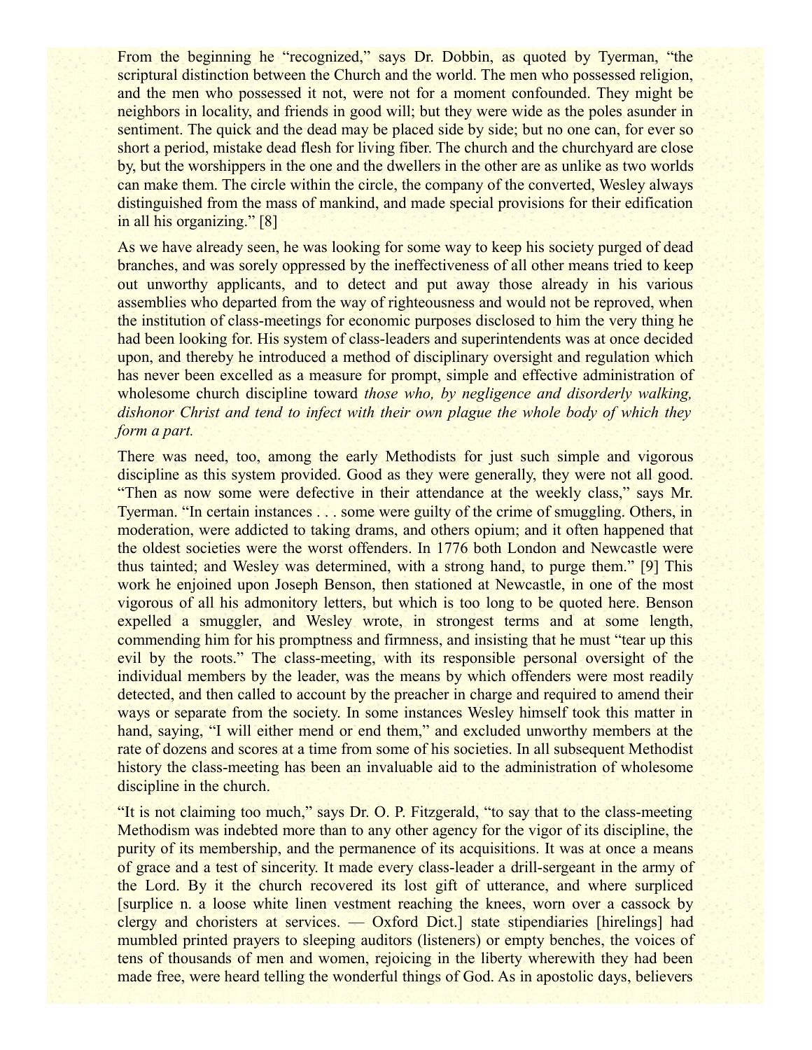From the beginning he "recognized," says Dr. Dobbin, as quoted by Tyerman, "the scriptural distinction between the Church and the world. The men who possessed religion, and the men who possessed it not, were not for a moment confounded. They might be neighbors in locality, and friends in good will; but they were wide as the poles asunder in sentiment. The quick and the dead may be placed side by side; but no one can, for ever so short a period, mistake dead flesh for living fiber. The church and the churchyard are close by, but the worshippers in the one and the dwellers in the other are as unlike as two worlds can make them. The circle within the circle, the company of the converted, Wesley always distinguished from the mass of mankind, and made special provisions for their edification in all his organizing." [8]

As we have already seen, he was looking for some way to keep his society purged of dead branches, and was sorely oppressed by the ineffectiveness of all other means tried to keep out unworthy applicants, and to detect and put away those already in his various assemblies who departed from the way of righteousness and would not be reproved, when the institution of class-meetings for economic purposes disclosed to him the very thing he had been looking for. His system of class-leaders and superintendents was at once decided upon, and thereby he introduced a method of disciplinary oversight and regulation which has never been excelled as a measure for prompt, simple and effective administration of wholesome church discipline toward *those who, by negligence and disorderly walking, dishonor Christ and tend to infect with their own plague the whole body of which they form a part.*

There was need, too, among the early Methodists for just such simple and vigorous discipline as this system provided. Good as they were generally, they were not all good. "Then as now some were defective in their attendance at the weekly class," says Mr. Tyerman. "In certain instances . . . some were guilty of the crime of smuggling. Others, in moderation, were addicted to taking drams, and others opium; and it often happened that the oldest societies were the worst offenders. In 1776 both London and Newcastle were thus tainted; and Wesley was determined, with a strong hand, to purge them." [9] This work he enjoined upon Joseph Benson, then stationed at Newcastle, in one of the most vigorous of all his admonitory letters, but which is too long to be quoted here. Benson expelled a smuggler, and Wesley wrote, in strongest terms and at some length, commending him for his promptness and firmness, and insisting that he must "tear up this evil by the roots." The class-meeting, with its responsible personal oversight of the individual members by the leader, was the means by which offenders were most readily detected, and then called to account by the preacher in charge and required to amend their ways or separate from the society. In some instances Wesley himself took this matter in hand, saying, "I will either mend or end them," and excluded unworthy members at the rate of dozens and scores at a time from some of his societies. In all subsequent Methodist history the class-meeting has been an invaluable aid to the administration of wholesome discipline in the church.

"It is not claiming too much," says Dr. O. P. Fitzgerald, "to say that to the class-meeting Methodism was indebted more than to any other agency for the vigor of its discipline, the purity of its membership, and the permanence of its acquisitions. It was at once a means of grace and a test of sincerity. It made every class-leader a drill-sergeant in the army of the Lord. By it the church recovered its lost gift of utterance, and where surpliced [surplice n. a loose white linen vestment reaching the knees, worn over a cassock by clergy and choristers at services. — Oxford Dict.] state stipendiaries [hirelings] had mumbled printed prayers to sleeping auditors (listeners) or empty benches, the voices of tens of thousands of men and women, rejoicing in the liberty wherewith they had been made free, were heard telling the wonderful things of God. As in apostolic days, believers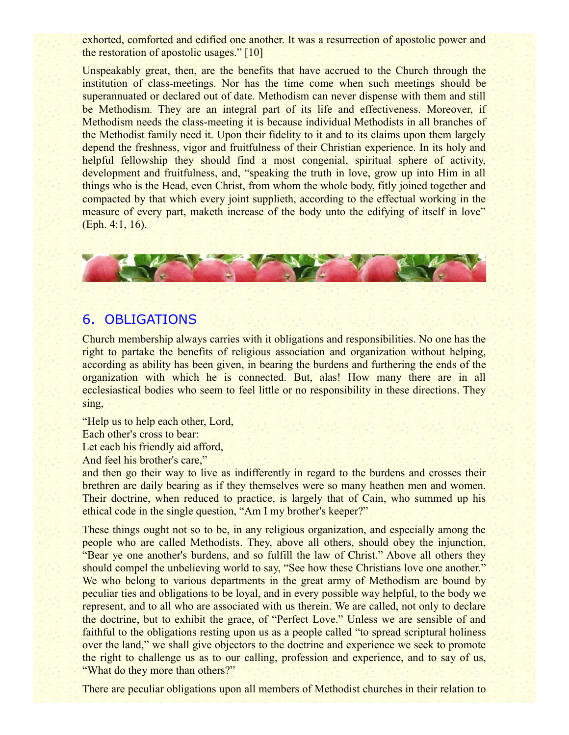exhorted, comforted and edified one another. It was a resurrection of apostolic power and the restoration of apostolic usages." [10]

Unspeakably great, then, are the benefits that have accrued to the Church through the institution of class-meetings. Nor has the time come when such meetings should be superannuated or declared out of date. Methodism can never dispense with them and still be Methodism. They are an integral part of its life and effectiveness. Moreover, if Methodism needs the class-meeting it is because individual Methodists in all branches of the Methodist family need it. Upon their fidelity to it and to its claims upon them largely depend the freshness, vigor and fruitfulness of their Christian experience. In its holy and helpful fellowship they should find a most congenial, spiritual sphere of activity, development and fruitfulness, and, "speaking the truth in love, grow up into Him in all things who is the Head, even Christ, from whom the whole body, fitly joined together and compacted by that which every joint supplieth, according to the effectual working in the measure of every part, maketh increase of the body unto the edifying of itself in love" (Eph. 4:1, 16).

## 6. OBLIGATIONS

Church membership always carries with it obligations and responsibilities. No one has the right to partake the benefits of religious association and organization without helping, according as ability has been given, in bearing the burdens and furthering the ends of the organization with which he is connected. But, alas! How many there are in all ecclesiastical bodies who seem to feel little or no responsibility in these directions. They sing,

"Help us to help each other, Lord,  
Each other's cross to bear:  
Let each his friendly aid afford,  
And feel his brother's care,"  
and then go their way to live as indifferently in regard to the burdens and crosses their brethren are daily bearing as if they themselves were so many heathen men and women. Their doctrine, when reduced to practice, is largely that of Cain, who summed up his ethical code in the single question, "Am I my brother's keeper?"

These things ought not so to be, in any religious organization, and especially among the people who are called Methodists. They, above all others, should obey the injunction, "Bear ye one another's burdens, and so fulfill the law of Christ." Above all others they should compel the unbelieving world to say, "See how these Christians love one another." We who belong to various departments in the great army of Methodism are bound by peculiar ties and obligations to be loyal, and in every possible way helpful, to the body we represent, and to all who are associated with us therein. We are called, not only to declare the doctrine, but to exhibit the grace, of "Perfect Love." Unless we are sensible of and faithful to the obligations resting upon us as a people called "to spread scriptural holiness over the land," we shall give objectors to the doctrine and experience we seek to promote the right to challenge us as to our calling, profession and experience, and to say of us, "What do they more than others?"

There are peculiar obligations upon all members of Methodist churches in their relation to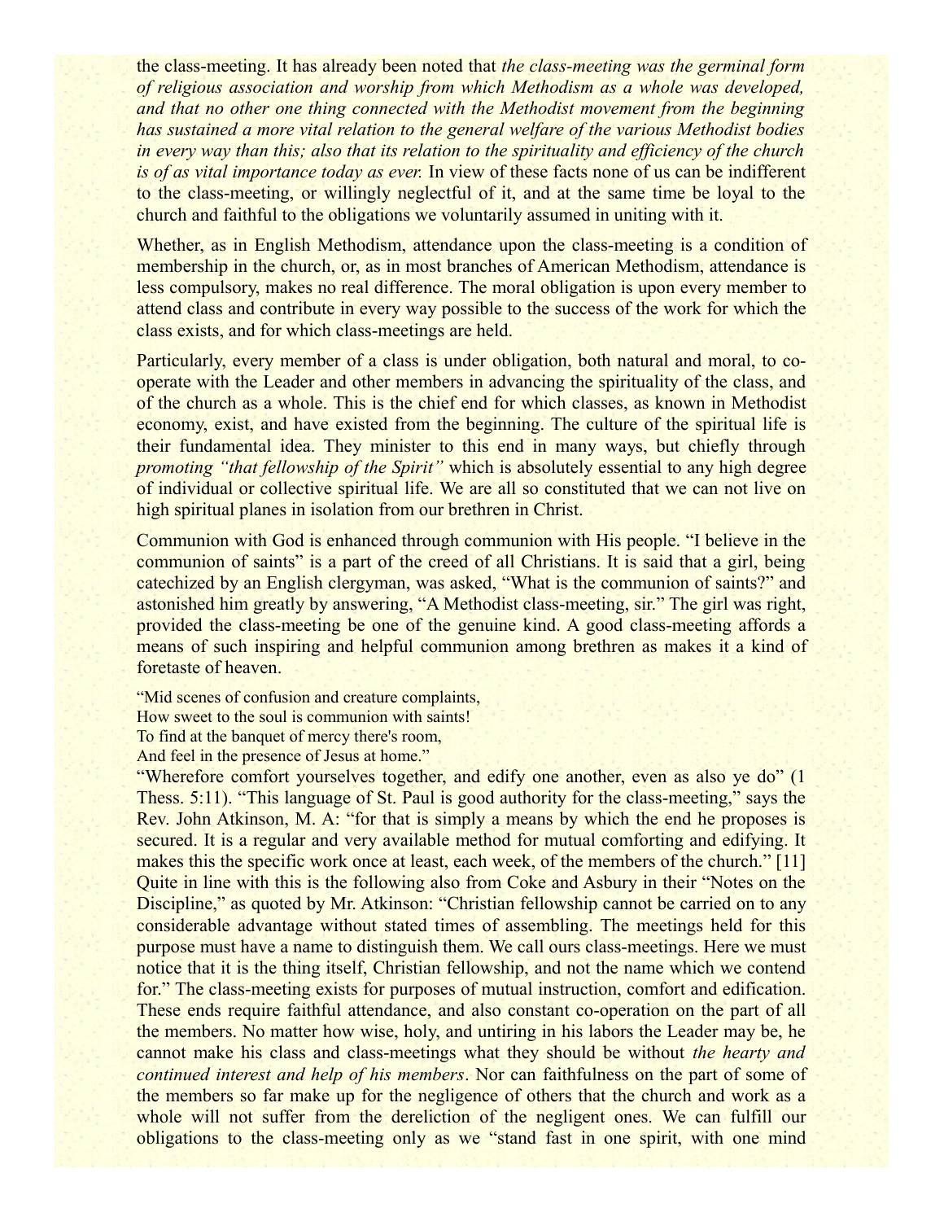the class-meeting. It has already been noted that *the class-meeting was the germinal form of religious association and worship from which Methodism as a whole was developed, and that no other one thing connected with the Methodist movement from the beginning has sustained a more vital relation to the general welfare of the various Methodist bodies in every way than this; also that its relation to the spirituality and efficiency of the church is of as vital importance today as ever.* In view of these facts none of us can be indifferent to the class-meeting, or willingly neglectful of it, and at the same time be loyal to the church and faithful to the obligations we voluntarily assumed in uniting with it.

Whether, as in English Methodism, attendance upon the class-meeting is a condition of membership in the church, or, as in most branches of American Methodism, attendance is less compulsory, makes no real difference. The moral obligation is upon every member to attend class and contribute in every way possible to the success of the work for which the class exists, and for which class-meetings are held.

Particularly, every member of a class is under obligation, both natural and moral, to co-operate with the Leader and other members in advancing the spirituality of the class, and of the church as a whole. This is the chief end for which classes, as known in Methodist economy, exist, and have existed from the beginning. The culture of the spiritual life is their fundamental idea. They minister to this end in many ways, but chiefly through *promoting "that fellowship of the Spirit"* which is absolutely essential to any high degree of individual or collective spiritual life. We are all so constituted that we can not live on high spiritual planes in isolation from our brethren in Christ.

Communion with God is enhanced through communion with His people. "I believe in the communion of saints" is a part of the creed of all Christians. It is said that a girl, being catechized by an English clergyman, was asked, "What is the communion of saints?" and astonished him greatly by answering, "A Methodist class-meeting, sir." The girl was right, provided the class-meeting be one of the genuine kind. A good class-meeting affords a means of such inspiring and helpful communion among brethren as makes it a kind of foretaste of heaven.

"Mid scenes of confusion and creature complaints,
How sweet to the soul is communion with saints!
To find at the banquet of mercy there's room,
And feel in the presence of Jesus at home."

"Wherefore comfort yourselves together, and edify one another, even as also ye do" (1 Thess. 5:11). "This language of St. Paul is good authority for the class-meeting," says the Rev. John Atkinson, M. A: "for that is simply a means by which the end he proposes is secured. It is a regular and very available method for mutual comforting and edifying. It makes this the specific work once at least, each week, of the members of the church." [11] Quite in line with this is the following also from Coke and Asbury in their "Notes on the Discipline," as quoted by Mr. Atkinson: "Christian fellowship cannot be carried on to any considerable advantage without stated times of assembling. The meetings held for this purpose must have a name to distinguish them. We call ours class-meetings. Here we must notice that it is the thing itself, Christian fellowship, and not the name which we contend for." The class-meeting exists for purposes of mutual instruction, comfort and edification. These ends require faithful attendance, and also constant co-operation on the part of all the members. No matter how wise, holy, and untiring in his labors the Leader may be, he cannot make his class and class-meetings what they should be without *the hearty and continued interest and help of his members*. Nor can faithfulness on the part of some of the members so far make up for the negligence of others that the church and work as a whole will not suffer from the dereliction of the negligent ones. We can fulfill our obligations to the class-meeting only as we "stand fast in one spirit, with one mind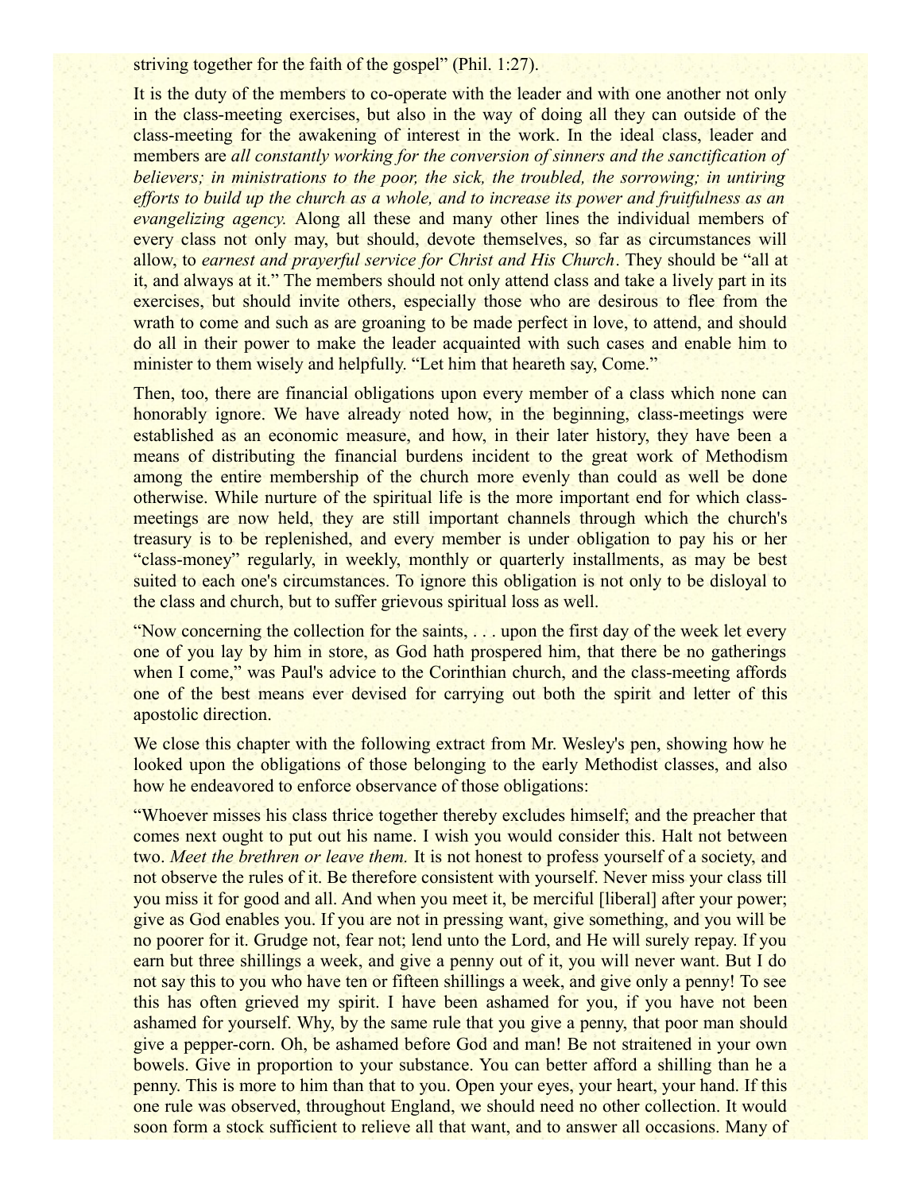striving together for the faith of the gospel" (Phil. 1:27).

It is the duty of the members to co-operate with the leader and with one another not only in the class-meeting exercises, but also in the way of doing all they can outside of the class-meeting for the awakening of interest in the work. In the ideal class, leader and members are *all constantly working for the conversion of sinners and the sanctification of believers; in ministrations to the poor, the sick, the troubled, the sorrowing; in untiring efforts to build up the church as a whole, and to increase its power and fruitfulness as an evangelizing agency.* Along all these and many other lines the individual members of every class not only may, but should, devote themselves, so far as circumstances will allow, to *earnest and prayerful service for Christ and His Church*. They should be "all at it, and always at it." The members should not only attend class and take a lively part in its exercises, but should invite others, especially those who are desirous to flee from the wrath to come and such as are groaning to be made perfect in love, to attend, and should do all in their power to make the leader acquainted with such cases and enable him to minister to them wisely and helpfully. "Let him that heareth say, Come."

Then, too, there are financial obligations upon every member of a class which none can honorably ignore. We have already noted how, in the beginning, class-meetings were established as an economic measure, and how, in their later history, they have been a means of distributing the financial burdens incident to the great work of Methodism among the entire membership of the church more evenly than could as well be done otherwise. While nurture of the spiritual life is the more important end for which class-meetings are now held, they are still important channels through which the church's treasury is to be replenished, and every member is under obligation to pay his or her "class-money" regularly, in weekly, monthly or quarterly installments, as may be best suited to each one's circumstances. To ignore this obligation is not only to be disloyal to the class and church, but to suffer grievous spiritual loss as well.

"Now concerning the collection for the saints, . . . upon the first day of the week let every one of you lay by him in store, as God hath prospered him, that there be no gatherings when I come," was Paul's advice to the Corinthian church, and the class-meeting affords one of the best means ever devised for carrying out both the spirit and letter of this apostolic direction.

We close this chapter with the following extract from Mr. Wesley's pen, showing how he looked upon the obligations of those belonging to the early Methodist classes, and also how he endeavored to enforce observance of those obligations:

"Whoever misses his class thrice together thereby excludes himself; and the preacher that comes next ought to put out his name. I wish you would consider this. Halt not between two. *Meet the brethren or leave them.* It is not honest to profess yourself of a society, and not observe the rules of it. Be therefore consistent with yourself. Never miss your class till you miss it for good and all. And when you meet it, be merciful [liberal] after your power; give as God enables you. If you are not in pressing want, give something, and you will be no poorer for it. Grudge not, fear not; lend unto the Lord, and He will surely repay. If you earn but three shillings a week, and give a penny out of it, you will never want. But I do not say this to you who have ten or fifteen shillings a week, and give only a penny! To see this has often grieved my spirit. I have been ashamed for you, if you have not been ashamed for yourself. Why, by the same rule that you give a penny, that poor man should give a pepper-corn. Oh, be ashamed before God and man! Be not straitened in your own bowels. Give in proportion to your substance. You can better afford a shilling than he a penny. This is more to him than that to you. Open your eyes, your heart, your hand. If this one rule was observed, throughout England, we should need no other collection. It would soon form a stock sufficient to relieve all that want, and to answer all occasions. Many of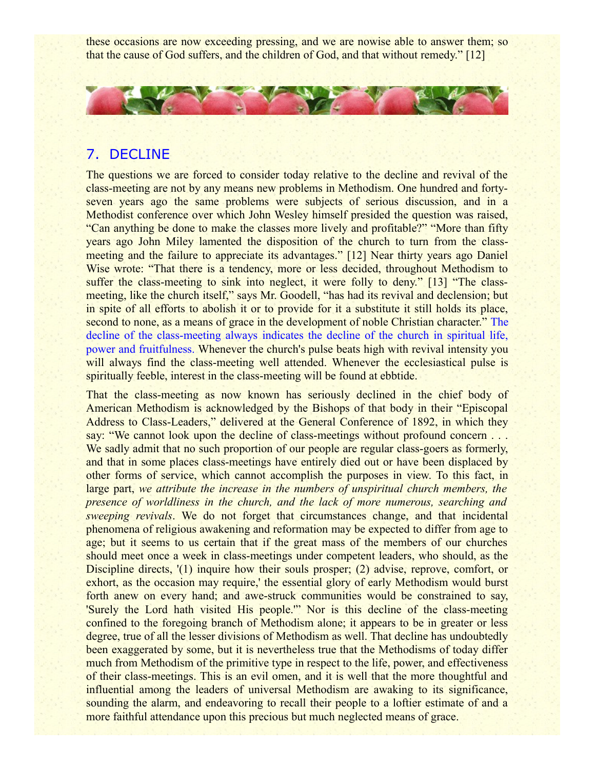these occasions are now exceeding pressing, and we are nowise able to answer them; so that the cause of God suffers, and the children of God, and that without remedy." [12]

## 7. DECLINE

The questions we are forced to consider today relative to the decline and revival of the class-meeting are not by any means new problems in Methodism. One hundred and forty-seven years ago the same problems were subjects of serious discussion, and in a Methodist conference over which John Wesley himself presided the question was raised, "Can anything be done to make the classes more lively and profitable?" "More than fifty years ago John Miley lamented the disposition of the church to turn from the class-meeting and the failure to appreciate its advantages." [12] Near thirty years ago Daniel Wise wrote: "That there is a tendency, more or less decided, throughout Methodism to suffer the class-meeting to sink into neglect, it were folly to deny." [13] "The class-meeting, like the church itself," says Mr. Goodell, "has had its revival and declension; but in spite of all efforts to abolish it or to provide for it a substitute it still holds its place, second to none, as a means of grace in the development of noble Christian character." The decline of the class-meeting always indicates the decline of the church in spiritual life, power and fruitfulness. Whenever the church's pulse beats high with revival intensity you will always find the class-meeting well attended. Whenever the ecclesiastical pulse is spiritually feeble, interest in the class-meeting will be found at ebbtide.

That the class-meeting as now known has seriously declined in the chief body of American Methodism is acknowledged by the Bishops of that body in their "Episcopal Address to Class-Leaders," delivered at the General Conference of 1892, in which they say: "We cannot look upon the decline of class-meetings without profound concern . . . We sadly admit that no such proportion of our people are regular class-goers as formerly, and that in some places class-meetings have entirely died out or have been displaced by other forms of service, which cannot accomplish the purposes in view. To this fact, in large part, *we attribute the increase in the numbers of unspiritual church members, the presence of worldliness in the church, and the lack of more numerous, searching and sweeping revivals*. We do not forget that circumstances change, and that incidental phenomena of religious awakening and reformation may be expected to differ from age to age; but it seems to us certain that if the great mass of the members of our churches should meet once a week in class-meetings under competent leaders, who should, as the Discipline directs, '(1) inquire how their souls prosper; (2) advise, reprove, comfort, or exhort, as the occasion may require,' the essential glory of early Methodism would burst forth anew on every hand; and awe-struck communities would be constrained to say, 'Surely the Lord hath visited His people.'" Nor is this decline of the class-meeting confined to the foregoing branch of Methodism alone; it appears to be in greater or less degree, true of all the lesser divisions of Methodism as well. That decline has undoubtedly been exaggerated by some, but it is nevertheless true that the Methodisms of today differ much from Methodism of the primitive type in respect to the life, power, and effectiveness of their class-meetings. This is an evil omen, and it is well that the more thoughtful and influential among the leaders of universal Methodism are awaking to its significance, sounding the alarm, and endeavoring to recall their people to a loftier estimate of and a more faithful attendance upon this precious but much neglected means of grace.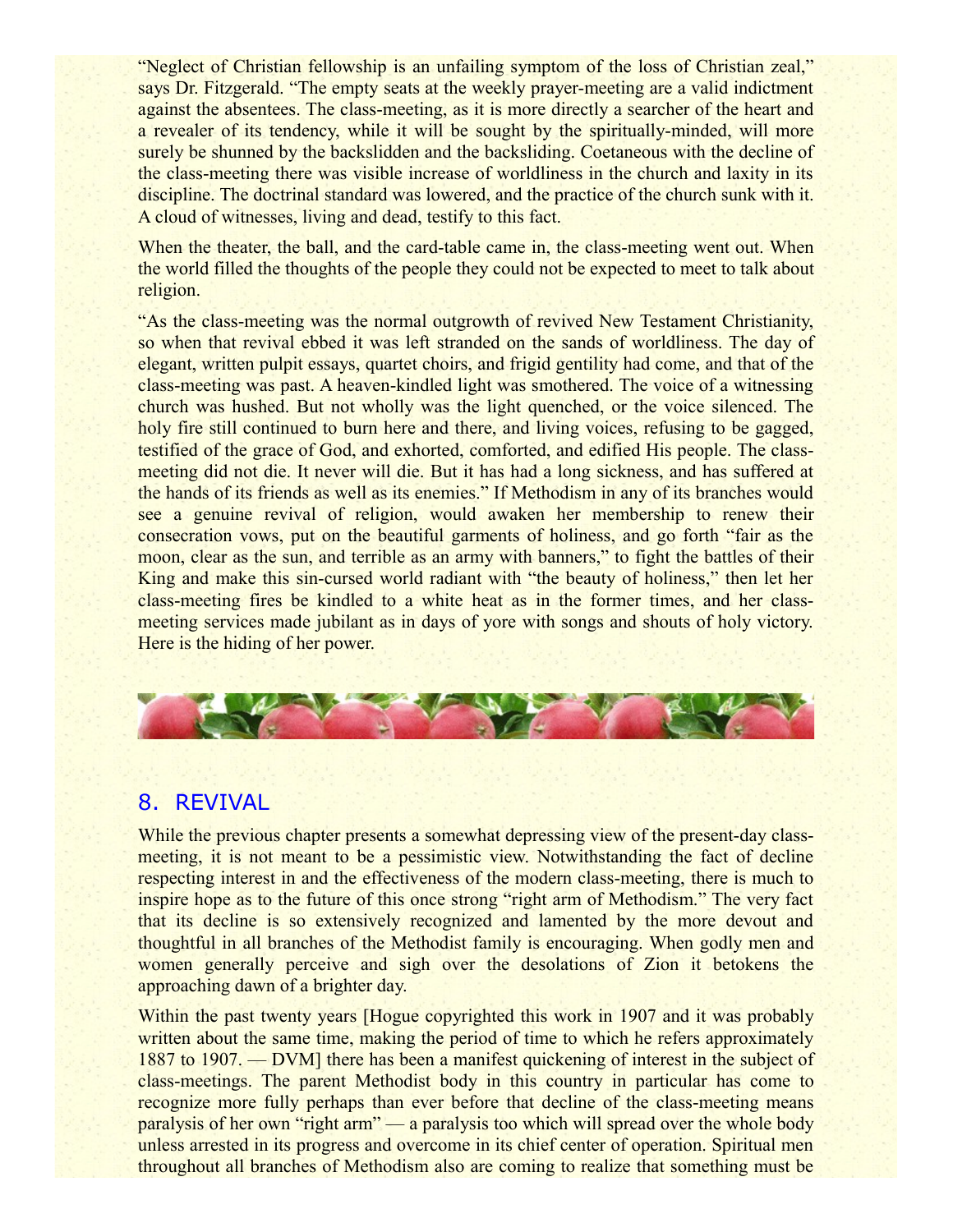"Neglect of Christian fellowship is an unfailing symptom of the loss of Christian zeal," says Dr. Fitzgerald. "The empty seats at the weekly prayer-meeting are a valid indictment against the absentees. The class-meeting, as it is more directly a searcher of the heart and a revealer of its tendency, while it will be sought by the spiritually-minded, will more surely be shunned by the backslidden and the backsliding. Coetaneous with the decline of the class-meeting there was visible increase of worldliness in the church and laxity in its discipline. The doctrinal standard was lowered, and the practice of the church sunk with it. A cloud of witnesses, living and dead, testify to this fact.

When the theater, the ball, and the card-table came in, the class-meeting went out. When the world filled the thoughts of the people they could not be expected to meet to talk about religion.

"As the class-meeting was the normal outgrowth of revived New Testament Christianity, so when that revival ebbed it was left stranded on the sands of worldliness. The day of elegant, written pulpit essays, quartet choirs, and frigid gentility had come, and that of the class-meeting was past. A heaven-kindled light was smothered. The voice of a witnessing church was hushed. But not wholly was the light quenched, or the voice silenced. The holy fire still continued to burn here and there, and living voices, refusing to be gagged, testified of the grace of God, and exhorted, comforted, and edified His people. The class-meeting did not die. It never will die. But it has had a long sickness, and has suffered at the hands of its friends as well as its enemies." If Methodism in any of its branches would see a genuine revival of religion, would awaken her membership to renew their consecration vows, put on the beautiful garments of holiness, and go forth "fair as the moon, clear as the sun, and terrible as an army with banners," to fight the battles of their King and make this sin-cursed world radiant with "the beauty of holiness," then let her class-meeting fires be kindled to a white heat as in the former times, and her class-meeting services made jubilant as in days of yore with songs and shouts of holy victory. Here is the hiding of her power.

## 8. REVIVAL

While the previous chapter presents a somewhat depressing view of the present-day class-meeting, it is not meant to be a pessimistic view. Notwithstanding the fact of decline respecting interest in and the effectiveness of the modern class-meeting, there is much to inspire hope as to the future of this once strong "right arm of Methodism." The very fact that its decline is so extensively recognized and lamented by the more devout and thoughtful in all branches of the Methodist family is encouraging. When godly men and women generally perceive and sigh over the desolations of Zion it betokens the approaching dawn of a brighter day.

Within the past twenty years [Hogue copyrighted this work in 1907 and it was probably written about the same time, making the period of time to which he refers approximately 1887 to 1907. — DVM] there has been a manifest quickening of interest in the subject of class-meetings. The parent Methodist body in this country in particular has come to recognize more fully perhaps than ever before that decline of the class-meeting means paralysis of her own "right arm" — a paralysis too which will spread over the whole body unless arrested in its progress and overcome in its chief center of operation. Spiritual men throughout all branches of Methodism also are coming to realize that something must be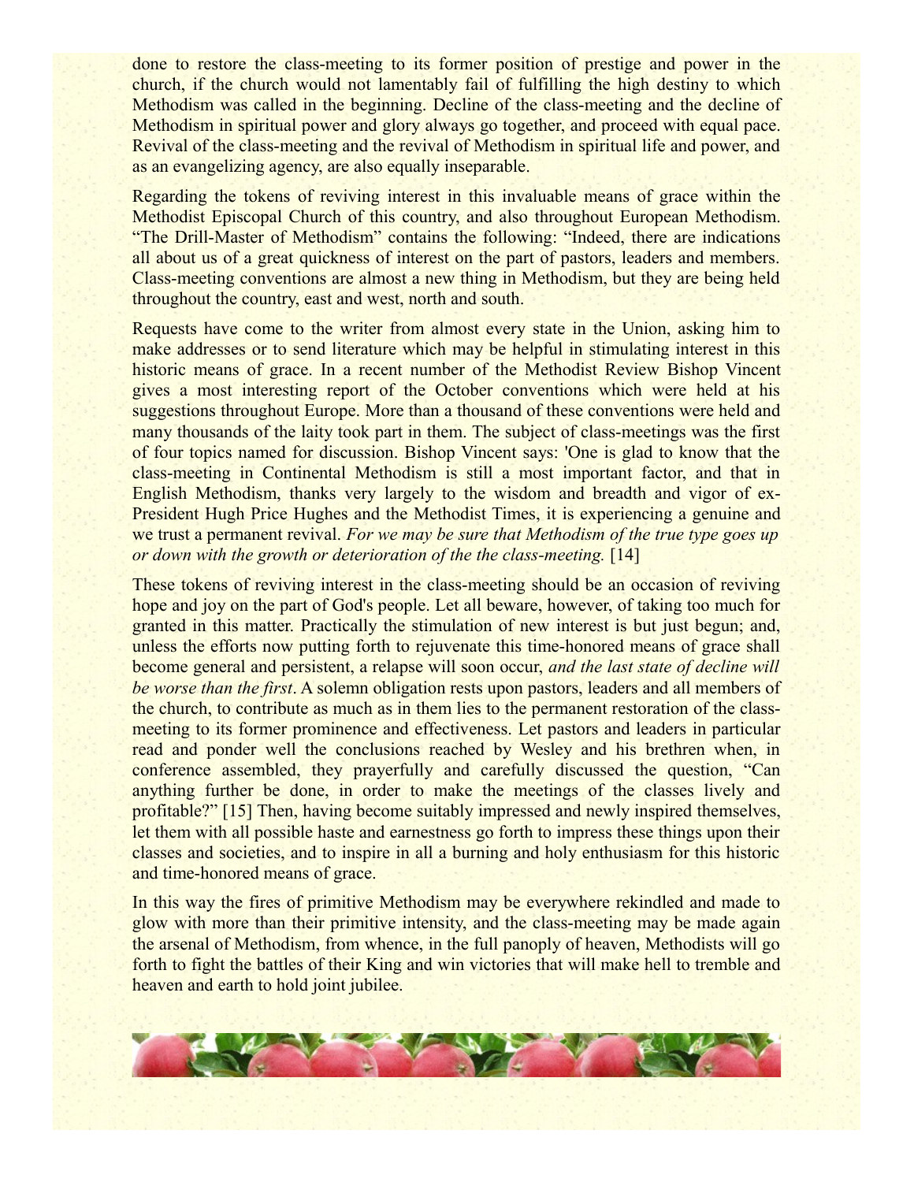done to restore the class-meeting to its former position of prestige and power in the church, if the church would not lamentably fail of fulfilling the high destiny to which Methodism was called in the beginning. Decline of the class-meeting and the decline of Methodism in spiritual power and glory always go together, and proceed with equal pace. Revival of the class-meeting and the revival of Methodism in spiritual life and power, and as an evangelizing agency, are also equally inseparable.

Regarding the tokens of reviving interest in this invaluable means of grace within the Methodist Episcopal Church of this country, and also throughout European Methodism. "The Drill-Master of Methodism" contains the following: "Indeed, there are indications all about us of a great quickness of interest on the part of pastors, leaders and members. Class-meeting conventions are almost a new thing in Methodism, but they are being held throughout the country, east and west, north and south.

Requests have come to the writer from almost every state in the Union, asking him to make addresses or to send literature which may be helpful in stimulating interest in this historic means of grace. In a recent number of the Methodist Review Bishop Vincent gives a most interesting report of the October conventions which were held at his suggestions throughout Europe. More than a thousand of these conventions were held and many thousands of the laity took part in them. The subject of class-meetings was the first of four topics named for discussion. Bishop Vincent says: 'One is glad to know that the class-meeting in Continental Methodism is still a most important factor, and that in English Methodism, thanks very largely to the wisdom and breadth and vigor of ex-President Hugh Price Hughes and the Methodist Times, it is experiencing a genuine and we trust a permanent revival. *For we may be sure that Methodism of the true type goes up or down with the growth or deterioration of the the class-meeting.* [14]

These tokens of reviving interest in the class-meeting should be an occasion of reviving hope and joy on the part of God's people. Let all beware, however, of taking too much for granted in this matter. Practically the stimulation of new interest is but just begun; and, unless the efforts now putting forth to rejuvenate this time-honored means of grace shall become general and persistent, a relapse will soon occur, *and the last state of decline will be worse than the first*. A solemn obligation rests upon pastors, leaders and all members of the church, to contribute as much as in them lies to the permanent restoration of the class-meeting to its former prominence and effectiveness. Let pastors and leaders in particular read and ponder well the conclusions reached by Wesley and his brethren when, in conference assembled, they prayerfully and carefully discussed the question, "Can anything further be done, in order to make the meetings of the classes lively and profitable?" [15] Then, having become suitably impressed and newly inspired themselves, let them with all possible haste and earnestness go forth to impress these things upon their classes and societies, and to inspire in all a burning and holy enthusiasm for this historic and time-honored means of grace.

In this way the fires of primitive Methodism may be everywhere rekindled and made to glow with more than their primitive intensity, and the class-meeting may be made again the arsenal of Methodism, from whence, in the full panoply of heaven, Methodists will go forth to fight the battles of their King and win victories that will make hell to tremble and heaven and earth to hold joint jubilee.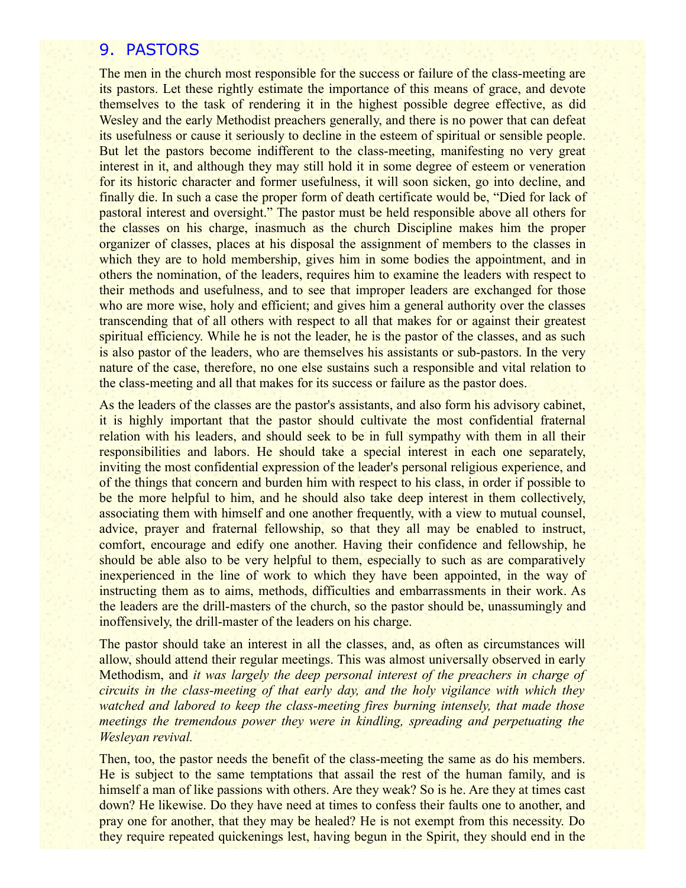## 9. PASTORS

The men in the church most responsible for the success or failure of the class-meeting are its pastors. Let these rightly estimate the importance of this means of grace, and devote themselves to the task of rendering it in the highest possible degree effective, as did Wesley and the early Methodist preachers generally, and there is no power that can defeat its usefulness or cause it seriously to decline in the esteem of spiritual or sensible people. But let the pastors become indifferent to the class-meeting, manifesting no very great interest in it, and although they may still hold it in some degree of esteem or veneration for its historic character and former usefulness, it will soon sicken, go into decline, and finally die. In such a case the proper form of death certificate would be, "Died for lack of pastoral interest and oversight." The pastor must be held responsible above all others for the classes on his charge, inasmuch as the church Discipline makes him the proper organizer of classes, places at his disposal the assignment of members to the classes in which they are to hold membership, gives him in some bodies the appointment, and in others the nomination, of the leaders, requires him to examine the leaders with respect to their methods and usefulness, and to see that improper leaders are exchanged for those who are more wise, holy and efficient; and gives him a general authority over the classes transcending that of all others with respect to all that makes for or against their greatest spiritual efficiency. While he is not the leader, he is the pastor of the classes, and as such is also pastor of the leaders, who are themselves his assistants or sub-pastors. In the very nature of the case, therefore, no one else sustains such a responsible and vital relation to the class-meeting and all that makes for its success or failure as the pastor does.

As the leaders of the classes are the pastor's assistants, and also form his advisory cabinet, it is highly important that the pastor should cultivate the most confidential fraternal relation with his leaders, and should seek to be in full sympathy with them in all their responsibilities and labors. He should take a special interest in each one separately, inviting the most confidential expression of the leader's personal religious experience, and of the things that concern and burden him with respect to his class, in order if possible to be the more helpful to him, and he should also take deep interest in them collectively, associating them with himself and one another frequently, with a view to mutual counsel, advice, prayer and fraternal fellowship, so that they all may be enabled to instruct, comfort, encourage and edify one another. Having their confidence and fellowship, he should be able also to be very helpful to them, especially to such as are comparatively inexperienced in the line of work to which they have been appointed, in the way of instructing them as to aims, methods, difficulties and embarrassments in their work. As the leaders are the drill-masters of the church, so the pastor should be, unassumingly and inoffensively, the drill-master of the leaders on his charge.

The pastor should take an interest in all the classes, and, as often as circumstances will allow, should attend their regular meetings. This was almost universally observed in early Methodism, and *it was largely the deep personal interest of the preachers in charge of circuits in the class-meeting of that early day, and the holy vigilance with which they watched and labored to keep the class-meeting fires burning intensely, that made those meetings the tremendous power they were in kindling, spreading and perpetuating the Wesleyan revival.*

Then, too, the pastor needs the benefit of the class-meeting the same as do his members. He is subject to the same temptations that assail the rest of the human family, and is himself a man of like passions with others. Are they weak? So is he. Are they at times cast down? He likewise. Do they have need at times to confess their faults one to another, and pray one for another, that they may be healed? He is not exempt from this necessity. Do they require repeated quickenings lest, having begun in the Spirit, they should end in the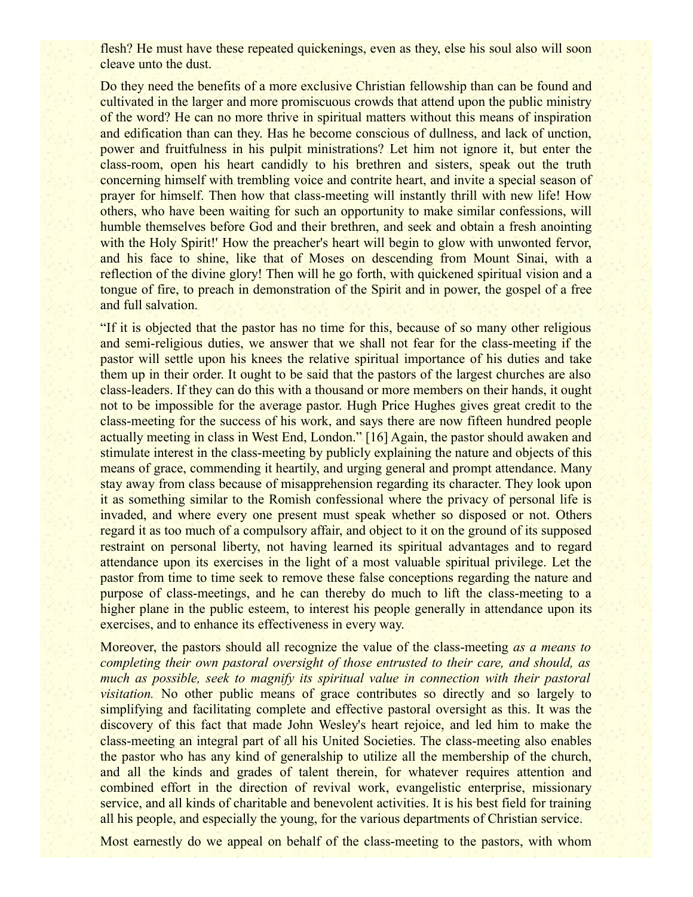flesh? He must have these repeated quickenings, even as they, else his soul also will soon cleave unto the dust.

Do they need the benefits of a more exclusive Christian fellowship than can be found and cultivated in the larger and more promiscuous crowds that attend upon the public ministry of the word? He can no more thrive in spiritual matters without this means of inspiration and edification than can they. Has he become conscious of dullness, and lack of unction, power and fruitfulness in his pulpit ministrations? Let him not ignore it, but enter the class-room, open his heart candidly to his brethren and sisters, speak out the truth concerning himself with trembling voice and contrite heart, and invite a special season of prayer for himself. Then how that class-meeting will instantly thrill with new life! How others, who have been waiting for such an opportunity to make similar confessions, will humble themselves before God and their brethren, and seek and obtain a fresh anointing with the Holy Spirit!' How the preacher's heart will begin to glow with unwonted fervor, and his face to shine, like that of Moses on descending from Mount Sinai, with a reflection of the divine glory! Then will he go forth, with quickened spiritual vision and a tongue of fire, to preach in demonstration of the Spirit and in power, the gospel of a free and full salvation.

"If it is objected that the pastor has no time for this, because of so many other religious and semi-religious duties, we answer that we shall not fear for the class-meeting if the pastor will settle upon his knees the relative spiritual importance of his duties and take them up in their order. It ought to be said that the pastors of the largest churches are also class-leaders. If they can do this with a thousand or more members on their hands, it ought not to be impossible for the average pastor. Hugh Price Hughes gives great credit to the class-meeting for the success of his work, and says there are now fifteen hundred people actually meeting in class in West End, London." [16] Again, the pastor should awaken and stimulate interest in the class-meeting by publicly explaining the nature and objects of this means of grace, commending it heartily, and urging general and prompt attendance. Many stay away from class because of misapprehension regarding its character. They look upon it as something similar to the Romish confessional where the privacy of personal life is invaded, and where every one present must speak whether so disposed or not. Others regard it as too much of a compulsory affair, and object to it on the ground of its supposed restraint on personal liberty, not having learned its spiritual advantages and to regard attendance upon its exercises in the light of a most valuable spiritual privilege. Let the pastor from time to time seek to remove these false conceptions regarding the nature and purpose of class-meetings, and he can thereby do much to lift the class-meeting to a higher plane in the public esteem, to interest his people generally in attendance upon its exercises, and to enhance its effectiveness in every way.

Moreover, the pastors should all recognize the value of the class-meeting *as a means to completing their own pastoral oversight of those entrusted to their care, and should, as much as possible, seek to magnify its spiritual value in connection with their pastoral visitation.* No other public means of grace contributes so directly and so largely to simplifying and facilitating complete and effective pastoral oversight as this. It was the discovery of this fact that made John Wesley's heart rejoice, and led him to make the class-meeting an integral part of all his United Societies. The class-meeting also enables the pastor who has any kind of generalship to utilize all the membership of the church, and all the kinds and grades of talent therein, for whatever requires attention and combined effort in the direction of revival work, evangelistic enterprise, missionary service, and all kinds of charitable and benevolent activities. It is his best field for training all his people, and especially the young, for the various departments of Christian service.

Most earnestly do we appeal on behalf of the class-meeting to the pastors, with whom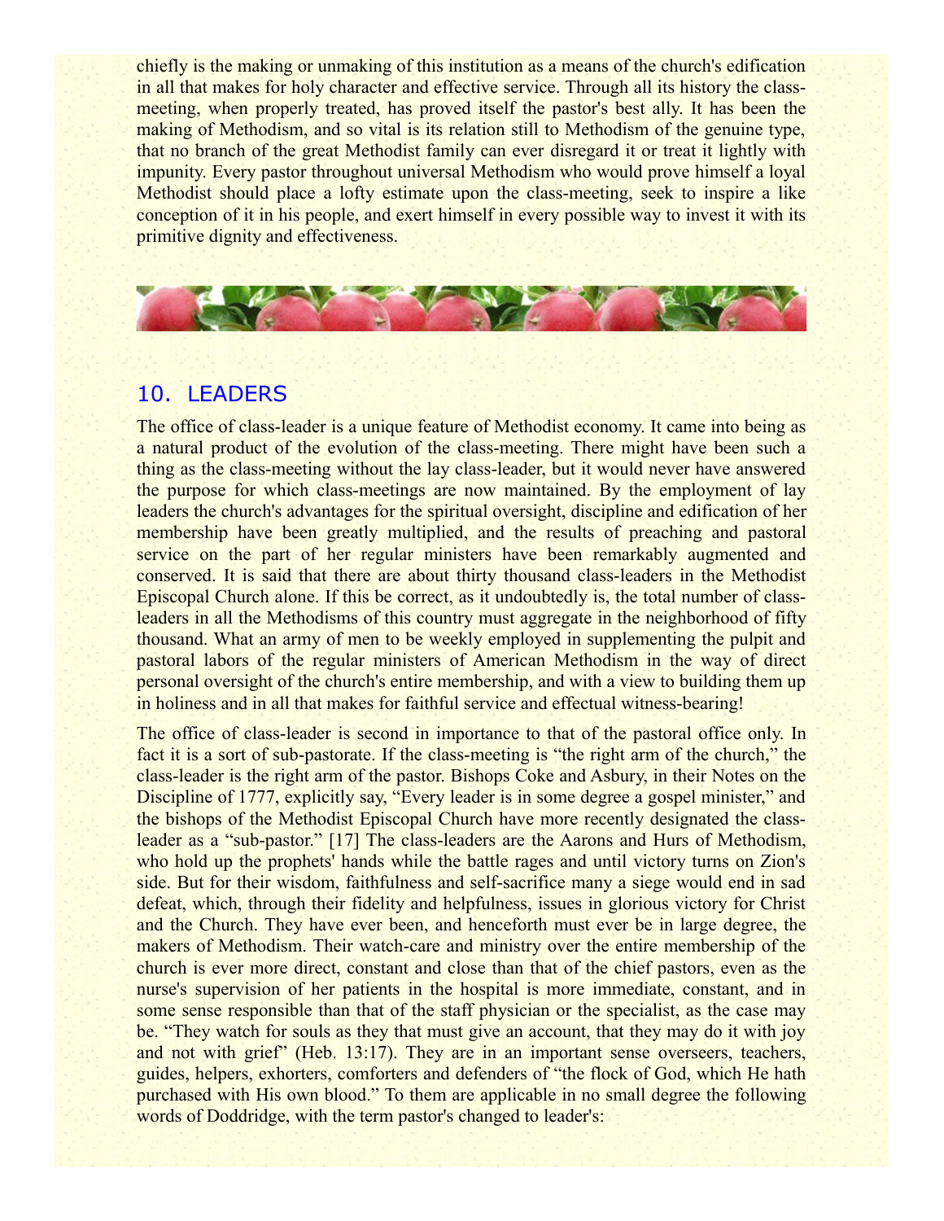chiefly is the making or unmaking of this institution as a means of the church's edification in all that makes for holy character and effective service. Through all its history the class-meeting, when properly treated, has proved itself the pastor's best ally. It has been the making of Methodism, and so vital is its relation still to Methodism of the genuine type, that no branch of the great Methodist family can ever disregard it or treat it lightly with impunity. Every pastor throughout universal Methodism who would prove himself a loyal Methodist should place a lofty estimate upon the class-meeting, seek to inspire a like conception of it in his people, and exert himself in every possible way to invest it with its primitive dignity and effectiveness.

## 10. LEADERS

The office of class-leader is a unique feature of Methodist economy. It came into being as a natural product of the evolution of the class-meeting. There might have been such a thing as the class-meeting without the lay class-leader, but it would never have answered the purpose for which class-meetings are now maintained. By the employment of lay leaders the church's advantages for the spiritual oversight, discipline and edification of her membership have been greatly multiplied, and the results of preaching and pastoral service on the part of her regular ministers have been remarkably augmented and conserved. It is said that there are about thirty thousand class-leaders in the Methodist Episcopal Church alone. If this be correct, as it undoubtedly is, the total number of class-leaders in all the Methodisms of this country must aggregate in the neighborhood of fifty thousand. What an army of men to be weekly employed in supplementing the pulpit and pastoral labors of the regular ministers of American Methodism in the way of direct personal oversight of the church's entire membership, and with a view to building them up in holiness and in all that makes for faithful service and effectual witness-bearing!

The office of class-leader is second in importance to that of the pastoral office only. In fact it is a sort of sub-pastorate. If the class-meeting is "the right arm of the church," the class-leader is the right arm of the pastor. Bishops Coke and Asbury, in their Notes on the Discipline of 1777, explicitly say, "Every leader is in some degree a gospel minister," and the bishops of the Methodist Episcopal Church have more recently designated the class-leader as a "sub-pastor." [17] The class-leaders are the Aarons and Hurs of Methodism, who hold up the prophets' hands while the battle rages and until victory turns on Zion's side. But for their wisdom, faithfulness and self-sacrifice many a siege would end in sad defeat, which, through their fidelity and helpfulness, issues in glorious victory for Christ and the Church. They have ever been, and henceforth must ever be in large degree, the makers of Methodism. Their watch-care and ministry over the entire membership of the church is ever more direct, constant and close than that of the chief pastors, even as the nurse's supervision of her patients in the hospital is more immediate, constant, and in some sense responsible than that of the staff physician or the specialist, as the case may be. "They watch for souls as they that must give an account, that they may do it with joy and not with grief" (Heb. 13:17). They are in an important sense overseers, teachers, guides, helpers, exhorters, comforters and defenders of "the flock of God, which He hath purchased with His own blood." To them are applicable in no small degree the following words of Doddridge, with the term pastor's changed to leader's: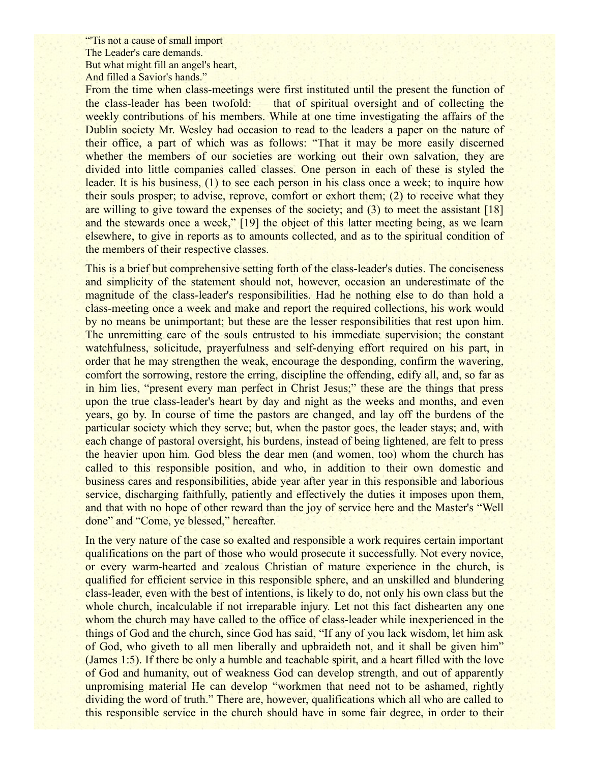"'Tis not a cause of small import  
The Leader's care demands.  
But what might fill an angel's heart,  
And filled a Savior's hands."

From the time when class-meetings were first instituted until the present the function of the class-leader has been twofold: — that of spiritual oversight and of collecting the weekly contributions of his members. While at one time investigating the affairs of the Dublin society Mr. Wesley had occasion to read to the leaders a paper on the nature of their office, a part of which was as follows: "That it may be more easily discerned whether the members of our societies are working out their own salvation, they are divided into little companies called classes. One person in each of these is styled the leader. It is his business, (1) to see each person in his class once a week; to inquire how their souls prosper; to advise, reprove, comfort or exhort them; (2) to receive what they are willing to give toward the expenses of the society; and (3) to meet the assistant [18] and the stewards once a week," [19] the object of this latter meeting being, as we learn elsewhere, to give in reports as to amounts collected, and as to the spiritual condition of the members of their respective classes.

This is a brief but comprehensive setting forth of the class-leader's duties. The conciseness and simplicity of the statement should not, however, occasion an underestimate of the magnitude of the class-leader's responsibilities. Had he nothing else to do than hold a class-meeting once a week and make and report the required collections, his work would by no means be unimportant; but these are the lesser responsibilities that rest upon him. The unremitting care of the souls entrusted to his immediate supervision; the constant watchfulness, solicitude, prayerfulness and self-denying effort required on his part, in order that he may strengthen the weak, encourage the desponding, confirm the wavering, comfort the sorrowing, restore the erring, discipline the offending, edify all, and, so far as in him lies, "present every man perfect in Christ Jesus;" these are the things that press upon the true class-leader's heart by day and night as the weeks and months, and even years, go by. In course of time the pastors are changed, and lay off the burdens of the particular society which they serve; but, when the pastor goes, the leader stays; and, with each change of pastoral oversight, his burdens, instead of being lightened, are felt to press the heavier upon him. God bless the dear men (and women, too) whom the church has called to this responsible position, and who, in addition to their own domestic and business cares and responsibilities, abide year after year in this responsible and laborious service, discharging faithfully, patiently and effectively the duties it imposes upon them, and that with no hope of other reward than the joy of service here and the Master's "Well done" and "Come, ye blessed," hereafter.

In the very nature of the case so exalted and responsible a work requires certain important qualifications on the part of those who would prosecute it successfully. Not every novice, or every warm-hearted and zealous Christian of mature experience in the church, is qualified for efficient service in this responsible sphere, and an unskilled and blundering class-leader, even with the best of intentions, is likely to do, not only his own class but the whole church, incalculable if not irreparable injury. Let not this fact dishearten any one whom the church may have called to the office of class-leader while inexperienced in the things of God and the church, since God has said, "If any of you lack wisdom, let him ask of God, who giveth to all men liberally and upbraideth not, and it shall be given him" (James 1:5). If there be only a humble and teachable spirit, and a heart filled with the love of God and humanity, out of weakness God can develop strength, and out of apparently unpromising material He can develop "workmen that need not to be ashamed, rightly dividing the word of truth." There are, however, qualifications which all who are called to this responsible service in the church should have in some fair degree, in order to their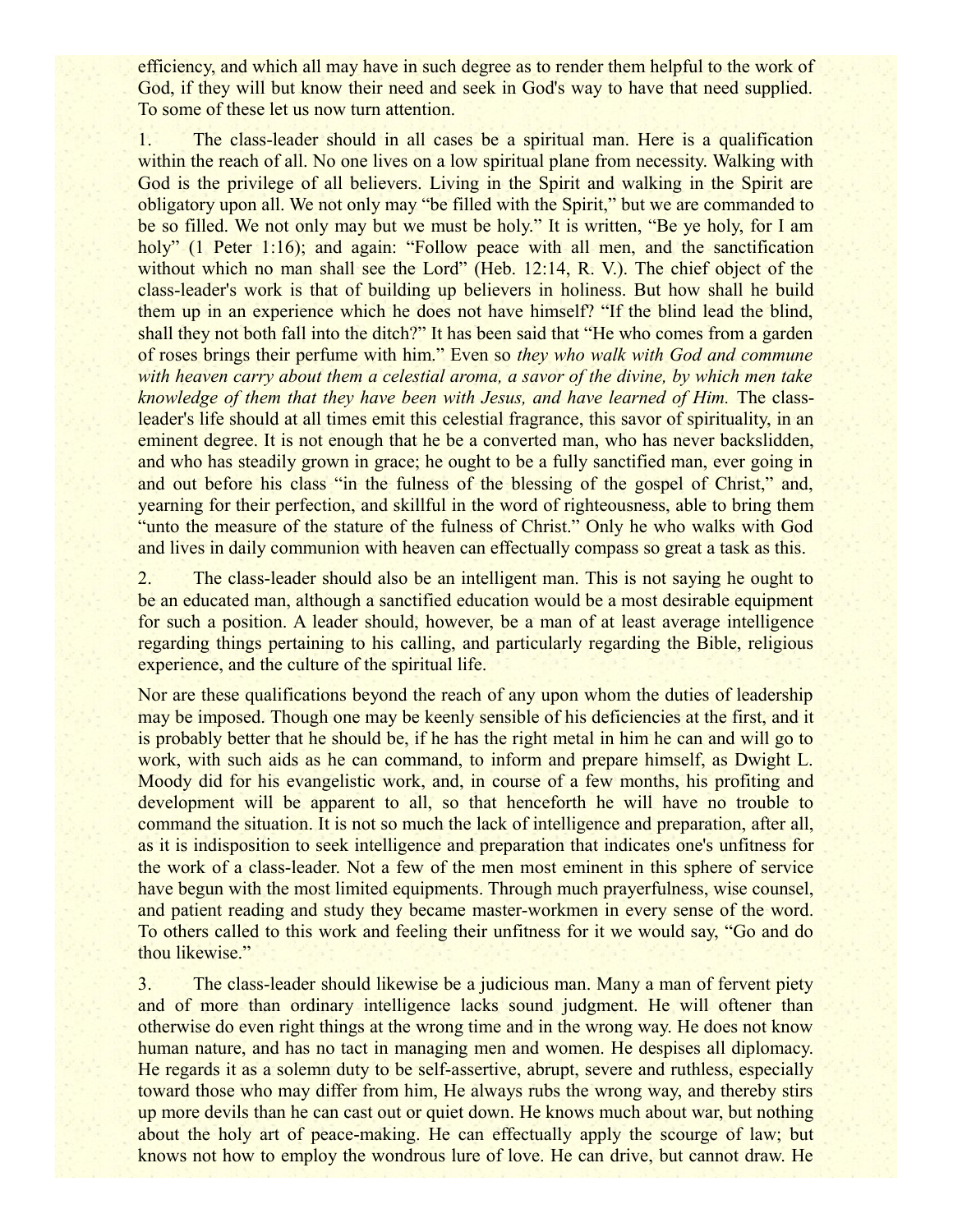efficiency, and which all may have in such degree as to render them helpful to the work of God, if they will but know their need and seek in God's way to have that need supplied. To some of these let us now turn attention.

1. The class-leader should in all cases be a spiritual man. Here is a qualification within the reach of all. No one lives on a low spiritual plane from necessity. Walking with God is the privilege of all believers. Living in the Spirit and walking in the Spirit are obligatory upon all. We not only may "be filled with the Spirit," but we are commanded to be so filled. We not only may but we must be holy." It is written, "Be ye holy, for I am holy" (1 Peter 1:16); and again: "Follow peace with all men, and the sanctification without which no man shall see the Lord" (Heb. 12:14, R. V.). The chief object of the class-leader's work is that of building up believers in holiness. But how shall he build them up in an experience which he does not have himself? "If the blind lead the blind, shall they not both fall into the ditch?" It has been said that "He who comes from a garden of roses brings their perfume with him." Even so *they who walk with God and commune with heaven carry about them a celestial aroma, a savor of the divine, by which men take knowledge of them that they have been with Jesus, and have learned of Him.* The class-leader's life should at all times emit this celestial fragrance, this savor of spirituality, in an eminent degree. It is not enough that he be a converted man, who has never backslidden, and who has steadily grown in grace; he ought to be a fully sanctified man, ever going in and out before his class "in the fulness of the blessing of the gospel of Christ," and, yearning for their perfection, and skillful in the word of righteousness, able to bring them "unto the measure of the stature of the fulness of Christ." Only he who walks with God and lives in daily communion with heaven can effectually compass so great a task as this.

2. The class-leader should also be an intelligent man. This is not saying he ought to be an educated man, although a sanctified education would be a most desirable equipment for such a position. A leader should, however, be a man of at least average intelligence regarding things pertaining to his calling, and particularly regarding the Bible, religious experience, and the culture of the spiritual life.

Nor are these qualifications beyond the reach of any upon whom the duties of leadership may be imposed. Though one may be keenly sensible of his deficiencies at the first, and it is probably better that he should be, if he has the right metal in him he can and will go to work, with such aids as he can command, to inform and prepare himself, as Dwight L. Moody did for his evangelistic work, and, in course of a few months, his profiting and development will be apparent to all, so that henceforth he will have no trouble to command the situation. It is not so much the lack of intelligence and preparation, after all, as it is indisposition to seek intelligence and preparation that indicates one's unfitness for the work of a class-leader. Not a few of the men most eminent in this sphere of service have begun with the most limited equipments. Through much prayerfulness, wise counsel, and patient reading and study they became master-workmen in every sense of the word. To others called to this work and feeling their unfitness for it we would say, "Go and do thou likewise."

3. The class-leader should likewise be a judicious man. Many a man of fervent piety and of more than ordinary intelligence lacks sound judgment. He will oftener than otherwise do even right things at the wrong time and in the wrong way. He does not know human nature, and has no tact in managing men and women. He despises all diplomacy. He regards it as a solemn duty to be self-assertive, abrupt, severe and ruthless, especially toward those who may differ from him, He always rubs the wrong way, and thereby stirs up more devils than he can cast out or quiet down. He knows much about war, but nothing about the holy art of peace-making. He can effectually apply the scourge of law; but knows not how to employ the wondrous lure of love. He can drive, but cannot draw. He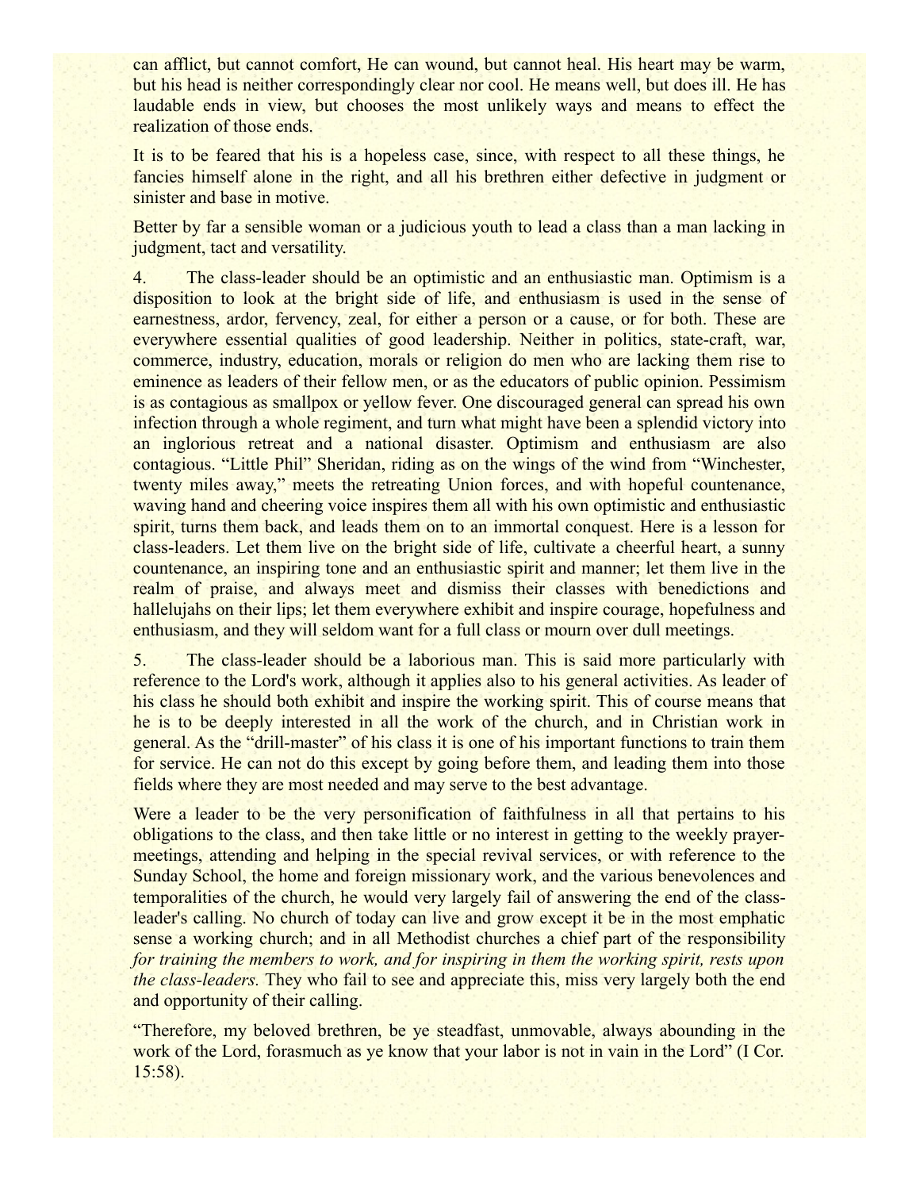can afflict, but cannot comfort, He can wound, but cannot heal. His heart may be warm, but his head is neither correspondingly clear nor cool. He means well, but does ill. He has laudable ends in view, but chooses the most unlikely ways and means to effect the realization of those ends.

It is to be feared that his is a hopeless case, since, with respect to all these things, he fancies himself alone in the right, and all his brethren either defective in judgment or sinister and base in motive.

Better by far a sensible woman or a judicious youth to lead a class than a man lacking in judgment, tact and versatility.

4. The class-leader should be an optimistic and an enthusiastic man. Optimism is a disposition to look at the bright side of life, and enthusiasm is used in the sense of earnestness, ardor, fervency, zeal, for either a person or a cause, or for both. These are everywhere essential qualities of good leadership. Neither in politics, state-craft, war, commerce, industry, education, morals or religion do men who are lacking them rise to eminence as leaders of their fellow men, or as the educators of public opinion. Pessimism is as contagious as smallpox or yellow fever. One discouraged general can spread his own infection through a whole regiment, and turn what might have been a splendid victory into an inglorious retreat and a national disaster. Optimism and enthusiasm are also contagious. "Little Phil" Sheridan, riding as on the wings of the wind from "Winchester, twenty miles away," meets the retreating Union forces, and with hopeful countenance, waving hand and cheering voice inspires them all with his own optimistic and enthusiastic spirit, turns them back, and leads them on to an immortal conquest. Here is a lesson for class-leaders. Let them live on the bright side of life, cultivate a cheerful heart, a sunny countenance, an inspiring tone and an enthusiastic spirit and manner; let them live in the realm of praise, and always meet and dismiss their classes with benedictions and hallelujahs on their lips; let them everywhere exhibit and inspire courage, hopefulness and enthusiasm, and they will seldom want for a full class or mourn over dull meetings.

5. The class-leader should be a laborious man. This is said more particularly with reference to the Lord's work, although it applies also to his general activities. As leader of his class he should both exhibit and inspire the working spirit. This of course means that he is to be deeply interested in all the work of the church, and in Christian work in general. As the "drill-master" of his class it is one of his important functions to train them for service. He can not do this except by going before them, and leading them into those fields where they are most needed and may serve to the best advantage.

Were a leader to be the very personification of faithfulness in all that pertains to his obligations to the class, and then take little or no interest in getting to the weekly prayer-meetings, attending and helping in the special revival services, or with reference to the Sunday School, the home and foreign missionary work, and the various benevolences and temporalities of the church, he would very largely fail of answering the end of the class-leader's calling. No church of today can live and grow except it be in the most emphatic sense a working church; and in all Methodist churches a chief part of the responsibility *for training the members to work, and for inspiring in them the working spirit, rests upon the class-leaders.* They who fail to see and appreciate this, miss very largely both the end and opportunity of their calling.

"Therefore, my beloved brethren, be ye steadfast, unmovable, always abounding in the work of the Lord, forasmuch as ye know that your labor is not in vain in the Lord" (I Cor. 15:58).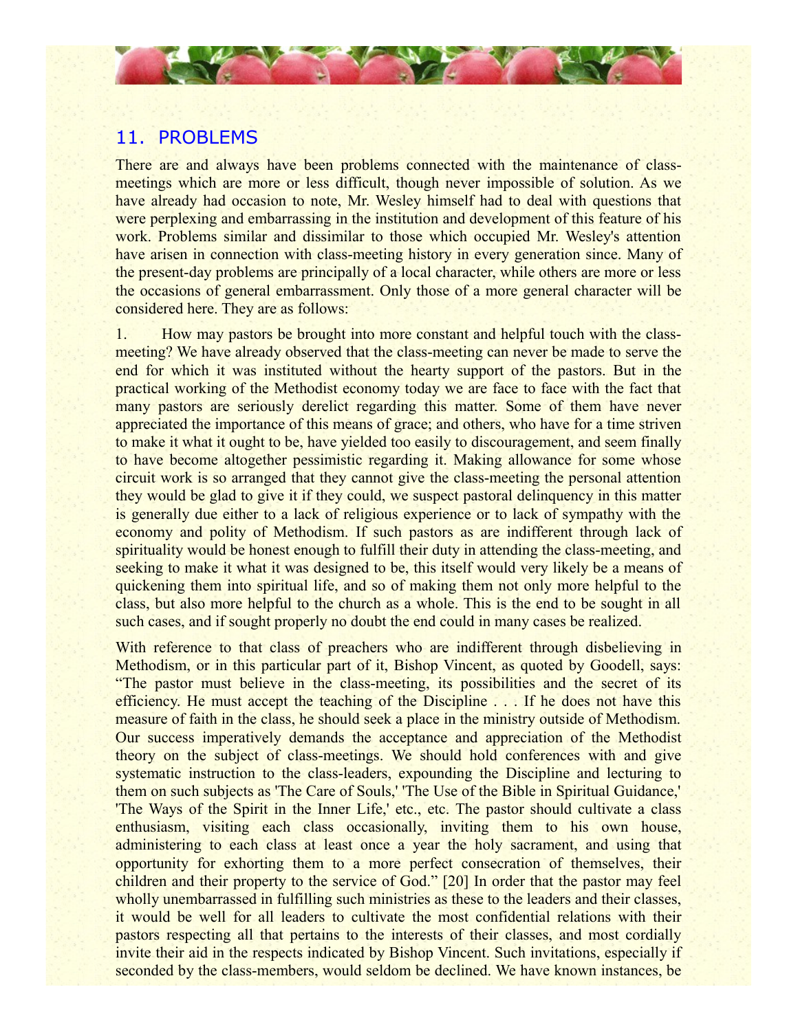## 11. PROBLEMS

There are and always have been problems connected with the maintenance of class-meetings which are more or less difficult, though never impossible of solution. As we have already had occasion to note, Mr. Wesley himself had to deal with questions that were perplexing and embarrassing in the institution and development of this feature of his work. Problems similar and dissimilar to those which occupied Mr. Wesley's attention have arisen in connection with class-meeting history in every generation since. Many of the present-day problems are principally of a local character, while others are more or less the occasions of general embarrassment. Only those of a more general character will be considered here. They are as follows:

1. How may pastors be brought into more constant and helpful touch with the class-meeting? We have already observed that the class-meeting can never be made to serve the end for which it was instituted without the hearty support of the pastors. But in the practical working of the Methodist economy today we are face to face with the fact that many pastors are seriously derelict regarding this matter. Some of them have never appreciated the importance of this means of grace; and others, who have for a time striven to make it what it ought to be, have yielded too easily to discouragement, and seem finally to have become altogether pessimistic regarding it. Making allowance for some whose circuit work is so arranged that they cannot give the class-meeting the personal attention they would be glad to give it if they could, we suspect pastoral delinquency in this matter is generally due either to a lack of religious experience or to lack of sympathy with the economy and polity of Methodism. If such pastors as are indifferent through lack of spirituality would be honest enough to fulfill their duty in attending the class-meeting, and seeking to make it what it was designed to be, this itself would very likely be a means of quickening them into spiritual life, and so of making them not only more helpful to the class, but also more helpful to the church as a whole. This is the end to be sought in all such cases, and if sought properly no doubt the end could in many cases be realized.

With reference to that class of preachers who are indifferent through disbelieving in Methodism, or in this particular part of it, Bishop Vincent, as quoted by Goodell, says: "The pastor must believe in the class-meeting, its possibilities and the secret of its efficiency. He must accept the teaching of the Discipline . . . If he does not have this measure of faith in the class, he should seek a place in the ministry outside of Methodism. Our success imperatively demands the acceptance and appreciation of the Methodist theory on the subject of class-meetings. We should hold conferences with and give systematic instruction to the class-leaders, expounding the Discipline and lecturing to them on such subjects as 'The Care of Souls,' 'The Use of the Bible in Spiritual Guidance,' 'The Ways of the Spirit in the Inner Life,' etc., etc. The pastor should cultivate a class enthusiasm, visiting each class occasionally, inviting them to his own house, administering to each class at least once a year the holy sacrament, and using that opportunity for exhorting them to a more perfect consecration of themselves, their children and their property to the service of God." [20] In order that the pastor may feel wholly unembarrassed in fulfilling such ministries as these to the leaders and their classes, it would be well for all leaders to cultivate the most confidential relations with their pastors respecting all that pertains to the interests of their classes, and most cordially invite their aid in the respects indicated by Bishop Vincent. Such invitations, especially if seconded by the class-members, would seldom be declined. We have known instances, be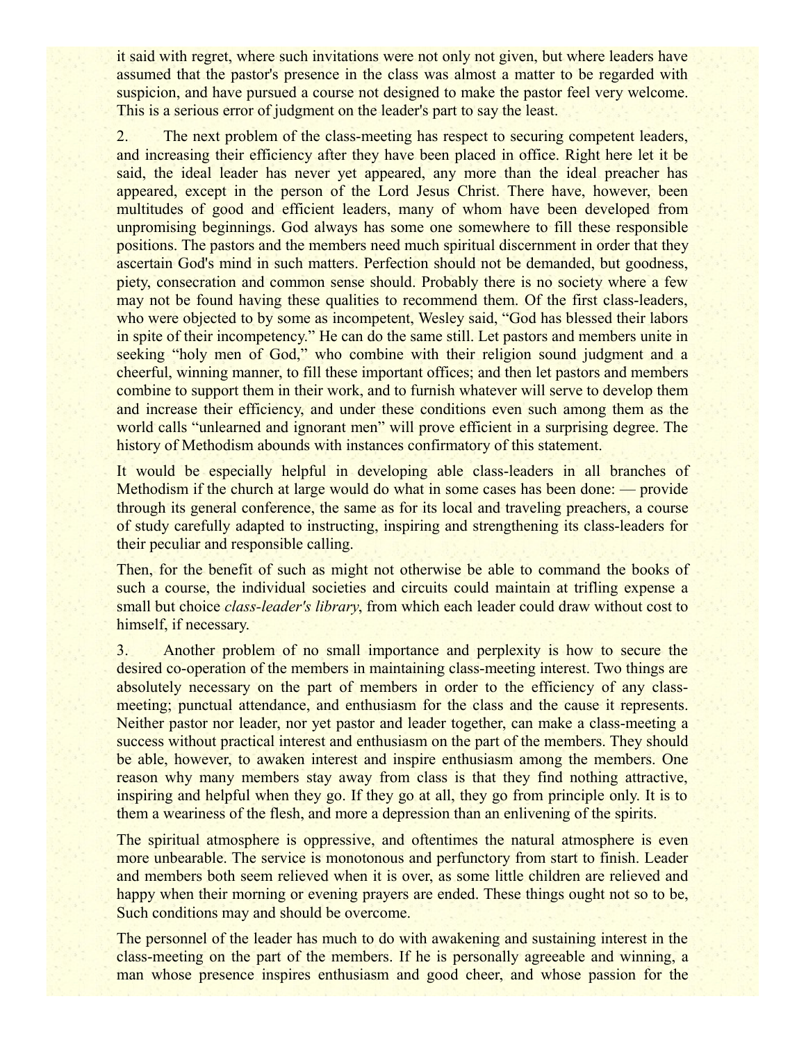it said with regret, where such invitations were not only not given, but where leaders have assumed that the pastor's presence in the class was almost a matter to be regarded with suspicion, and have pursued a course not designed to make the pastor feel very welcome. This is a serious error of judgment on the leader's part to say the least.

2. The next problem of the class-meeting has respect to securing competent leaders, and increasing their efficiency after they have been placed in office. Right here let it be said, the ideal leader has never yet appeared, any more than the ideal preacher has appeared, except in the person of the Lord Jesus Christ. There have, however, been multitudes of good and efficient leaders, many of whom have been developed from unpromising beginnings. God always has some one somewhere to fill these responsible positions. The pastors and the members need much spiritual discernment in order that they ascertain God's mind in such matters. Perfection should not be demanded, but goodness, piety, consecration and common sense should. Probably there is no society where a few may not be found having these qualities to recommend them. Of the first class-leaders, who were objected to by some as incompetent, Wesley said, "God has blessed their labors in spite of their incompetency." He can do the same still. Let pastors and members unite in seeking "holy men of God," who combine with their religion sound judgment and a cheerful, winning manner, to fill these important offices; and then let pastors and members combine to support them in their work, and to furnish whatever will serve to develop them and increase their efficiency, and under these conditions even such among them as the world calls "unlearned and ignorant men" will prove efficient in a surprising degree. The history of Methodism abounds with instances confirmatory of this statement.

It would be especially helpful in developing able class-leaders in all branches of Methodism if the church at large would do what in some cases has been done: — provide through its general conference, the same as for its local and traveling preachers, a course of study carefully adapted to instructing, inspiring and strengthening its class-leaders for their peculiar and responsible calling.

Then, for the benefit of such as might not otherwise be able to command the books of such a course, the individual societies and circuits could maintain at trifling expense a small but choice *class-leader's library*, from which each leader could draw without cost to himself, if necessary.

3. Another problem of no small importance and perplexity is how to secure the desired co-operation of the members in maintaining class-meeting interest. Two things are absolutely necessary on the part of members in order to the efficiency of any class-meeting; punctual attendance, and enthusiasm for the class and the cause it represents. Neither pastor nor leader, nor yet pastor and leader together, can make a class-meeting a success without practical interest and enthusiasm on the part of the members. They should be able, however, to awaken interest and inspire enthusiasm among the members. One reason why many members stay away from class is that they find nothing attractive, inspiring and helpful when they go. If they go at all, they go from principle only. It is to them a weariness of the flesh, and more a depression than an enlivening of the spirits.

The spiritual atmosphere is oppressive, and oftentimes the natural atmosphere is even more unbearable. The service is monotonous and perfunctory from start to finish. Leader and members both seem relieved when it is over, as some little children are relieved and happy when their morning or evening prayers are ended. These things ought not so to be, Such conditions may and should be overcome.

The personnel of the leader has much to do with awakening and sustaining interest in the class-meeting on the part of the members. If he is personally agreeable and winning, a man whose presence inspires enthusiasm and good cheer, and whose passion for the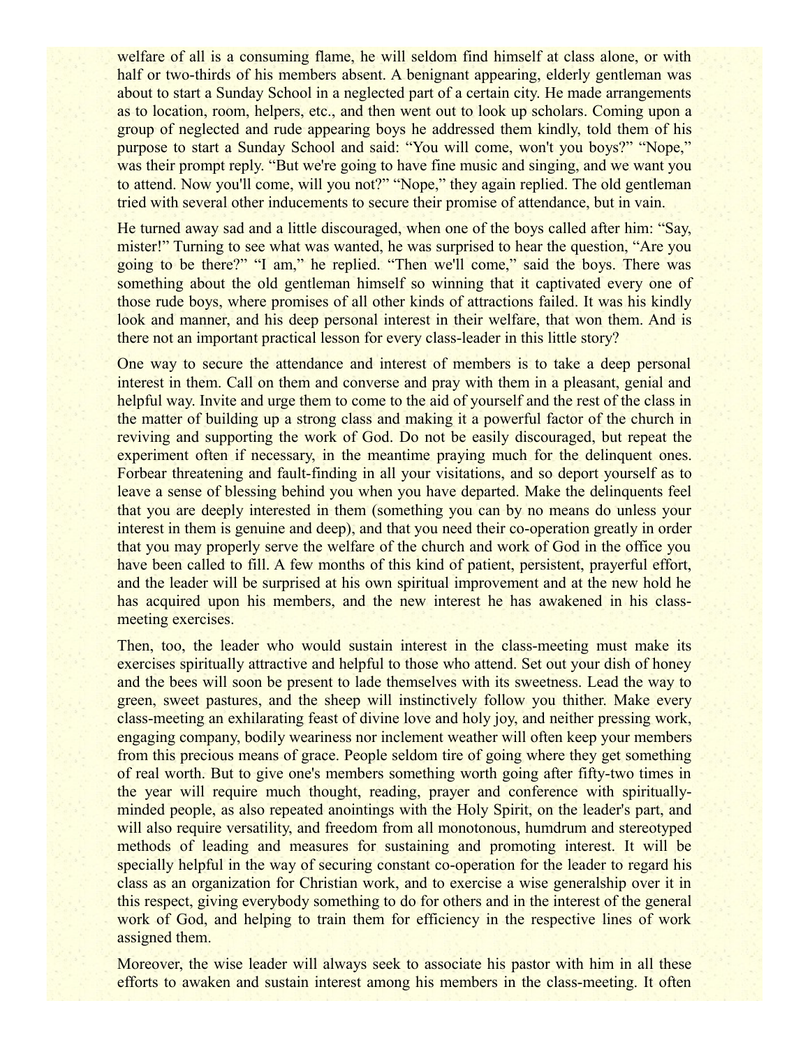welfare of all is a consuming flame, he will seldom find himself at class alone, or with half or two-thirds of his members absent. A benignant appearing, elderly gentleman was about to start a Sunday School in a neglected part of a certain city. He made arrangements as to location, room, helpers, etc., and then went out to look up scholars. Coming upon a group of neglected and rude appearing boys he addressed them kindly, told them of his purpose to start a Sunday School and said: "You will come, won't you boys?" "Nope," was their prompt reply. "But we're going to have fine music and singing, and we want you to attend. Now you'll come, will you not?" "Nope," they again replied. The old gentleman tried with several other inducements to secure their promise of attendance, but in vain.

He turned away sad and a little discouraged, when one of the boys called after him: "Say, mister!" Turning to see what was wanted, he was surprised to hear the question, "Are you going to be there?" "I am," he replied. "Then we'll come," said the boys. There was something about the old gentleman himself so winning that it captivated every one of those rude boys, where promises of all other kinds of attractions failed. It was his kindly look and manner, and his deep personal interest in their welfare, that won them. And is there not an important practical lesson for every class-leader in this little story?

One way to secure the attendance and interest of members is to take a deep personal interest in them. Call on them and converse and pray with them in a pleasant, genial and helpful way. Invite and urge them to come to the aid of yourself and the rest of the class in the matter of building up a strong class and making it a powerful factor of the church in reviving and supporting the work of God. Do not be easily discouraged, but repeat the experiment often if necessary, in the meantime praying much for the delinquent ones. Forbear threatening and fault-finding in all your visitations, and so deport yourself as to leave a sense of blessing behind you when you have departed. Make the delinquents feel that you are deeply interested in them (something you can by no means do unless your interest in them is genuine and deep), and that you need their co-operation greatly in order that you may properly serve the welfare of the church and work of God in the office you have been called to fill. A few months of this kind of patient, persistent, prayerful effort, and the leader will be surprised at his own spiritual improvement and at the new hold he has acquired upon his members, and the new interest he has awakened in his class-meeting exercises.

Then, too, the leader who would sustain interest in the class-meeting must make its exercises spiritually attractive and helpful to those who attend. Set out your dish of honey and the bees will soon be present to lade themselves with its sweetness. Lead the way to green, sweet pastures, and the sheep will instinctively follow you thither. Make every class-meeting an exhilarating feast of divine love and holy joy, and neither pressing work, engaging company, bodily weariness nor inclement weather will often keep your members from this precious means of grace. People seldom tire of going where they get something of real worth. But to give one's members something worth going after fifty-two times in the year will require much thought, reading, prayer and conference with spiritually-minded people, as also repeated anointings with the Holy Spirit, on the leader's part, and will also require versatility, and freedom from all monotonous, humdrum and stereotyped methods of leading and measures for sustaining and promoting interest. It will be specially helpful in the way of securing constant co-operation for the leader to regard his class as an organization for Christian work, and to exercise a wise generalship over it in this respect, giving everybody something to do for others and in the interest of the general work of God, and helping to train them for efficiency in the respective lines of work assigned them.

Moreover, the wise leader will always seek to associate his pastor with him in all these efforts to awaken and sustain interest among his members in the class-meeting. It often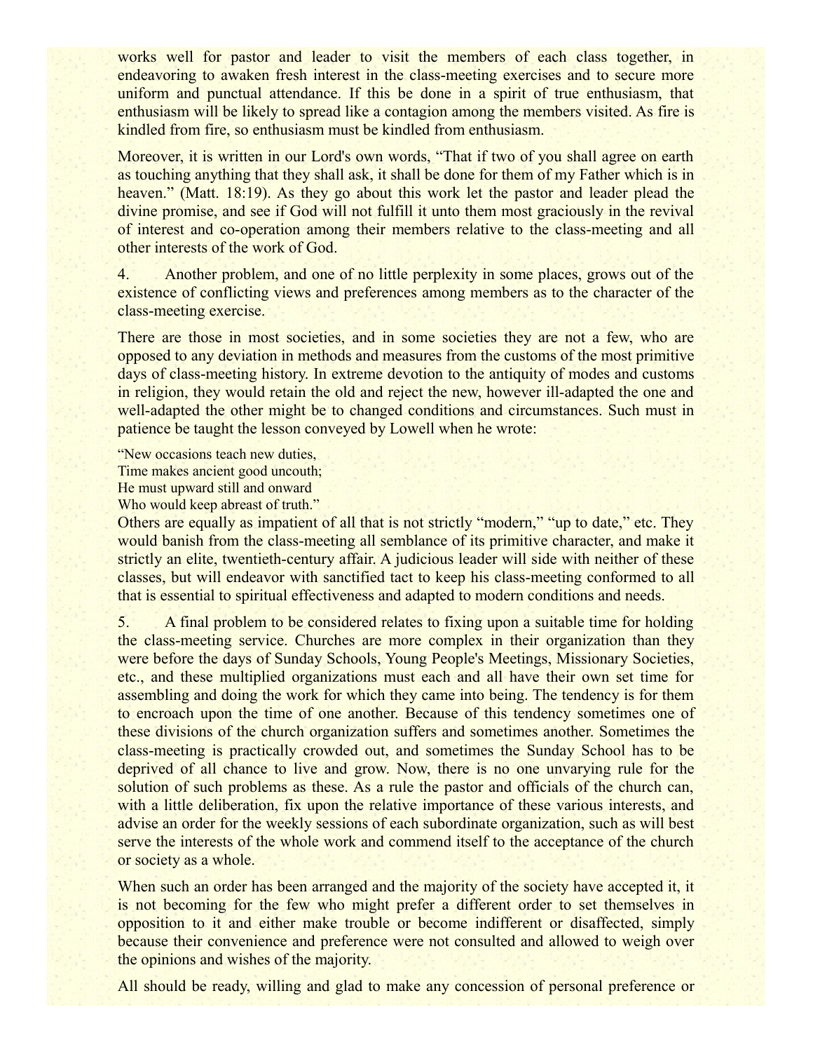works well for pastor and leader to visit the members of each class together, in endeavoring to awaken fresh interest in the class-meeting exercises and to secure more uniform and punctual attendance. If this be done in a spirit of true enthusiasm, that enthusiasm will be likely to spread like a contagion among the members visited. As fire is kindled from fire, so enthusiasm must be kindled from enthusiasm.

Moreover, it is written in our Lord's own words, "That if two of you shall agree on earth as touching anything that they shall ask, it shall be done for them of my Father which is in heaven." (Matt. 18:19). As they go about this work let the pastor and leader plead the divine promise, and see if God will not fulfill it unto them most graciously in the revival of interest and co-operation among their members relative to the class-meeting and all other interests of the work of God.

4. Another problem, and one of no little perplexity in some places, grows out of the existence of conflicting views and preferences among members as to the character of the class-meeting exercise.

There are those in most societies, and in some societies they are not a few, who are opposed to any deviation in methods and measures from the customs of the most primitive days of class-meeting history. In extreme devotion to the antiquity of modes and customs in religion, they would retain the old and reject the new, however ill-adapted the one and well-adapted the other might be to changed conditions and circumstances. Such must in patience be taught the lesson conveyed by Lowell when he wrote:

"New occasions teach new duties,
Time makes ancient good uncouth;
He must upward still and onward
Who would keep abreast of truth."

Others are equally as impatient of all that is not strictly "modern," "up to date," etc. They would banish from the class-meeting all semblance of its primitive character, and make it strictly an elite, twentieth-century affair. A judicious leader will side with neither of these classes, but will endeavor with sanctified tact to keep his class-meeting conformed to all that is essential to spiritual effectiveness and adapted to modern conditions and needs.

5. A final problem to be considered relates to fixing upon a suitable time for holding the class-meeting service. Churches are more complex in their organization than they were before the days of Sunday Schools, Young People's Meetings, Missionary Societies, etc., and these multiplied organizations must each and all have their own set time for assembling and doing the work for which they came into being. The tendency is for them to encroach upon the time of one another. Because of this tendency sometimes one of these divisions of the church organization suffers and sometimes another. Sometimes the class-meeting is practically crowded out, and sometimes the Sunday School has to be deprived of all chance to live and grow. Now, there is no one unvarying rule for the solution of such problems as these. As a rule the pastor and officials of the church can, with a little deliberation, fix upon the relative importance of these various interests, and advise an order for the weekly sessions of each subordinate organization, such as will best serve the interests of the whole work and commend itself to the acceptance of the church or society as a whole.

When such an order has been arranged and the majority of the society have accepted it, it is not becoming for the few who might prefer a different order to set themselves in opposition to it and either make trouble or become indifferent or disaffected, simply because their convenience and preference were not consulted and allowed to weigh over the opinions and wishes of the majority.

All should be ready, willing and glad to make any concession of personal preference or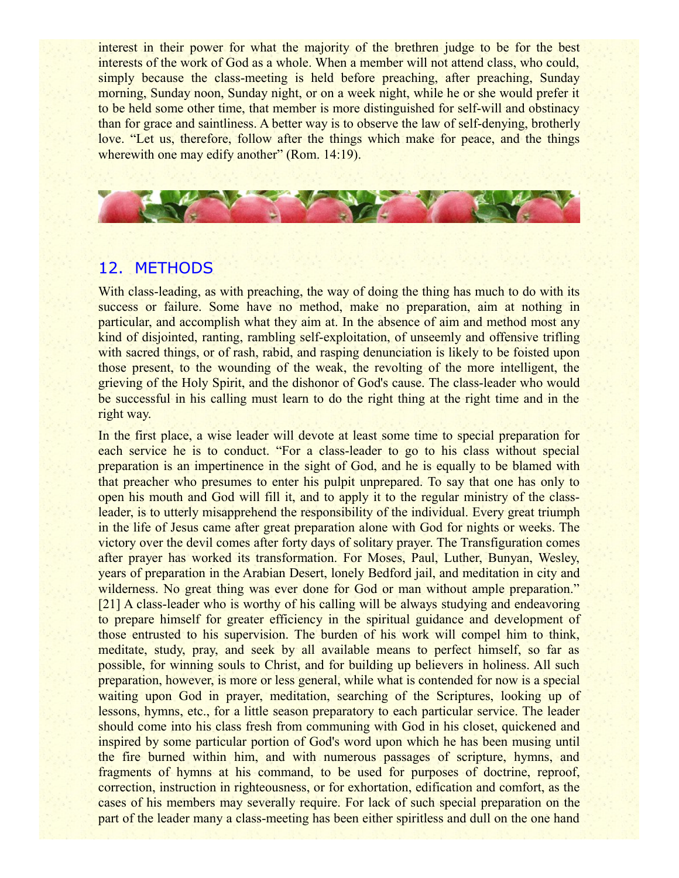interest in their power for what the majority of the brethren judge to be for the best interests of the work of God as a whole. When a member will not attend class, who could, simply because the class-meeting is held before preaching, after preaching, Sunday morning, Sunday noon, Sunday night, or on a week night, while he or she would prefer it to be held some other time, that member is more distinguished for self-will and obstinacy than for grace and saintliness. A better way is to observe the law of self-denying, brotherly love. "Let us, therefore, follow after the things which make for peace, and the things wherewith one may edify another" (Rom. 14:19).

## 12. METHODS

With class-leading, as with preaching, the way of doing the thing has much to do with its success or failure. Some have no method, make no preparation, aim at nothing in particular, and accomplish what they aim at. In the absence of aim and method most any kind of disjointed, ranting, rambling self-exploitation, of unseemly and offensive trifling with sacred things, or of rash, rabid, and rasping denunciation is likely to be foisted upon those present, to the wounding of the weak, the revolting of the more intelligent, the grieving of the Holy Spirit, and the dishonor of God's cause. The class-leader who would be successful in his calling must learn to do the right thing at the right time and in the right way.

In the first place, a wise leader will devote at least some time to special preparation for each service he is to conduct. "For a class-leader to go to his class without special preparation is an impertinence in the sight of God, and he is equally to be blamed with that preacher who presumes to enter his pulpit unprepared. To say that one has only to open his mouth and God will fill it, and to apply it to the regular ministry of the class-leader, is to utterly misapprehend the responsibility of the individual. Every great triumph in the life of Jesus came after great preparation alone with God for nights or weeks. The victory over the devil comes after forty days of solitary prayer. The Transfiguration comes after prayer has worked its transformation. For Moses, Paul, Luther, Bunyan, Wesley, years of preparation in the Arabian Desert, lonely Bedford jail, and meditation in city and wilderness. No great thing was ever done for God or man without ample preparation." [21] A class-leader who is worthy of his calling will be always studying and endeavoring to prepare himself for greater efficiency in the spiritual guidance and development of those entrusted to his supervision. The burden of his work will compel him to think, meditate, study, pray, and seek by all available means to perfect himself, so far as possible, for winning souls to Christ, and for building up believers in holiness. All such preparation, however, is more or less general, while what is contended for now is a special waiting upon God in prayer, meditation, searching of the Scriptures, looking up of lessons, hymns, etc., for a little season preparatory to each particular service. The leader should come into his class fresh from communing with God in his closet, quickened and inspired by some particular portion of God's word upon which he has been musing until the fire burned within him, and with numerous passages of scripture, hymns, and fragments of hymns at his command, to be used for purposes of doctrine, reproof, correction, instruction in righteousness, or for exhortation, edification and comfort, as the cases of his members may severally require. For lack of such special preparation on the part of the leader many a class-meeting has been either spiritless and dull on the one hand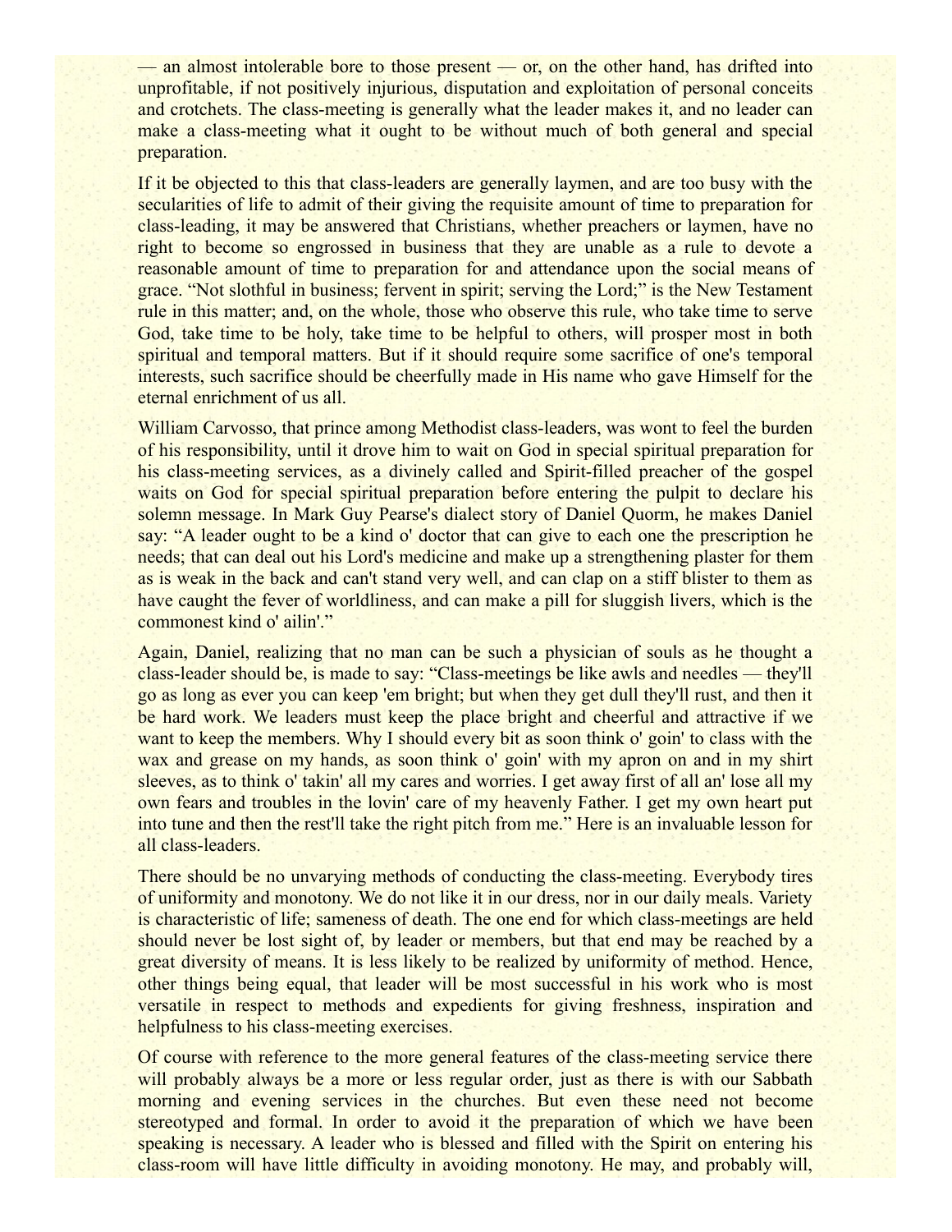— an almost intolerable bore to those present — or, on the other hand, has drifted into unprofitable, if not positively injurious, disputation and exploitation of personal conceits and crotchets. The class-meeting is generally what the leader makes it, and no leader can make a class-meeting what it ought to be without much of both general and special preparation.

If it be objected to this that class-leaders are generally laymen, and are too busy with the secularities of life to admit of their giving the requisite amount of time to preparation for class-leading, it may be answered that Christians, whether preachers or laymen, have no right to become so engrossed in business that they are unable as a rule to devote a reasonable amount of time to preparation for and attendance upon the social means of grace. "Not slothful in business; fervent in spirit; serving the Lord;" is the New Testament rule in this matter; and, on the whole, those who observe this rule, who take time to serve God, take time to be holy, take time to be helpful to others, will prosper most in both spiritual and temporal matters. But if it should require some sacrifice of one's temporal interests, such sacrifice should be cheerfully made in His name who gave Himself for the eternal enrichment of us all.

William Carvosso, that prince among Methodist class-leaders, was wont to feel the burden of his responsibility, until it drove him to wait on God in special spiritual preparation for his class-meeting services, as a divinely called and Spirit-filled preacher of the gospel waits on God for special spiritual preparation before entering the pulpit to declare his solemn message. In Mark Guy Pearse's dialect story of Daniel Quorm, he makes Daniel say: "A leader ought to be a kind o' doctor that can give to each one the prescription he needs; that can deal out his Lord's medicine and make up a strengthening plaster for them as is weak in the back and can't stand very well, and can clap on a stiff blister to them as have caught the fever of worldliness, and can make a pill for sluggish livers, which is the commonest kind o' ailin'."

Again, Daniel, realizing that no man can be such a physician of souls as he thought a class-leader should be, is made to say: "Class-meetings be like awls and needles — they'll go as long as ever you can keep 'em bright; but when they get dull they'll rust, and then it be hard work. We leaders must keep the place bright and cheerful and attractive if we want to keep the members. Why I should every bit as soon think o' goin' to class with the wax and grease on my hands, as soon think o' goin' with my apron on and in my shirt sleeves, as to think o' takin' all my cares and worries. I get away first of all an' lose all my own fears and troubles in the lovin' care of my heavenly Father. I get my own heart put into tune and then the rest'll take the right pitch from me." Here is an invaluable lesson for all class-leaders.

There should be no unvarying methods of conducting the class-meeting. Everybody tires of uniformity and monotony. We do not like it in our dress, nor in our daily meals. Variety is characteristic of life; sameness of death. The one end for which class-meetings are held should never be lost sight of, by leader or members, but that end may be reached by a great diversity of means. It is less likely to be realized by uniformity of method. Hence, other things being equal, that leader will be most successful in his work who is most versatile in respect to methods and expedients for giving freshness, inspiration and helpfulness to his class-meeting exercises.

Of course with reference to the more general features of the class-meeting service there will probably always be a more or less regular order, just as there is with our Sabbath morning and evening services in the churches. But even these need not become stereotyped and formal. In order to avoid it the preparation of which we have been speaking is necessary. A leader who is blessed and filled with the Spirit on entering his class-room will have little difficulty in avoiding monotony. He may, and probably will,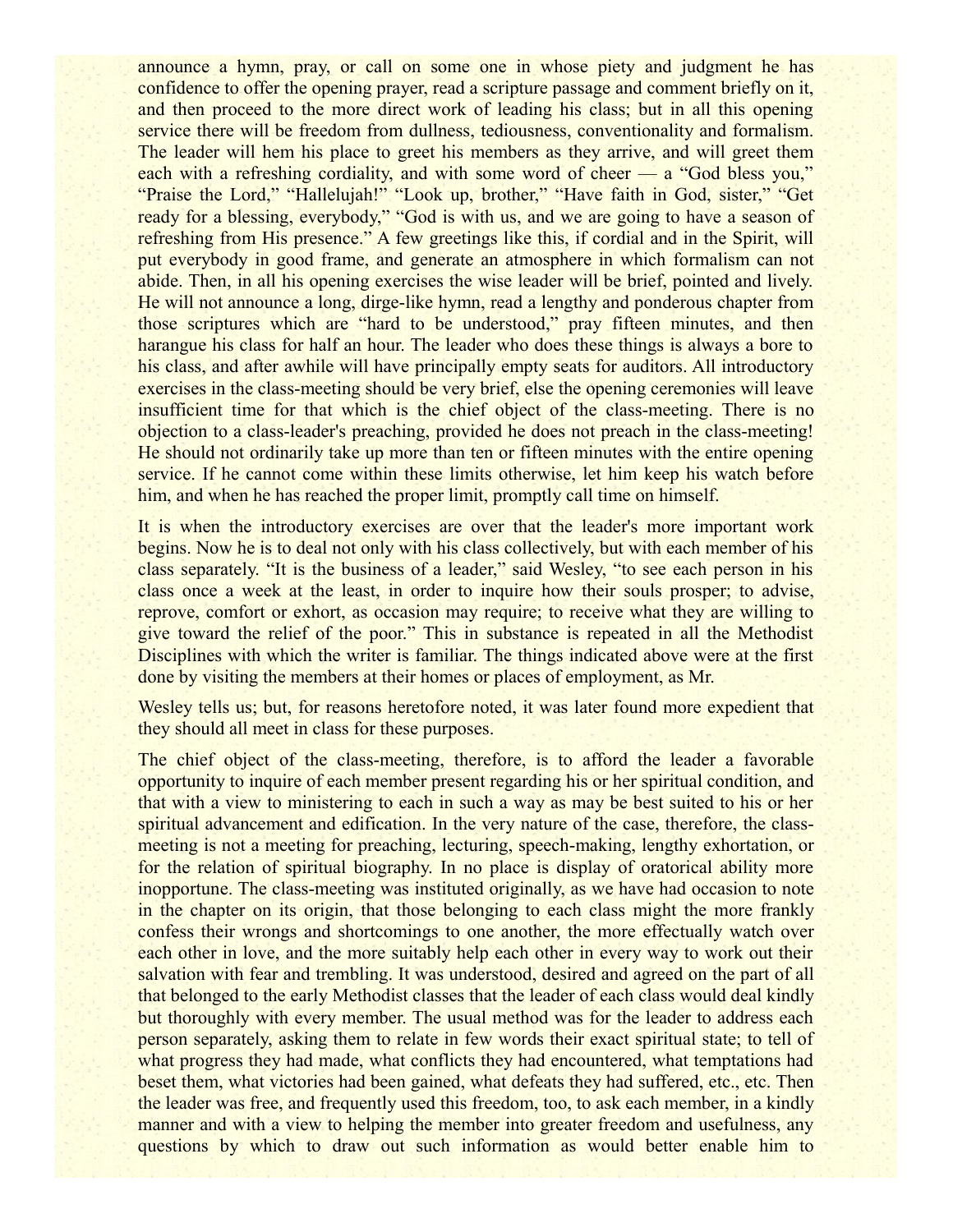announce a hymn, pray, or call on some one in whose piety and judgment he has confidence to offer the opening prayer, read a scripture passage and comment briefly on it, and then proceed to the more direct work of leading his class; but in all this opening service there will be freedom from dullness, tediousness, conventionality and formalism. The leader will hem his place to greet his members as they arrive, and will greet them each with a refreshing cordiality, and with some word of cheer — a "God bless you," "Praise the Lord," "Hallelujah!" "Look up, brother," "Have faith in God, sister," "Get ready for a blessing, everybody," "God is with us, and we are going to have a season of refreshing from His presence." A few greetings like this, if cordial and in the Spirit, will put everybody in good frame, and generate an atmosphere in which formalism can not abide. Then, in all his opening exercises the wise leader will be brief, pointed and lively. He will not announce a long, dirge-like hymn, read a lengthy and ponderous chapter from those scriptures which are "hard to be understood," pray fifteen minutes, and then harangue his class for half an hour. The leader who does these things is always a bore to his class, and after awhile will have principally empty seats for auditors. All introductory exercises in the class-meeting should be very brief, else the opening ceremonies will leave insufficient time for that which is the chief object of the class-meeting. There is no objection to a class-leader's preaching, provided he does not preach in the class-meeting! He should not ordinarily take up more than ten or fifteen minutes with the entire opening service. If he cannot come within these limits otherwise, let him keep his watch before him, and when he has reached the proper limit, promptly call time on himself.

It is when the introductory exercises are over that the leader's more important work begins. Now he is to deal not only with his class collectively, but with each member of his class separately. "It is the business of a leader," said Wesley, "to see each person in his class once a week at the least, in order to inquire how their souls prosper; to advise, reprove, comfort or exhort, as occasion may require; to receive what they are willing to give toward the relief of the poor." This in substance is repeated in all the Methodist Disciplines with which the writer is familiar. The things indicated above were at the first done by visiting the members at their homes or places of employment, as Mr.

Wesley tells us; but, for reasons heretofore noted, it was later found more expedient that they should all meet in class for these purposes.

The chief object of the class-meeting, therefore, is to afford the leader a favorable opportunity to inquire of each member present regarding his or her spiritual condition, and that with a view to ministering to each in such a way as may be best suited to his or her spiritual advancement and edification. In the very nature of the case, therefore, the class-meeting is not a meeting for preaching, lecturing, speech-making, lengthy exhortation, or for the relation of spiritual biography. In no place is display of oratorical ability more inopportune. The class-meeting was instituted originally, as we have had occasion to note in the chapter on its origin, that those belonging to each class might the more frankly confess their wrongs and shortcomings to one another, the more effectually watch over each other in love, and the more suitably help each other in every way to work out their salvation with fear and trembling. It was understood, desired and agreed on the part of all that belonged to the early Methodist classes that the leader of each class would deal kindly but thoroughly with every member. The usual method was for the leader to address each person separately, asking them to relate in few words their exact spiritual state; to tell of what progress they had made, what conflicts they had encountered, what temptations had beset them, what victories had been gained, what defeats they had suffered, etc., etc. Then the leader was free, and frequently used this freedom, too, to ask each member, in a kindly manner and with a view to helping the member into greater freedom and usefulness, any questions by which to draw out such information as would better enable him to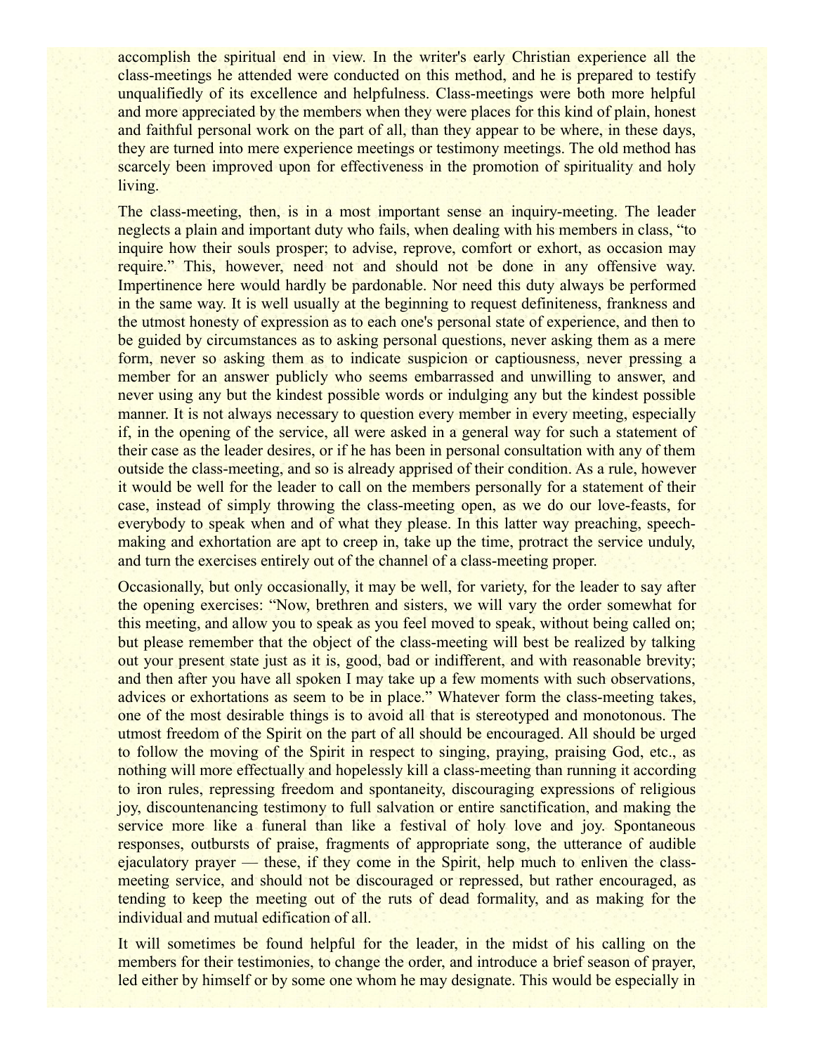accomplish the spiritual end in view. In the writer's early Christian experience all the class-meetings he attended were conducted on this method, and he is prepared to testify unqualifiedly of its excellence and helpfulness. Class-meetings were both more helpful and more appreciated by the members when they were places for this kind of plain, honest and faithful personal work on the part of all, than they appear to be where, in these days, they are turned into mere experience meetings or testimony meetings. The old method has scarcely been improved upon for effectiveness in the promotion of spirituality and holy living.

The class-meeting, then, is in a most important sense an inquiry-meeting. The leader neglects a plain and important duty who fails, when dealing with his members in class, "to inquire how their souls prosper; to advise, reprove, comfort or exhort, as occasion may require." This, however, need not and should not be done in any offensive way. Impertinence here would hardly be pardonable. Nor need this duty always be performed in the same way. It is well usually at the beginning to request definiteness, frankness and the utmost honesty of expression as to each one's personal state of experience, and then to be guided by circumstances as to asking personal questions, never asking them as a mere form, never so asking them as to indicate suspicion or captiousness, never pressing a member for an answer publicly who seems embarrassed and unwilling to answer, and never using any but the kindest possible words or indulging any but the kindest possible manner. It is not always necessary to question every member in every meeting, especially if, in the opening of the service, all were asked in a general way for such a statement of their case as the leader desires, or if he has been in personal consultation with any of them outside the class-meeting, and so is already apprised of their condition. As a rule, however it would be well for the leader to call on the members personally for a statement of their case, instead of simply throwing the class-meeting open, as we do our love-feasts, for everybody to speak when and of what they please. In this latter way preaching, speech-making and exhortation are apt to creep in, take up the time, protract the service unduly, and turn the exercises entirely out of the channel of a class-meeting proper.

Occasionally, but only occasionally, it may be well, for variety, for the leader to say after the opening exercises: "Now, brethren and sisters, we will vary the order somewhat for this meeting, and allow you to speak as you feel moved to speak, without being called on; but please remember that the object of the class-meeting will best be realized by talking out your present state just as it is, good, bad or indifferent, and with reasonable brevity; and then after you have all spoken I may take up a few moments with such observations, advices or exhortations as seem to be in place." Whatever form the class-meeting takes, one of the most desirable things is to avoid all that is stereotyped and monotonous. The utmost freedom of the Spirit on the part of all should be encouraged. All should be urged to follow the moving of the Spirit in respect to singing, praying, praising God, etc., as nothing will more effectually and hopelessly kill a class-meeting than running it according to iron rules, repressing freedom and spontaneity, discouraging expressions of religious joy, discountenancing testimony to full salvation or entire sanctification, and making the service more like a funeral than like a festival of holy love and joy. Spontaneous responses, outbursts of praise, fragments of appropriate song, the utterance of audible ejaculatory prayer — these, if they come in the Spirit, help much to enliven the class-meeting service, and should not be discouraged or repressed, but rather encouraged, as tending to keep the meeting out of the ruts of dead formality, and as making for the individual and mutual edification of all.

It will sometimes be found helpful for the leader, in the midst of his calling on the members for their testimonies, to change the order, and introduce a brief season of prayer, led either by himself or by some one whom he may designate. This would be especially in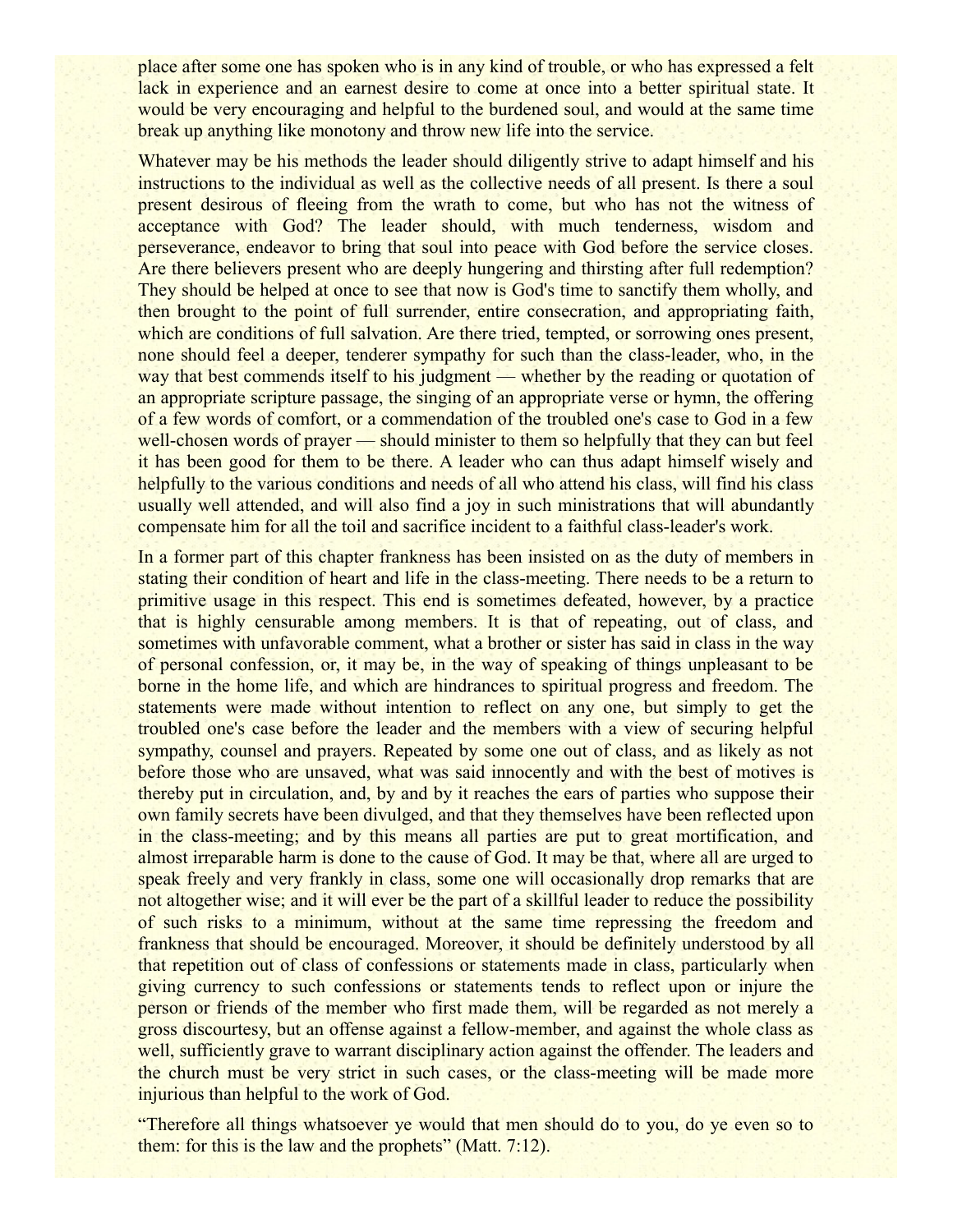place after some one has spoken who is in any kind of trouble, or who has expressed a felt lack in experience and an earnest desire to come at once into a better spiritual state. It would be very encouraging and helpful to the burdened soul, and would at the same time break up anything like monotony and throw new life into the service.

Whatever may be his methods the leader should diligently strive to adapt himself and his instructions to the individual as well as the collective needs of all present. Is there a soul present desirous of fleeing from the wrath to come, but who has not the witness of acceptance with God? The leader should, with much tenderness, wisdom and perseverance, endeavor to bring that soul into peace with God before the service closes. Are there believers present who are deeply hungering and thirsting after full redemption? They should be helped at once to see that now is God's time to sanctify them wholly, and then brought to the point of full surrender, entire consecration, and appropriating faith, which are conditions of full salvation. Are there tried, tempted, or sorrowing ones present, none should feel a deeper, tenderer sympathy for such than the class-leader, who, in the way that best commends itself to his judgment — whether by the reading or quotation of an appropriate scripture passage, the singing of an appropriate verse or hymn, the offering of a few words of comfort, or a commendation of the troubled one's case to God in a few well-chosen words of prayer — should minister to them so helpfully that they can but feel it has been good for them to be there. A leader who can thus adapt himself wisely and helpfully to the various conditions and needs of all who attend his class, will find his class usually well attended, and will also find a joy in such ministrations that will abundantly compensate him for all the toil and sacrifice incident to a faithful class-leader's work.

In a former part of this chapter frankness has been insisted on as the duty of members in stating their condition of heart and life in the class-meeting. There needs to be a return to primitive usage in this respect. This end is sometimes defeated, however, by a practice that is highly censurable among members. It is that of repeating, out of class, and sometimes with unfavorable comment, what a brother or sister has said in class in the way of personal confession, or, it may be, in the way of speaking of things unpleasant to be borne in the home life, and which are hindrances to spiritual progress and freedom. The statements were made without intention to reflect on any one, but simply to get the troubled one's case before the leader and the members with a view of securing helpful sympathy, counsel and prayers. Repeated by some one out of class, and as likely as not before those who are unsaved, what was said innocently and with the best of motives is thereby put in circulation, and, by and by it reaches the ears of parties who suppose their own family secrets have been divulged, and that they themselves have been reflected upon in the class-meeting; and by this means all parties are put to great mortification, and almost irreparable harm is done to the cause of God. It may be that, where all are urged to speak freely and very frankly in class, some one will occasionally drop remarks that are not altogether wise; and it will ever be the part of a skillful leader to reduce the possibility of such risks to a minimum, without at the same time repressing the freedom and frankness that should be encouraged. Moreover, it should be definitely understood by all that repetition out of class of confessions or statements made in class, particularly when giving currency to such confessions or statements tends to reflect upon or injure the person or friends of the member who first made them, will be regarded as not merely a gross discourtesy, but an offense against a fellow-member, and against the whole class as well, sufficiently grave to warrant disciplinary action against the offender. The leaders and the church must be very strict in such cases, or the class-meeting will be made more injurious than helpful to the work of God.

"Therefore all things whatsoever ye would that men should do to you, do ye even so to them: for this is the law and the prophets" (Matt. 7:12).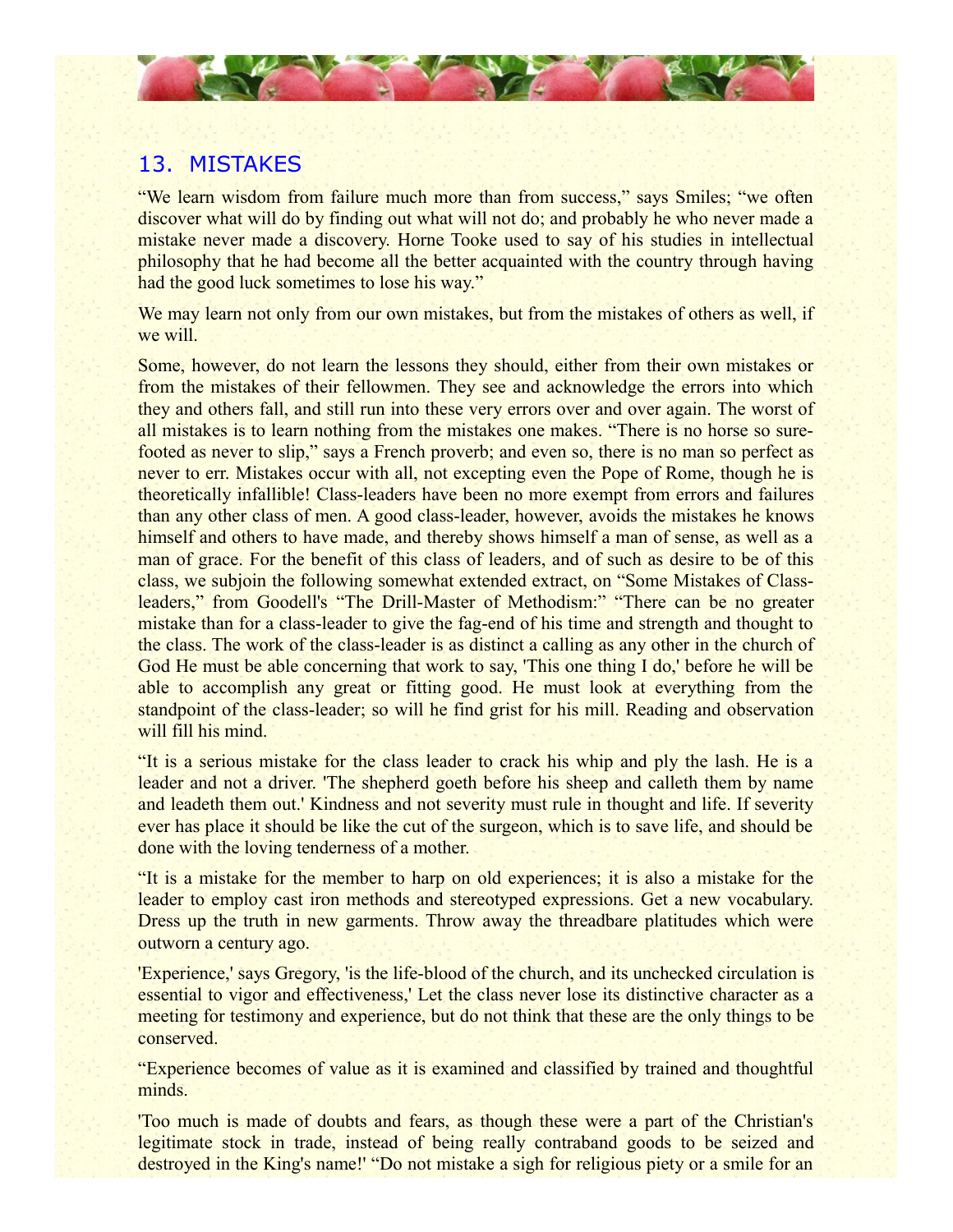## 13. MISTAKES

“We learn wisdom from failure much more than from success,” says Smiles; “we often discover what will do by finding out what will not do; and probably he who never made a mistake never made a discovery. Horne Tooke used to say of his studies in intellectual philosophy that he had become all the better acquainted with the country through having had the good luck sometimes to lose his way.”

We may learn not only from our own mistakes, but from the mistakes of others as well, if we will.

Some, however, do not learn the lessons they should, either from their own mistakes or from the mistakes of their fellowmen. They see and acknowledge the errors into which they and others fall, and still run into these very errors over and over again. The worst of all mistakes is to learn nothing from the mistakes one makes. “There is no horse so sure-footed as never to slip,” says a French proverb; and even so, there is no man so perfect as never to err. Mistakes occur with all, not excepting even the Pope of Rome, though he is theoretically infallible! Class-leaders have been no more exempt from errors and failures than any other class of men. A good class-leader, however, avoids the mistakes he knows himself and others to have made, and thereby shows himself a man of sense, as well as a man of grace. For the benefit of this class of leaders, and of such as desire to be of this class, we subjoin the following somewhat extended extract, on “Some Mistakes of Class-leaders,” from Goodell's “The Drill-Master of Methodism:” “There can be no greater mistake than for a class-leader to give the fag-end of his time and strength and thought to the class. The work of the class-leader is as distinct a calling as any other in the church of God He must be able concerning that work to say, 'This one thing I do,' before he will be able to accomplish any great or fitting good. He must look at everything from the standpoint of the class-leader; so will he find grist for his mill. Reading and observation will fill his mind.

“It is a serious mistake for the class leader to crack his whip and ply the lash. He is a leader and not a driver. 'The shepherd goeth before his sheep and calleth them by name and leadeth them out.' Kindness and not severity must rule in thought and life. If severity ever has place it should be like the cut of the surgeon, which is to save life, and should be done with the loving tenderness of a mother.

“It is a mistake for the member to harp on old experiences; it is also a mistake for the leader to employ cast iron methods and stereotyped expressions. Get a new vocabulary. Dress up the truth in new garments. Throw away the threadbare platitudes which were outworn a century ago.

'Experience,' says Gregory, 'is the life-blood of the church, and its unchecked circulation is essential to vigor and effectiveness,' Let the class never lose its distinctive character as a meeting for testimony and experience, but do not think that these are the only things to be conserved.

“Experience becomes of value as it is examined and classified by trained and thoughtful minds.

'Too much is made of doubts and fears, as though these were a part of the Christian's legitimate stock in trade, instead of being really contraband goods to be seized and destroyed in the King's name!' “Do not mistake a sigh for religious piety or a smile for an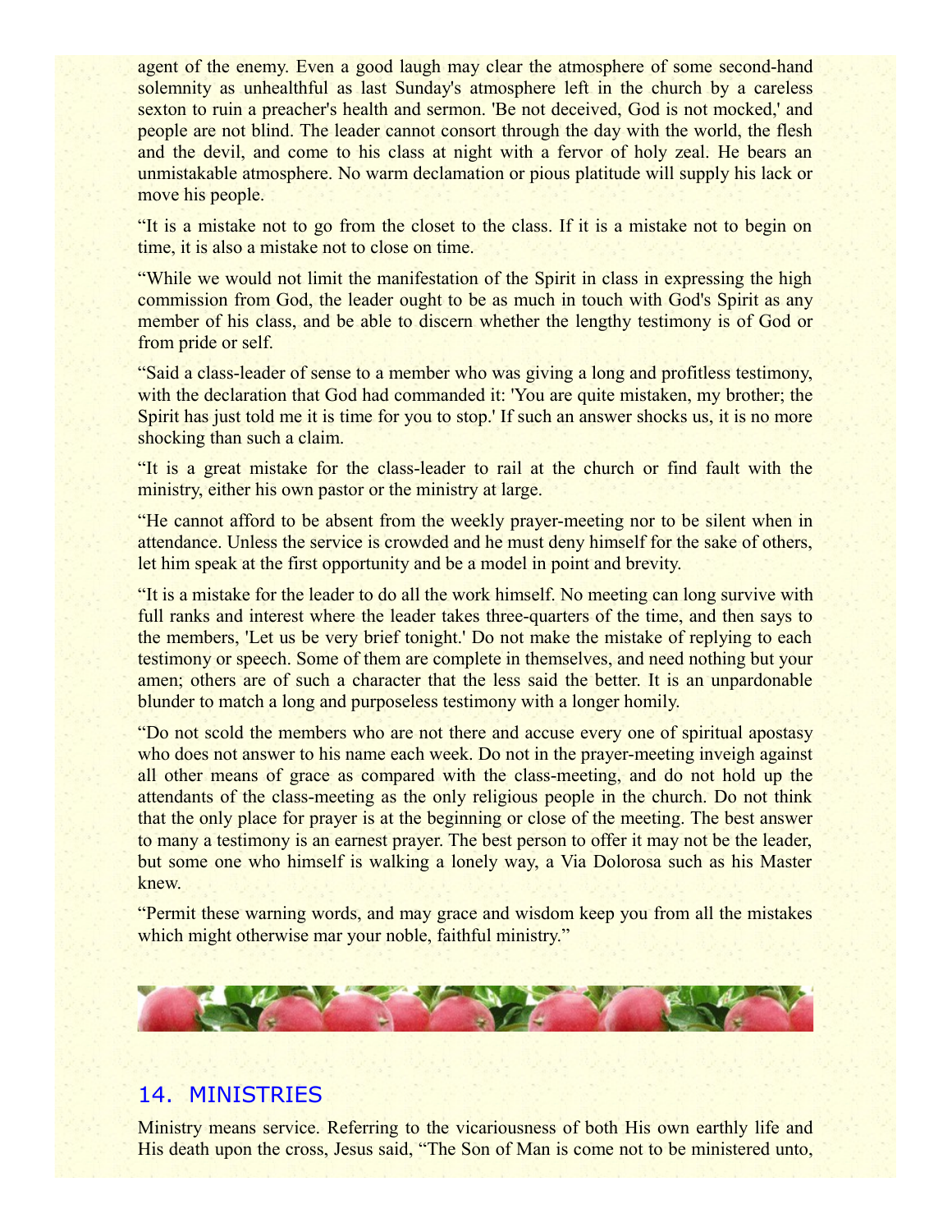agent of the enemy. Even a good laugh may clear the atmosphere of some second-hand solemnity as unhealthful as last Sunday's atmosphere left in the church by a careless sexton to ruin a preacher's health and sermon. 'Be not deceived, God is not mocked,' and people are not blind. The leader cannot consort through the day with the world, the flesh and the devil, and come to his class at night with a fervor of holy zeal. He bears an unmistakable atmosphere. No warm declamation or pious platitude will supply his lack or move his people.

"It is a mistake not to go from the closet to the class. If it is a mistake not to begin on time, it is also a mistake not to close on time.

"While we would not limit the manifestation of the Spirit in class in expressing the high commission from God, the leader ought to be as much in touch with God's Spirit as any member of his class, and be able to discern whether the lengthy testimony is of God or from pride or self.

"Said a class-leader of sense to a member who was giving a long and profitless testimony, with the declaration that God had commanded it: 'You are quite mistaken, my brother; the Spirit has just told me it is time for you to stop.' If such an answer shocks us, it is no more shocking than such a claim.

"It is a great mistake for the class-leader to rail at the church or find fault with the ministry, either his own pastor or the ministry at large.

"He cannot afford to be absent from the weekly prayer-meeting nor to be silent when in attendance. Unless the service is crowded and he must deny himself for the sake of others, let him speak at the first opportunity and be a model in point and brevity.

"It is a mistake for the leader to do all the work himself. No meeting can long survive with full ranks and interest where the leader takes three-quarters of the time, and then says to the members, 'Let us be very brief tonight.' Do not make the mistake of replying to each testimony or speech. Some of them are complete in themselves, and need nothing but your amen; others are of such a character that the less said the better. It is an unpardonable blunder to match a long and purposeless testimony with a longer homily.

"Do not scold the members who are not there and accuse every one of spiritual apostasy who does not answer to his name each week. Do not in the prayer-meeting inveigh against all other means of grace as compared with the class-meeting, and do not hold up the attendants of the class-meeting as the only religious people in the church. Do not think that the only place for prayer is at the beginning or close of the meeting. The best answer to many a testimony is an earnest prayer. The best person to offer it may not be the leader, but some one who himself is walking a lonely way, a Via Dolorosa such as his Master knew.

"Permit these warning words, and may grace and wisdom keep you from all the mistakes which might otherwise mar your noble, faithful ministry."

## 14. MINISTRIES

Ministry means service. Referring to the vicariousness of both His own earthly life and His death upon the cross, Jesus said, "The Son of Man is come not to be ministered unto,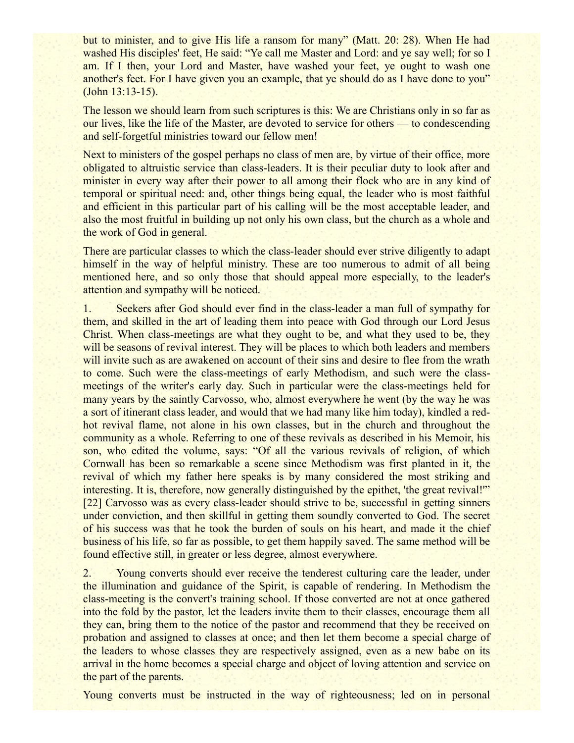but to minister, and to give His life a ransom for many" (Matt. 20: 28). When He had washed His disciples' feet, He said: "Ye call me Master and Lord: and ye say well; for so I am. If I then, your Lord and Master, have washed your feet, ye ought to wash one another's feet. For I have given you an example, that ye should do as I have done to you" (John 13:13-15).

The lesson we should learn from such scriptures is this: We are Christians only in so far as our lives, like the life of the Master, are devoted to service for others — to condescending and self-forgetful ministries toward our fellow men!

Next to ministers of the gospel perhaps no class of men are, by virtue of their office, more obligated to altruistic service than class-leaders. It is their peculiar duty to look after and minister in every way after their power to all among their flock who are in any kind of temporal or spiritual need: and, other things being equal, the leader who is most faithful and efficient in this particular part of his calling will be the most acceptable leader, and also the most fruitful in building up not only his own class, but the church as a whole and the work of God in general.

There are particular classes to which the class-leader should ever strive diligently to adapt himself in the way of helpful ministry. These are too numerous to admit of all being mentioned here, and so only those that should appeal more especially, to the leader's attention and sympathy will be noticed.

1. Seekers after God should ever find in the class-leader a man full of sympathy for them, and skilled in the art of leading them into peace with God through our Lord Jesus Christ. When class-meetings are what they ought to be, and what they used to be, they will be seasons of revival interest. They will be places to which both leaders and members will invite such as are awakened on account of their sins and desire to flee from the wrath to come. Such were the class-meetings of early Methodism, and such were the class-meetings of the writer's early day. Such in particular were the class-meetings held for many years by the saintly Carvosso, who, almost everywhere he went (by the way he was a sort of itinerant class leader, and would that we had many like him today), kindled a red-hot revival flame, not alone in his own classes, but in the church and throughout the community as a whole. Referring to one of these revivals as described in his Memoir, his son, who edited the volume, says: "Of all the various revivals of religion, of which Cornwall has been so remarkable a scene since Methodism was first planted in it, the revival of which my father here speaks is by many considered the most striking and interesting. It is, therefore, now generally distinguished by the epithet, 'the great revival!'" [22] Carvosso was as every class-leader should strive to be, successful in getting sinners under conviction, and then skillful in getting them soundly converted to God. The secret of his success was that he took the burden of souls on his heart, and made it the chief business of his life, so far as possible, to get them happily saved. The same method will be found effective still, in greater or less degree, almost everywhere.

2. Young converts should ever receive the tenderest culturing care the leader, under the illumination and guidance of the Spirit, is capable of rendering. In Methodism the class-meeting is the convert's training school. If those converted are not at once gathered into the fold by the pastor, let the leaders invite them to their classes, encourage them all they can, bring them to the notice of the pastor and recommend that they be received on probation and assigned to classes at once; and then let them become a special charge of the leaders to whose classes they are respectively assigned, even as a new babe on its arrival in the home becomes a special charge and object of loving attention and service on the part of the parents.

Young converts must be instructed in the way of righteousness; led on in personal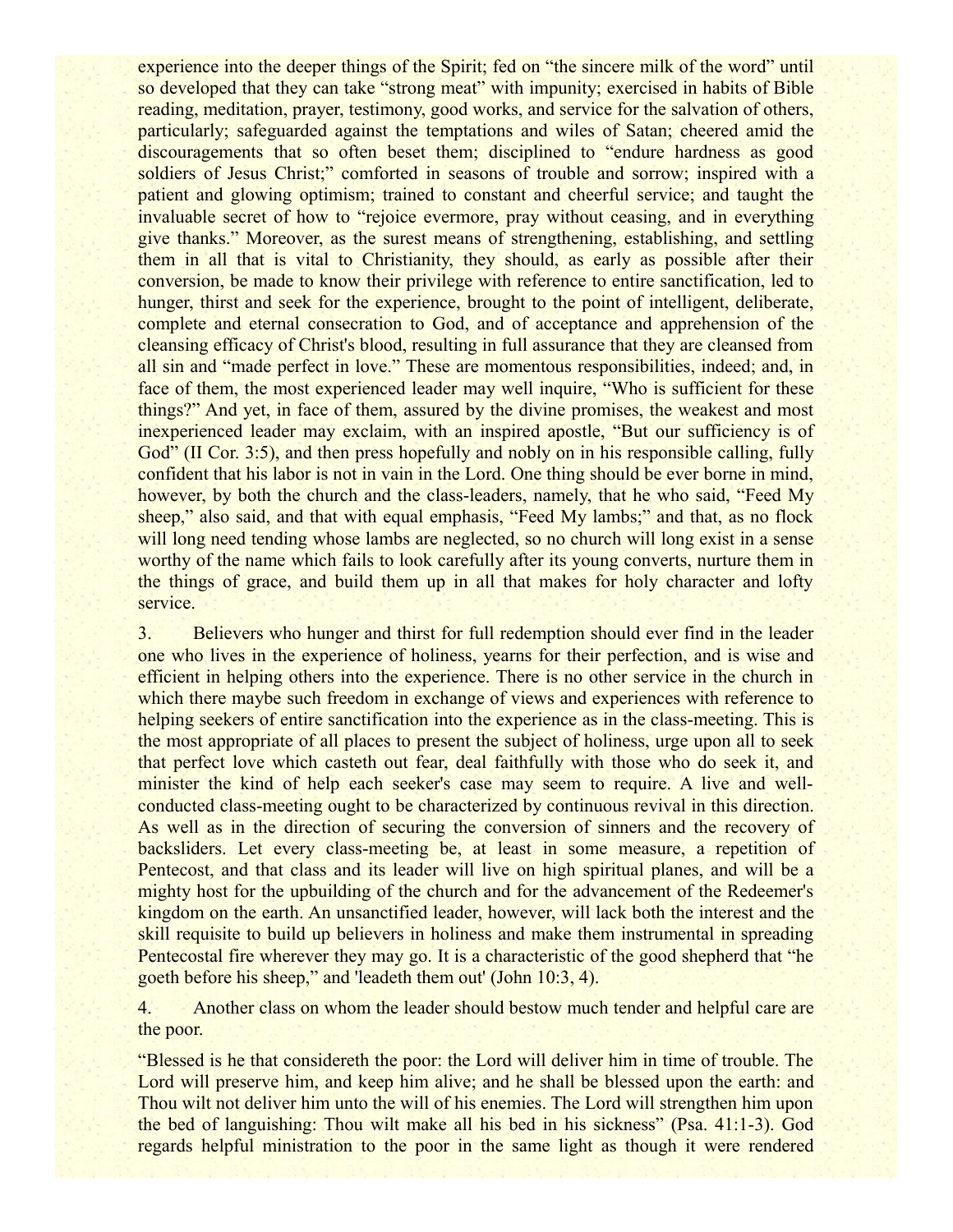experience into the deeper things of the Spirit; fed on "the sincere milk of the word" until so developed that they can take "strong meat" with impunity; exercised in habits of Bible reading, meditation, prayer, testimony, good works, and service for the salvation of others, particularly; safeguarded against the temptations and wiles of Satan; cheered amid the discouragements that so often beset them; disciplined to "endure hardness as good soldiers of Jesus Christ;" comforted in seasons of trouble and sorrow; inspired with a patient and glowing optimism; trained to constant and cheerful service; and taught the invaluable secret of how to "rejoice evermore, pray without ceasing, and in everything give thanks." Moreover, as the surest means of strengthening, establishing, and settling them in all that is vital to Christianity, they should, as early as possible after their conversion, be made to know their privilege with reference to entire sanctification, led to hunger, thirst and seek for the experience, brought to the point of intelligent, deliberate, complete and eternal consecration to God, and of acceptance and apprehension of the cleansing efficacy of Christ's blood, resulting in full assurance that they are cleansed from all sin and "made perfect in love." These are momentous responsibilities, indeed; and, in face of them, the most experienced leader may well inquire, "Who is sufficient for these things?" And yet, in face of them, assured by the divine promises, the weakest and most inexperienced leader may exclaim, with an inspired apostle, "But our sufficiency is of God" (II Cor. 3:5), and then press hopefully and nobly on in his responsible calling, fully confident that his labor is not in vain in the Lord. One thing should be ever borne in mind, however, by both the church and the class-leaders, namely, that he who said, "Feed My sheep," also said, and that with equal emphasis, "Feed My lambs;" and that, as no flock will long need tending whose lambs are neglected, so no church will long exist in a sense worthy of the name which fails to look carefully after its young converts, nurture them in the things of grace, and build them up in all that makes for holy character and lofty service.

3. Believers who hunger and thirst for full redemption should ever find in the leader one who lives in the experience of holiness, yearns for their perfection, and is wise and efficient in helping others into the experience. There is no other service in the church in which there maybe such freedom in exchange of views and experiences with reference to helping seekers of entire sanctification into the experience as in the class-meeting. This is the most appropriate of all places to present the subject of holiness, urge upon all to seek that perfect love which casteth out fear, deal faithfully with those who do seek it, and minister the kind of help each seeker's case may seem to require. A live and well-conducted class-meeting ought to be characterized by continuous revival in this direction. As well as in the direction of securing the conversion of sinners and the recovery of backsliders. Let every class-meeting be, at least in some measure, a repetition of Pentecost, and that class and its leader will live on high spiritual planes, and will be a mighty host for the upbuilding of the church and for the advancement of the Redeemer's kingdom on the earth. An unsanctified leader, however, will lack both the interest and the skill requisite to build up believers in holiness and make them instrumental in spreading Pentecostal fire wherever they may go. It is a characteristic of the good shepherd that "he goeth before his sheep," and 'leadeth them out' (John 10:3, 4).

4. Another class on whom the leader should bestow much tender and helpful care are the poor.

"Blessed is he that considereth the poor: the Lord will deliver him in time of trouble. The Lord will preserve him, and keep him alive; and he shall be blessed upon the earth: and Thou wilt not deliver him unto the will of his enemies. The Lord will strengthen him upon the bed of languishing: Thou wilt make all his bed in his sickness" (Psa. 41:1-3). God regards helpful ministration to the poor in the same light as though it were rendered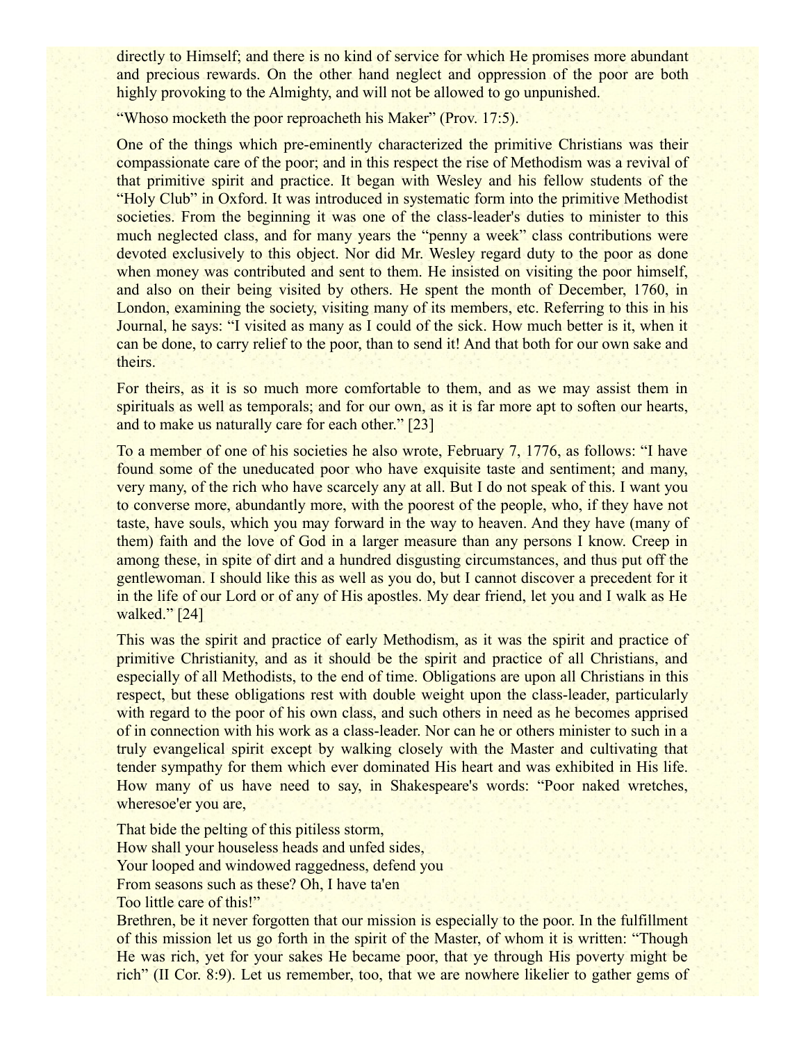directly to Himself; and there is no kind of service for which He promises more abundant and precious rewards. On the other hand neglect and oppression of the poor are both highly provoking to the Almighty, and will not be allowed to go unpunished.

“Whoso mocketh the poor reproacheth his Maker” (Prov. 17:5).

One of the things which pre-eminently characterized the primitive Christians was their compassionate care of the poor; and in this respect the rise of Methodism was a revival of that primitive spirit and practice. It began with Wesley and his fellow students of the “Holy Club” in Oxford. It was introduced in systematic form into the primitive Methodist societies. From the beginning it was one of the class-leader's duties to minister to this much neglected class, and for many years the “penny a week” class contributions were devoted exclusively to this object. Nor did Mr. Wesley regard duty to the poor as done when money was contributed and sent to them. He insisted on visiting the poor himself, and also on their being visited by others. He spent the month of December, 1760, in London, examining the society, visiting many of its members, etc. Referring to this in his Journal, he says: “I visited as many as I could of the sick. How much better is it, when it can be done, to carry relief to the poor, than to send it! And that both for our own sake and theirs.

For theirs, as it is so much more comfortable to them, and as we may assist them in spirituals as well as temporals; and for our own, as it is far more apt to soften our hearts, and to make us naturally care for each other.” [23]

To a member of one of his societies he also wrote, February 7, 1776, as follows: “I have found some of the uneducated poor who have exquisite taste and sentiment; and many, very many, of the rich who have scarcely any at all. But I do not speak of this. I want you to converse more, abundantly more, with the poorest of the people, who, if they have not taste, have souls, which you may forward in the way to heaven. And they have (many of them) faith and the love of God in a larger measure than any persons I know. Creep in among these, in spite of dirt and a hundred disgusting circumstances, and thus put off the gentlewoman. I should like this as well as you do, but I cannot discover a precedent for it in the life of our Lord or of any of His apostles. My dear friend, let you and I walk as He walked.” [24]

This was the spirit and practice of early Methodism, as it was the spirit and practice of primitive Christianity, and as it should be the spirit and practice of all Christians, and especially of all Methodists, to the end of time. Obligations are upon all Christians in this respect, but these obligations rest with double weight upon the class-leader, particularly with regard to the poor of his own class, and such others in need as he becomes apprised of in connection with his work as a class-leader. Nor can he or others minister to such in a truly evangelical spirit except by walking closely with the Master and cultivating that tender sympathy for them which ever dominated His heart and was exhibited in His life. How many of us have need to say, in Shakespeare's words: “Poor naked wretches, wheresoe'er you are,

That bide the pelting of this pitiless storm,  
How shall your houseless heads and unfed sides,  
Your looped and windowed raggedness, defend you  
From seasons such as these? Oh, I have ta'en  
Too little care of this!”

Brethren, be it never forgotten that our mission is especially to the poor. In the fulfillment of this mission let us go forth in the spirit of the Master, of whom it is written: “Though He was rich, yet for your sakes He became poor, that ye through His poverty might be rich” (II Cor. 8:9). Let us remember, too, that we are nowhere likelier to gather gems of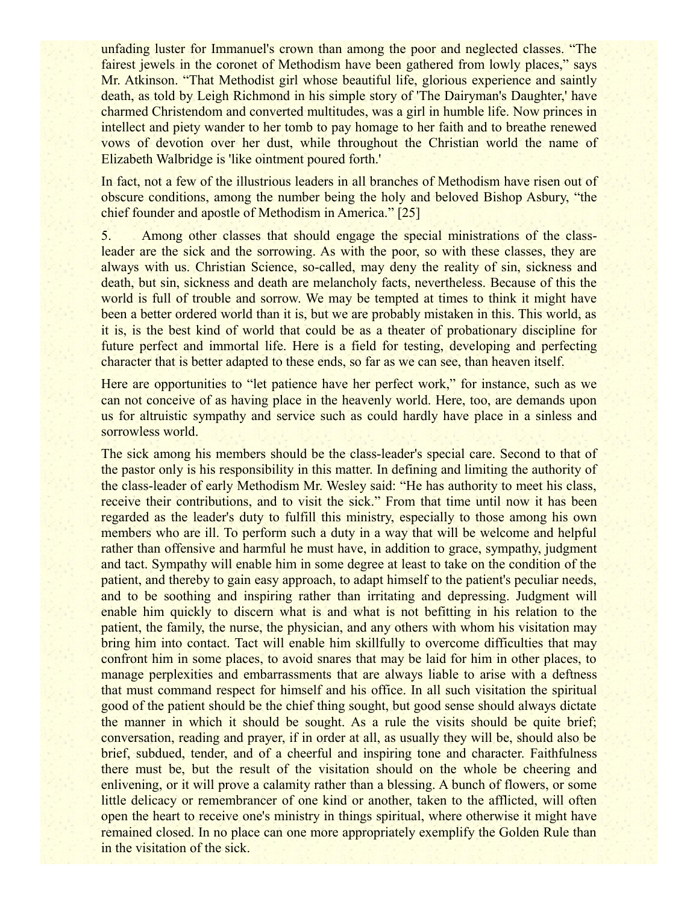unfading luster for Immanuel's crown than among the poor and neglected classes. “The fairest jewels in the coronet of Methodism have been gathered from lowly places,” says Mr. Atkinson. “That Methodist girl whose beautiful life, glorious experience and saintly death, as told by Leigh Richmond in his simple story of 'The Dairyman's Daughter,' have charmed Christendom and converted multitudes, was a girl in humble life. Now princes in intellect and piety wander to her tomb to pay homage to her faith and to breathe renewed vows of devotion over her dust, while throughout the Christian world the name of Elizabeth Walbridge is 'like ointment poured forth.'

In fact, not a few of the illustrious leaders in all branches of Methodism have risen out of obscure conditions, among the number being the holy and beloved Bishop Asbury, “the chief founder and apostle of Methodism in America.” [25]

5. Among other classes that should engage the special ministrations of the class-leader are the sick and the sorrowing. As with the poor, so with these classes, they are always with us. Christian Science, so-called, may deny the reality of sin, sickness and death, but sin, sickness and death are melancholy facts, nevertheless. Because of this the world is full of trouble and sorrow. We may be tempted at times to think it might have been a better ordered world than it is, but we are probably mistaken in this. This world, as it is, is the best kind of world that could be as a theater of probationary discipline for future perfect and immortal life. Here is a field for testing, developing and perfecting character that is better adapted to these ends, so far as we can see, than heaven itself.

Here are opportunities to “let patience have her perfect work,” for instance, such as we can not conceive of as having place in the heavenly world. Here, too, are demands upon us for altruistic sympathy and service such as could hardly have place in a sinless and sorrowless world.

The sick among his members should be the class-leader's special care. Second to that of the pastor only is his responsibility in this matter. In defining and limiting the authority of the class-leader of early Methodism Mr. Wesley said: “He has authority to meet his class, receive their contributions, and to visit the sick.” From that time until now it has been regarded as the leader's duty to fulfill this ministry, especially to those among his own members who are ill. To perform such a duty in a way that will be welcome and helpful rather than offensive and harmful he must have, in addition to grace, sympathy, judgment and tact. Sympathy will enable him in some degree at least to take on the condition of the patient, and thereby to gain easy approach, to adapt himself to the patient's peculiar needs, and to be soothing and inspiring rather than irritating and depressing. Judgment will enable him quickly to discern what is and what is not befitting in his relation to the patient, the family, the nurse, the physician, and any others with whom his visitation may bring him into contact. Tact will enable him skillfully to overcome difficulties that may confront him in some places, to avoid snares that may be laid for him in other places, to manage perplexities and embarrassments that are always liable to arise with a deftness that must command respect for himself and his office. In all such visitation the spiritual good of the patient should be the chief thing sought, but good sense should always dictate the manner in which it should be sought. As a rule the visits should be quite brief; conversation, reading and prayer, if in order at all, as usually they will be, should also be brief, subdued, tender, and of a cheerful and inspiring tone and character. Faithfulness there must be, but the result of the visitation should on the whole be cheering and enlivening, or it will prove a calamity rather than a blessing. A bunch of flowers, or some little delicacy or remembrancer of one kind or another, taken to the afflicted, will often open the heart to receive one's ministry in things spiritual, where otherwise it might have remained closed. In no place can one more appropriately exemplify the Golden Rule than in the visitation of the sick.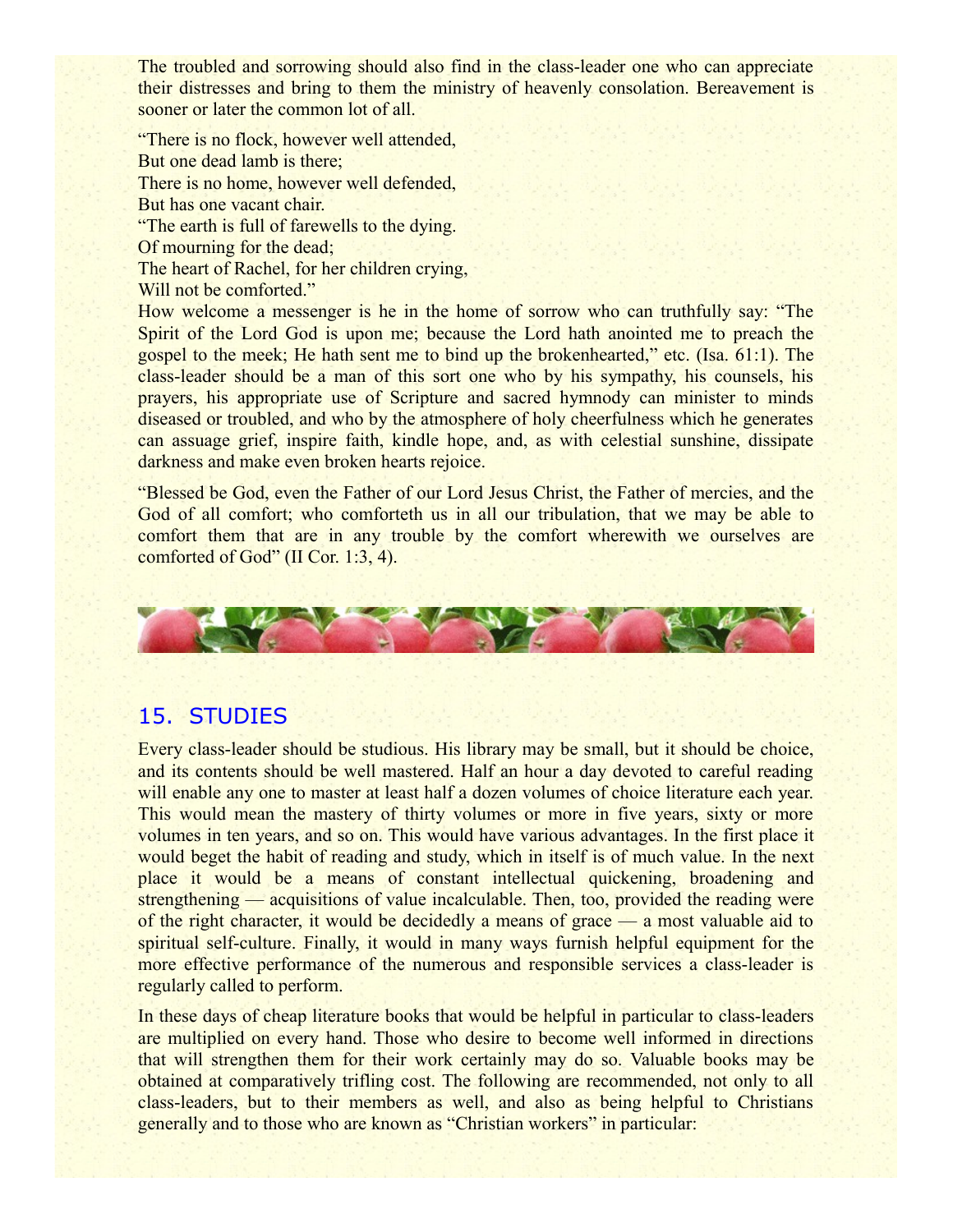The troubled and sorrowing should also find in the class-leader one who can appreciate their distresses and bring to them the ministry of heavenly consolation. Bereavement is sooner or later the common lot of all.

"There is no flock, however well attended,
But one dead lamb is there;
There is no home, however well defended,
But has one vacant chair.
"The earth is full of farewells to the dying.
Of mourning for the dead;
The heart of Rachel, for her children crying,
Will not be comforted."

How welcome a messenger is he in the home of sorrow who can truthfully say: "The Spirit of the Lord God is upon me; because the Lord hath anointed me to preach the gospel to the meek; He hath sent me to bind up the brokenhearted," etc. (Isa. 61:1). The class-leader should be a man of this sort one who by his sympathy, his counsels, his prayers, his appropriate use of Scripture and sacred hymnody can minister to minds diseased or troubled, and who by the atmosphere of holy cheerfulness which he generates can assuage grief, inspire faith, kindle hope, and, as with celestial sunshine, dissipate darkness and make even broken hearts rejoice.

"Blessed be God, even the Father of our Lord Jesus Christ, the Father of mercies, and the God of all comfort; who comforteth us in all our tribulation, that we may be able to comfort them that are in any trouble by the comfort wherewith we ourselves are comforted of God" (II Cor. 1:3, 4).

## 15. STUDIES

Every class-leader should be studious. His library may be small, but it should be choice, and its contents should be well mastered. Half an hour a day devoted to careful reading will enable any one to master at least half a dozen volumes of choice literature each year. This would mean the mastery of thirty volumes or more in five years, sixty or more volumes in ten years, and so on. This would have various advantages. In the first place it would beget the habit of reading and study, which in itself is of much value. In the next place it would be a means of constant intellectual quickening, broadening and strengthening — acquisitions of value incalculable. Then, too, provided the reading were of the right character, it would be decidedly a means of grace — a most valuable aid to spiritual self-culture. Finally, it would in many ways furnish helpful equipment for the more effective performance of the numerous and responsible services a class-leader is regularly called to perform.

In these days of cheap literature books that would be helpful in particular to class-leaders are multiplied on every hand. Those who desire to become well informed in directions that will strengthen them for their work certainly may do so. Valuable books may be obtained at comparatively trifling cost. The following are recommended, not only to all class-leaders, but to their members as well, and also as being helpful to Christians generally and to those who are known as "Christian workers" in particular: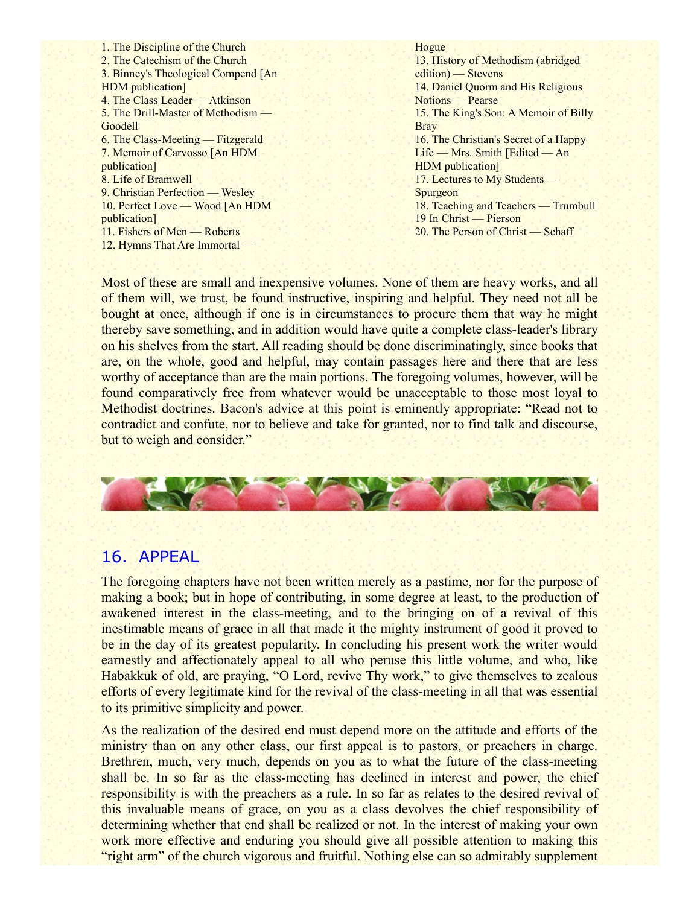1. The Discipline of the Church
2. The Catechism of the Church
3. Binney's Theological Compend [An HDM publication]
4. The Class Leader — Atkinson
5. The Drill-Master of Methodism — Goodell
6. The Class-Meeting — Fitzgerald
7. Memoir of Carvosso [An HDM publication]
8. Life of Bramwell
9. Christian Perfection — Wesley
10. Perfect Love — Wood [An HDM publication]
11. Fishers of Men — Roberts
12. Hymns That Are Immortal — Hogue
13. History of Methodism (abridged edition) — Stevens
14. Daniel Quorm and His Religious Notions — Pearse
15. The King's Son: A Memoir of Billy Bray
16. The Christian's Secret of a Happy Life — Mrs. Smith [Edited — An HDM publication]
17. Lectures to My Students — Spurgeon
18. Teaching and Teachers — Trumbull
19 In Christ — Pierson
20. The Person of Christ — Schaff

Most of these are small and inexpensive volumes. None of them are heavy works, and all of them will, we trust, be found instructive, inspiring and helpful. They need not all be bought at once, although if one is in circumstances to procure them that way he might thereby save something, and in addition would have quite a complete class-leader's library on his shelves from the start. All reading should be done discriminatingly, since books that are, on the whole, good and helpful, may contain passages here and there that are less worthy of acceptance than are the main portions. The foregoing volumes, however, will be found comparatively free from whatever would be unacceptable to those most loyal to Methodist doctrines. Bacon's advice at this point is eminently appropriate: "Read not to contradict and confute, nor to believe and take for granted, nor to find talk and discourse, but to weigh and consider."

## 16. APPEAL

The foregoing chapters have not been written merely as a pastime, nor for the purpose of making a book; but in hope of contributing, in some degree at least, to the production of awakened interest in the class-meeting, and to the bringing on of a revival of this inestimable means of grace in all that made it the mighty instrument of good it proved to be in the day of its greatest popularity. In concluding his present work the writer would earnestly and affectionately appeal to all who peruse this little volume, and who, like Habakkuk of old, are praying, "O Lord, revive Thy work," to give themselves to zealous efforts of every legitimate kind for the revival of the class-meeting in all that was essential to its primitive simplicity and power.

As the realization of the desired end must depend more on the attitude and efforts of the ministry than on any other class, our first appeal is to pastors, or preachers in charge. Brethren, much, very much, depends on you as to what the future of the class-meeting shall be. In so far as the class-meeting has declined in interest and power, the chief responsibility is with the preachers as a rule. In so far as relates to the desired revival of this invaluable means of grace, on you as a class devolves the chief responsibility of determining whether that end shall be realized or not. In the interest of making your own work more effective and enduring you should give all possible attention to making this "right arm" of the church vigorous and fruitful. Nothing else can so admirably supplement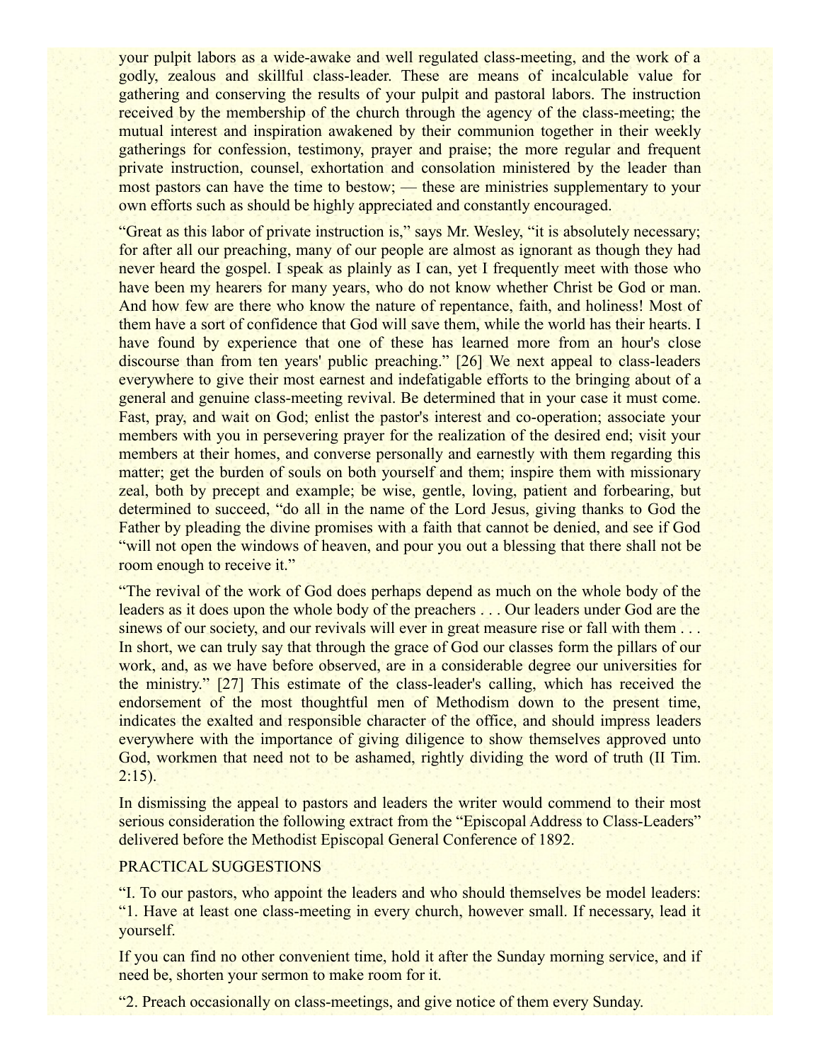your pulpit labors as a wide-awake and well regulated class-meeting, and the work of a godly, zealous and skillful class-leader. These are means of incalculable value for gathering and conserving the results of your pulpit and pastoral labors. The instruction received by the membership of the church through the agency of the class-meeting; the mutual interest and inspiration awakened by their communion together in their weekly gatherings for confession, testimony, prayer and praise; the more regular and frequent private instruction, counsel, exhortation and consolation ministered by the leader than most pastors can have the time to bestow; — these are ministries supplementary to your own efforts such as should be highly appreciated and constantly encouraged.

"Great as this labor of private instruction is," says Mr. Wesley, "it is absolutely necessary; for after all our preaching, many of our people are almost as ignorant as though they had never heard the gospel. I speak as plainly as I can, yet I frequently meet with those who have been my hearers for many years, who do not know whether Christ be God or man. And how few are there who know the nature of repentance, faith, and holiness! Most of them have a sort of confidence that God will save them, while the world has their hearts. I have found by experience that one of these has learned more from an hour's close discourse than from ten years' public preaching." [26] We next appeal to class-leaders everywhere to give their most earnest and indefatigable efforts to the bringing about of a general and genuine class-meeting revival. Be determined that in your case it must come. Fast, pray, and wait on God; enlist the pastor's interest and co-operation; associate your members with you in persevering prayer for the realization of the desired end; visit your members at their homes, and converse personally and earnestly with them regarding this matter; get the burden of souls on both yourself and them; inspire them with missionary zeal, both by precept and example; be wise, gentle, loving, patient and forbearing, but determined to succeed, "do all in the name of the Lord Jesus, giving thanks to God the Father by pleading the divine promises with a faith that cannot be denied, and see if God "will not open the windows of heaven, and pour you out a blessing that there shall not be room enough to receive it."

"The revival of the work of God does perhaps depend as much on the whole body of the leaders as it does upon the whole body of the preachers . . . Our leaders under God are the sinews of our society, and our revivals will ever in great measure rise or fall with them . . . In short, we can truly say that through the grace of God our classes form the pillars of our work, and, as we have before observed, are in a considerable degree our universities for the ministry." [27] This estimate of the class-leader's calling, which has received the endorsement of the most thoughtful men of Methodism down to the present time, indicates the exalted and responsible character of the office, and should impress leaders everywhere with the importance of giving diligence to show themselves approved unto God, workmen that need not to be ashamed, rightly dividing the word of truth (II Tim. 2:15).

In dismissing the appeal to pastors and leaders the writer would commend to their most serious consideration the following extract from the "Episcopal Address to Class-Leaders" delivered before the Methodist Episcopal General Conference of 1892.

PRACTICAL SUGGESTIONS

"I. To our pastors, who appoint the leaders and who should themselves be model leaders: "1. Have at least one class-meeting in every church, however small. If necessary, lead it yourself.

If you can find no other convenient time, hold it after the Sunday morning service, and if need be, shorten your sermon to make room for it.

"2. Preach occasionally on class-meetings, and give notice of them every Sunday.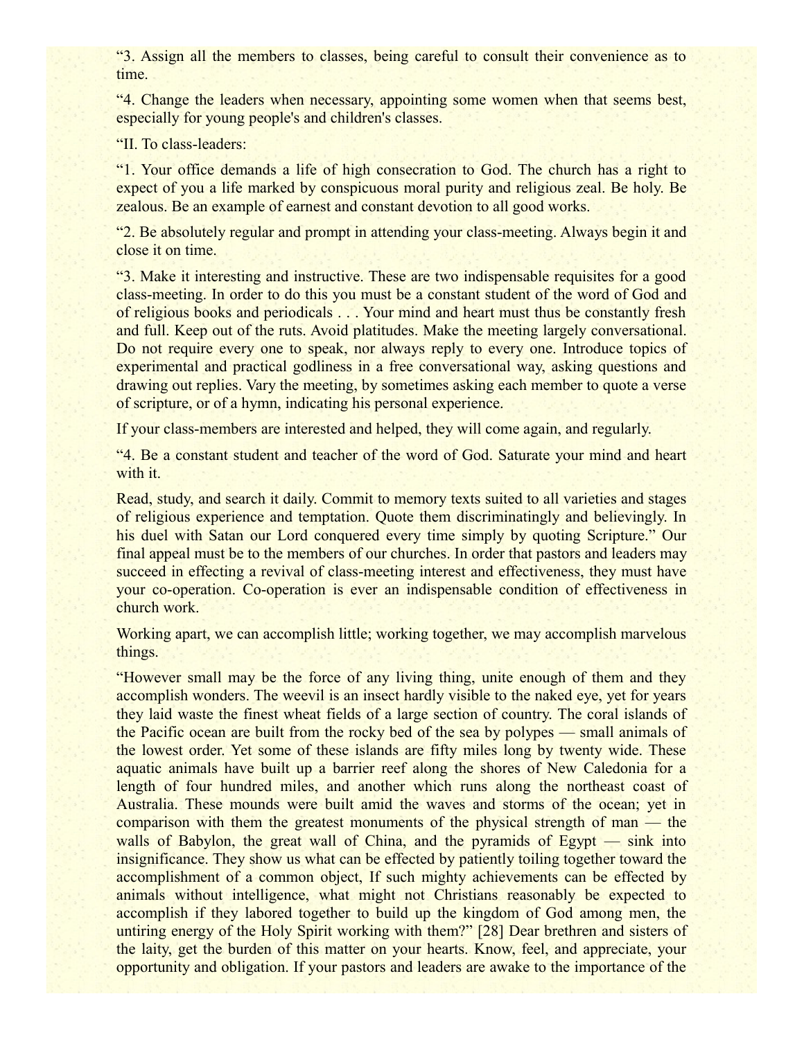“3. Assign all the members to classes, being careful to consult their convenience as to time.

“4. Change the leaders when necessary, appointing some women when that seems best, especially for young people's and children's classes.

“II. To class-leaders:

“1. Your office demands a life of high consecration to God. The church has a right to expect of you a life marked by conspicuous moral purity and religious zeal. Be holy. Be zealous. Be an example of earnest and constant devotion to all good works.

“2. Be absolutely regular and prompt in attending your class-meeting. Always begin it and close it on time.

“3. Make it interesting and instructive. These are two indispensable requisites for a good class-meeting. In order to do this you must be a constant student of the word of God and of religious books and periodicals . . . Your mind and heart must thus be constantly fresh and full. Keep out of the ruts. Avoid platitudes. Make the meeting largely conversational. Do not require every one to speak, nor always reply to every one. Introduce topics of experimental and practical godliness in a free conversational way, asking questions and drawing out replies. Vary the meeting, by sometimes asking each member to quote a verse of scripture, or of a hymn, indicating his personal experience.

If your class-members are interested and helped, they will come again, and regularly.

“4. Be a constant student and teacher of the word of God. Saturate your mind and heart with it.

Read, study, and search it daily. Commit to memory texts suited to all varieties and stages of religious experience and temptation. Quote them discriminatingly and believingly. In his duel with Satan our Lord conquered every time simply by quoting Scripture.” Our final appeal must be to the members of our churches. In order that pastors and leaders may succeed in effecting a revival of class-meeting interest and effectiveness, they must have your co-operation. Co-operation is ever an indispensable condition of effectiveness in church work.

Working apart, we can accomplish little; working together, we may accomplish marvelous things.

“However small may be the force of any living thing, unite enough of them and they accomplish wonders. The weevil is an insect hardly visible to the naked eye, yet for years they laid waste the finest wheat fields of a large section of country. The coral islands of the Pacific ocean are built from the rocky bed of the sea by polypes — small animals of the lowest order. Yet some of these islands are fifty miles long by twenty wide. These aquatic animals have built up a barrier reef along the shores of New Caledonia for a length of four hundred miles, and another which runs along the northeast coast of Australia. These mounds were built amid the waves and storms of the ocean; yet in comparison with them the greatest monuments of the physical strength of man — the walls of Babylon, the great wall of China, and the pyramids of Egypt — sink into insignificance. They show us what can be effected by patiently toiling together toward the accomplishment of a common object, If such mighty achievements can be effected by animals without intelligence, what might not Christians reasonably be expected to accomplish if they labored together to build up the kingdom of God among men, the untiring energy of the Holy Spirit working with them?” [28] Dear brethren and sisters of the laity, get the burden of this matter on your hearts. Know, feel, and appreciate, your opportunity and obligation. If your pastors and leaders are awake to the importance of the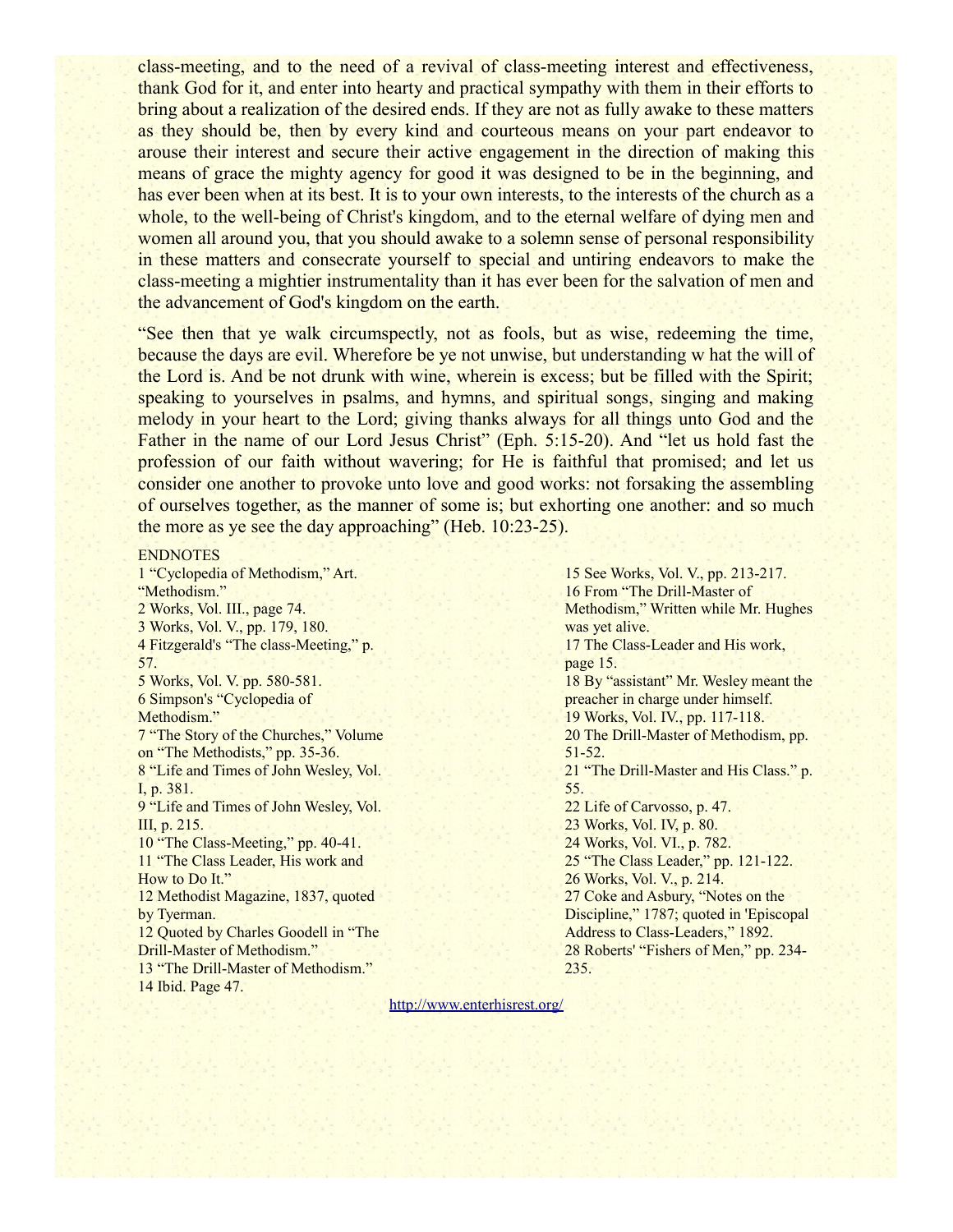class-meeting, and to the need of a revival of class-meeting interest and effectiveness, thank God for it, and enter into hearty and practical sympathy with them in their efforts to bring about a realization of the desired ends. If they are not as fully awake to these matters as they should be, then by every kind and courteous means on your part endeavor to arouse their interest and secure their active engagement in the direction of making this means of grace the mighty agency for good it was designed to be in the beginning, and has ever been when at its best. It is to your own interests, to the interests of the church as a whole, to the well-being of Christ's kingdom, and to the eternal welfare of dying men and women all around you, that you should awake to a solemn sense of personal responsibility in these matters and consecrate yourself to special and untiring endeavors to make the class-meeting a mightier instrumentality than it has ever been for the salvation of men and the advancement of God's kingdom on the earth.

"See then that ye walk circumspectly, not as fools, but as wise, redeeming the time, because the days are evil. Wherefore be ye not unwise, but understanding w hat the will of the Lord is. And be not drunk with wine, wherein is excess; but be filled with the Spirit; speaking to yourselves in psalms, and hymns, and spiritual songs, singing and making melody in your heart to the Lord; giving thanks always for all things unto God and the Father in the name of our Lord Jesus Christ" (Eph. 5:15-20). And "let us hold fast the profession of our faith without wavering; for He is faithful that promised; and let us consider one another to provoke unto love and good works: not forsaking the assembling of ourselves together, as the manner of some is; but exhorting one another: and so much the more as ye see the day approaching" (Heb. 10:23-25).

ENDNOTES

1 "Cyclopedia of Methodism," Art. "Methodism."
2 Works, Vol. III., page 74.
3 Works, Vol. V., pp. 179, 180.
4 Fitzgerald's "The class-Meeting," p. 57.
5 Works, Vol. V. pp. 580-581.
6 Simpson's "Cyclopedia of Methodism."
7 "The Story of the Churches," Volume on "The Methodists," pp. 35-36.
8 "Life and Times of John Wesley, Vol. I, p. 381.
9 "Life and Times of John Wesley, Vol. III, p. 215.
10 "The Class-Meeting," pp. 40-41.
11 "The Class Leader, His work and How to Do It."
12 Methodist Magazine, 1837, quoted by Tyerman.
12 Quoted by Charles Goodell in "The Drill-Master of Methodism."
13 "The Drill-Master of Methodism."
14 Ibid. Page 47.
15 See Works, Vol. V., pp. 213-217.
16 From "The Drill-Master of Methodism," Written while Mr. Hughes was yet alive.
17 The Class-Leader and His work, page 15.
18 By "assistant" Mr. Wesley meant the preacher in charge under himself.
19 Works, Vol. IV., pp. 117-118.
20 The Drill-Master of Methodism, pp. 51-52.
21 "The Drill-Master and His Class." p. 55.
22 Life of Carvosso, p. 47.
23 Works, Vol. IV, p. 80.
24 Works, Vol. VI., p. 782.
25 "The Class Leader," pp. 121-122.
26 Works, Vol. V., p. 214.
27 Coke and Asbury, "Notes on the Discipline," 1787; quoted in 'Episcopal Address to Class-Leaders," 1892.
28 Roberts' "Fishers of Men," pp. 234-235.

http://www.enterhisrest.org/